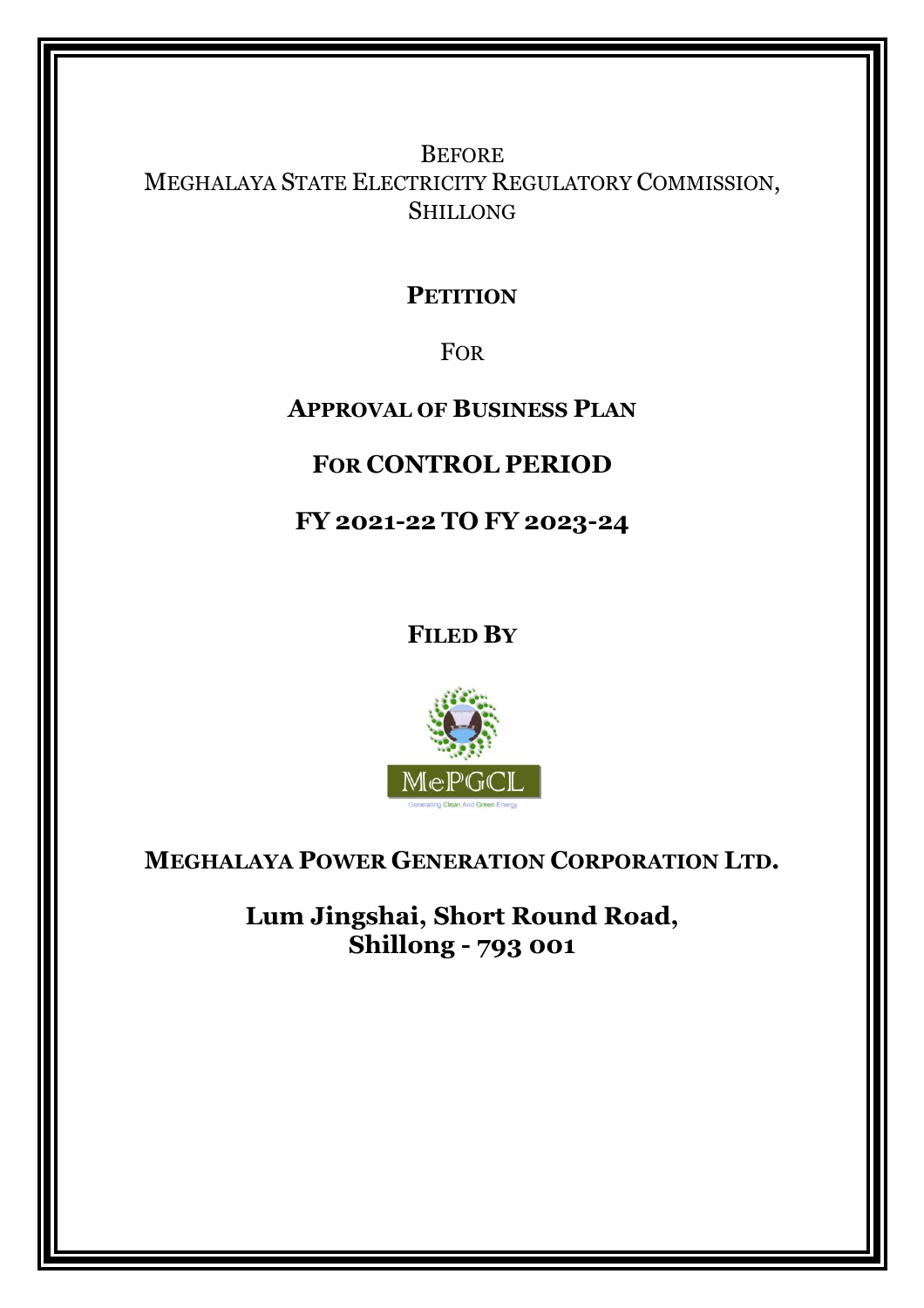BEFORE
MEGHALAYA STATE ELECTRICITY REGULATORY COMMISSION,
SHILLONG

# PETITION

FOR

## APPROVAL OF BUSINESS PLAN

## FOR CONTROL PERIOD

## FY 2021-22 TO FY 2023-24

**FILED BY**

MePGCL

Generating Clean And Green Energy

**MEGHALAYA POWER GENERATION CORPORATION LTD.**

**Lum Jingshai, Short Round Road,**
**Shillong - 793 001**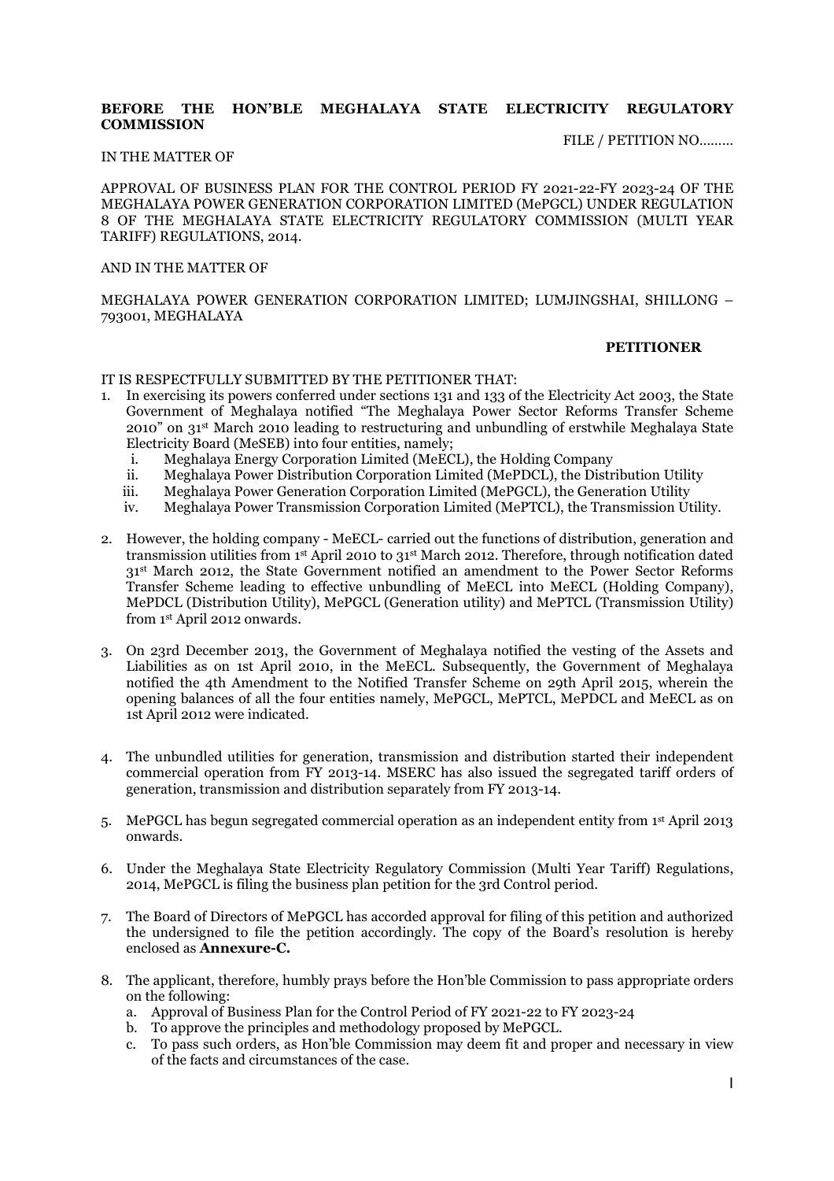**BEFORE THE HON'BLE MEGHALAYA STATE ELECTRICITY REGULATORY COMMISSION**

FILE / PETITION NO………

IN THE MATTER OF

APPROVAL OF BUSINESS PLAN FOR THE CONTROL PERIOD FY 2021-22-FY 2023-24 OF THE MEGHALAYA POWER GENERATION CORPORATION LIMITED (MePGCL) UNDER REGULATION 8 OF THE MEGHALAYA STATE ELECTRICITY REGULATORY COMMISSION (MULTI YEAR TARIFF) REGULATIONS, 2014.

AND IN THE MATTER OF

MEGHALAYA POWER GENERATION CORPORATION LIMITED; LUMJINGSHAI, SHILLONG – 793001, MEGHALAYA

**PETITIONER**

IT IS RESPECTFULLY SUBMITTED BY THE PETITIONER THAT:

1. In exercising its powers conferred under sections 131 and 133 of the Electricity Act 2003, the State Government of Meghalaya notified "The Meghalaya Power Sector Reforms Transfer Scheme 2010" on 31st March 2010 leading to restructuring and unbundling of erstwhile Meghalaya State Electricity Board (MeSEB) into four entities, namely;
   i. Meghalaya Energy Corporation Limited (MeECL), the Holding Company
   ii. Meghalaya Power Distribution Corporation Limited (MePDCL), the Distribution Utility
   iii. Meghalaya Power Generation Corporation Limited (MePGCL), the Generation Utility
   iv. Meghalaya Power Transmission Corporation Limited (MePTCL), the Transmission Utility.

2. However, the holding company - MeECL- carried out the functions of distribution, generation and transmission utilities from 1st April 2010 to 31st March 2012. Therefore, through notification dated 31st March 2012, the State Government notified an amendment to the Power Sector Reforms Transfer Scheme leading to effective unbundling of MeECL into MeECL (Holding Company), MePDCL (Distribution Utility), MePGCL (Generation utility) and MePTCL (Transmission Utility) from 1st April 2012 onwards.

3. On 23rd December 2013, the Government of Meghalaya notified the vesting of the Assets and Liabilities as on 1st April 2010, in the MeECL. Subsequently, the Government of Meghalaya notified the 4th Amendment to the Notified Transfer Scheme on 29th April 2015, wherein the opening balances of all the four entities namely, MePGCL, MePTCL, MePDCL and MeECL as on 1st April 2012 were indicated.

4. The unbundled utilities for generation, transmission and distribution started their independent commercial operation from FY 2013-14. MSERC has also issued the segregated tariff orders of generation, transmission and distribution separately from FY 2013-14.

5. MePGCL has begun segregated commercial operation as an independent entity from 1st April 2013 onwards.

6. Under the Meghalaya State Electricity Regulatory Commission (Multi Year Tariff) Regulations, 2014, MePGCL is filing the business plan petition for the 3rd Control period.

7. The Board of Directors of MePGCL has accorded approval for filing of this petition and authorized the undersigned to file the petition accordingly. The copy of the Board's resolution is hereby enclosed as **Annexure-C.**

8. The applicant, therefore, humbly prays before the Hon'ble Commission to pass appropriate orders on the following:
   a. Approval of Business Plan for the Control Period of FY 2021-22 to FY 2023-24
   b. To approve the principles and methodology proposed by MePGCL.
   c. To pass such orders, as Hon'ble Commission may deem fit and proper and necessary in view of the facts and circumstances of the case.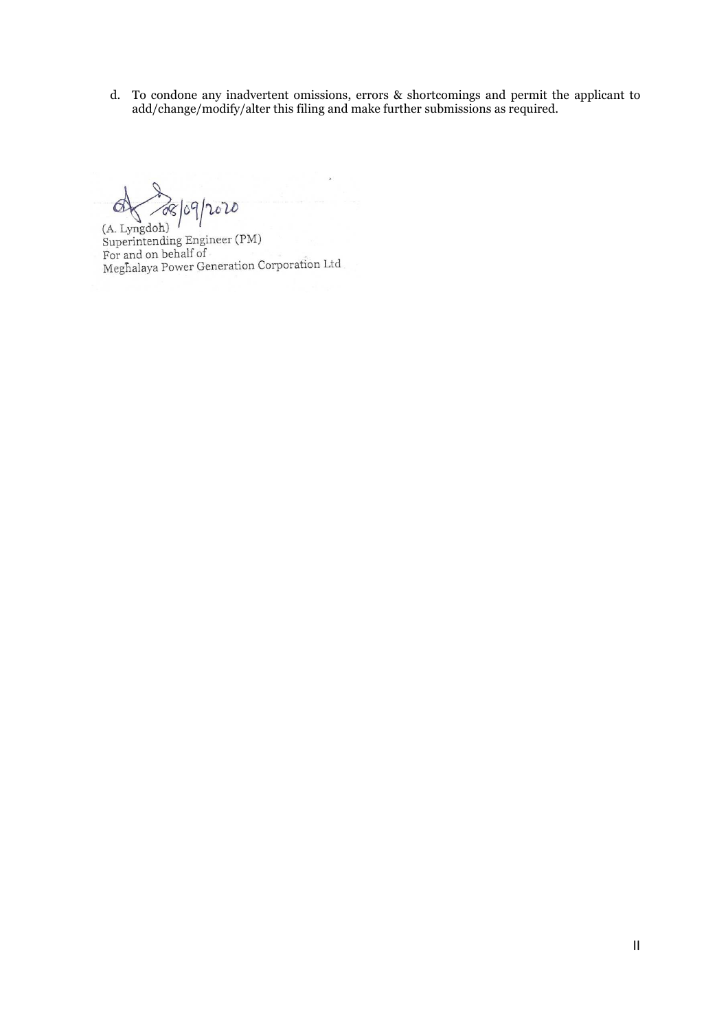d. To condone any inadvertent omissions, errors & shortcomings and permit the applicant to add/change/modify/alter this filing and make further submissions as required.

08/09/2020

(A. Lyngdoh)
Superintending Engineer (PM)
For and on behalf of
Meghalaya Power Generation Corporation Ltd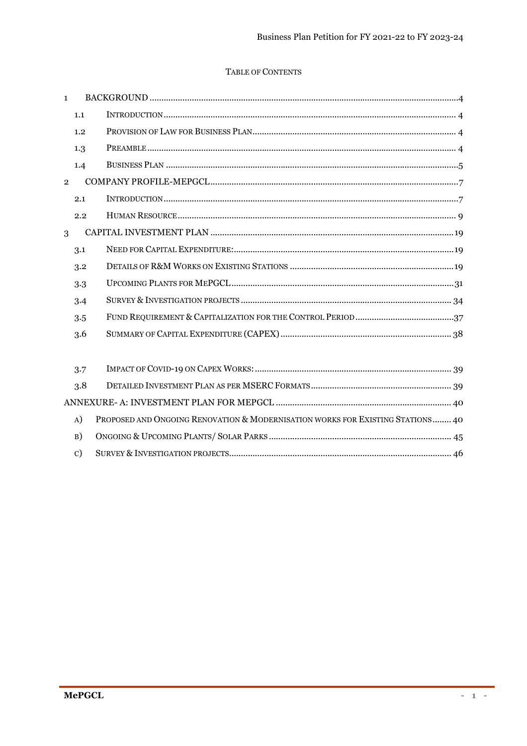TABLE OF CONTENTS

1 BACKGROUND .....4
- 1.1 INTRODUCTION ..... 4
- 1.2 PROVISION OF LAW FOR BUSINESS PLAN ..... 4
- 1.3 PREAMBLE ..... 4
- 1.4 BUSINESS PLAN .....5

2 COMPANY PROFILE-MEPGCL .....7
- 2.1 INTRODUCTION .....7
- 2.2 HUMAN RESOURCE ..... 9

3 CAPITAL INVESTMENT PLAN ..... 19
- 3.1 NEED FOR CAPITAL EXPENDITURE: ..... 19
- 3.2 DETAILS OF R&M WORKS ON EXISTING STATIONS ..... 19
- 3.3 UPCOMING PLANTS FOR MEPGCL ..... 31
- 3.4 SURVEY & INVESTIGATION PROJECTS ..... 34
- 3.5 FUND REQUIREMENT & CAPITALIZATION FOR THE CONTROL PERIOD .....37
- 3.6 SUMMARY OF CAPITAL EXPENDITURE (CAPEX) ..... 38
- 3.7 IMPACT OF COVID-19 ON CAPEX WORKS: ..... 39
- 3.8 DETAILED INVESTMENT PLAN AS PER MSERC FORMATS ..... 39

ANNEXURE- A: INVESTMENT PLAN FOR MEPGCL ..... 40
- A) PROPOSED AND ONGOING RENOVATION & MODERNISATION WORKS FOR EXISTING STATIONS ..... 40
- B) ONGOING & UPCOMING PLANTS/ SOLAR PARKS ..... 45
- C) SURVEY & INVESTIGATION PROJECTS ..... 46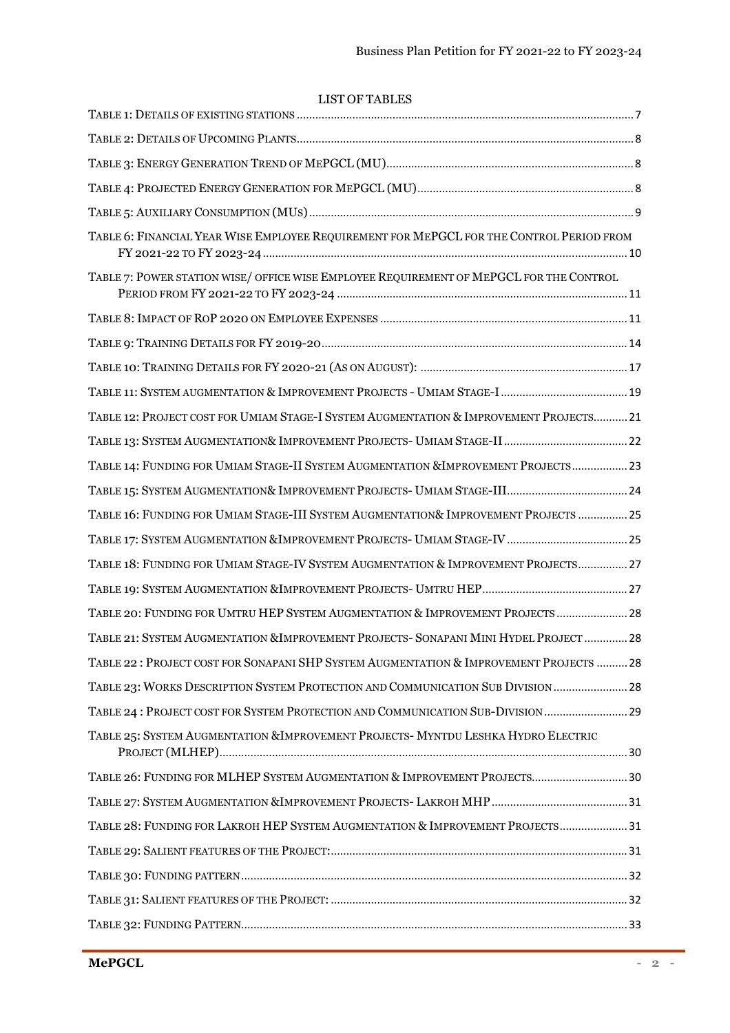# LIST OF TABLES

TABLE 1: DETAILS OF EXISTING STATIONS ........................................ 7

TABLE 2: DETAILS OF UPCOMING PLANTS ........................................ 8

TABLE 3: ENERGY GENERATION TREND OF MEPGCL (MU) ........................................ 8

TABLE 4: PROJECTED ENERGY GENERATION FOR MEPGCL (MU) ........................................ 8

TABLE 5: AUXILIARY CONSUMPTION (MUS) ........................................ 9

TABLE 6: FINANCIAL YEAR WISE EMPLOYEE REQUIREMENT FOR MEPGCL FOR THE CONTROL PERIOD FROM FY 2021-22 TO FY 2023-24 ........................................ 10

TABLE 7: POWER STATION WISE/ OFFICE WISE EMPLOYEE REQUIREMENT OF MEPGCL FOR THE CONTROL PERIOD FROM FY 2021-22 TO FY 2023-24 ........................................ 11

TABLE 8: IMPACT OF ROP 2020 ON EMPLOYEE EXPENSES ........................................ 11

TABLE 9: TRAINING DETAILS FOR FY 2019-20 ........................................ 14

TABLE 10: TRAINING DETAILS FOR FY 2020-21 (AS ON AUGUST): ........................................ 17

TABLE 11: SYSTEM AUGMENTATION & IMPROVEMENT PROJECTS - UMIAM STAGE-I ........................................ 19

TABLE 12: PROJECT COST FOR UMIAM STAGE-I SYSTEM AUGMENTATION & IMPROVEMENT PROJECTS ........................................ 21

TABLE 13: SYSTEM AUGMENTATION& IMPROVEMENT PROJECTS- UMIAM STAGE-II ........................................ 22

TABLE 14: FUNDING FOR UMIAM STAGE-II SYSTEM AUGMENTATION &IMPROVEMENT PROJECTS ........................................ 23

TABLE 15: SYSTEM AUGMENTATION& IMPROVEMENT PROJECTS- UMIAM STAGE-III ........................................ 24

TABLE 16: FUNDING FOR UMIAM STAGE-III SYSTEM AUGMENTATION& IMPROVEMENT PROJECTS ........................................ 25

TABLE 17: SYSTEM AUGMENTATION &IMPROVEMENT PROJECTS- UMIAM STAGE-IV ........................................ 25

TABLE 18: FUNDING FOR UMIAM STAGE-IV SYSTEM AUGMENTATION & IMPROVEMENT PROJECTS ........................................ 27

TABLE 19: SYSTEM AUGMENTATION &IMPROVEMENT PROJECTS- UMTRU HEP ........................................ 27

TABLE 20: FUNDING FOR UMTRU HEP SYSTEM AUGMENTATION & IMPROVEMENT PROJECTS ........................................ 28

TABLE 21: SYSTEM AUGMENTATION &IMPROVEMENT PROJECTS- SONAPANI MINI HYDEL PROJECT ........................................ 28

TABLE 22 : PROJECT COST FOR SONAPANI SHP SYSTEM AUGMENTATION & IMPROVEMENT PROJECTS ........................................ 28

TABLE 23: WORKS DESCRIPTION SYSTEM PROTECTION AND COMMUNICATION SUB DIVISION ........................................ 28

TABLE 24 : PROJECT COST FOR SYSTEM PROTECTION AND COMMUNICATION SUB-DIVISION ........................................ 29

TABLE 25: SYSTEM AUGMENTATION &IMPROVEMENT PROJECTS- MYNTDU LESHKA HYDRO ELECTRIC PROJECT (MLHEP) ........................................ 30

TABLE 26: FUNDING FOR MLHEP SYSTEM AUGMENTATION & IMPROVEMENT PROJECTS ........................................ 30

TABLE 27: SYSTEM AUGMENTATION &IMPROVEMENT PROJECTS- LAKROH MHP ........................................ 31

TABLE 28: FUNDING FOR LAKROH HEP SYSTEM AUGMENTATION & IMPROVEMENT PROJECTS ........................................ 31

TABLE 29: SALIENT FEATURES OF THE PROJECT: ........................................ 31

TABLE 30: FUNDING PATTERN ........................................ 32

TABLE 31: SALIENT FEATURES OF THE PROJECT: ........................................ 32

TABLE 32: FUNDING PATTERN ........................................ 33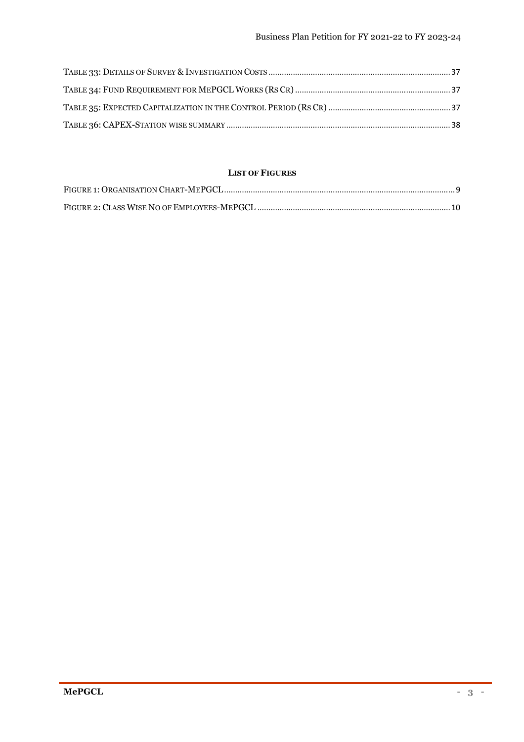Table 33: Details of Survey & Investigation Costs ............................................................ 37

Table 34: Fund Requirement for MePGCL Works (Rs Cr) ..................................................... 37

Table 35: Expected Capitalization in the Control Period (Rs Cr) ........................................ 37

Table 36: CAPEX-Station wise summary ........................................................................... 38

**List of Figures**

Figure 1: Organisation Chart-MePGCL ................................................................................ 9

Figure 2: Class Wise No of Employees-MePGCL ................................................................ 10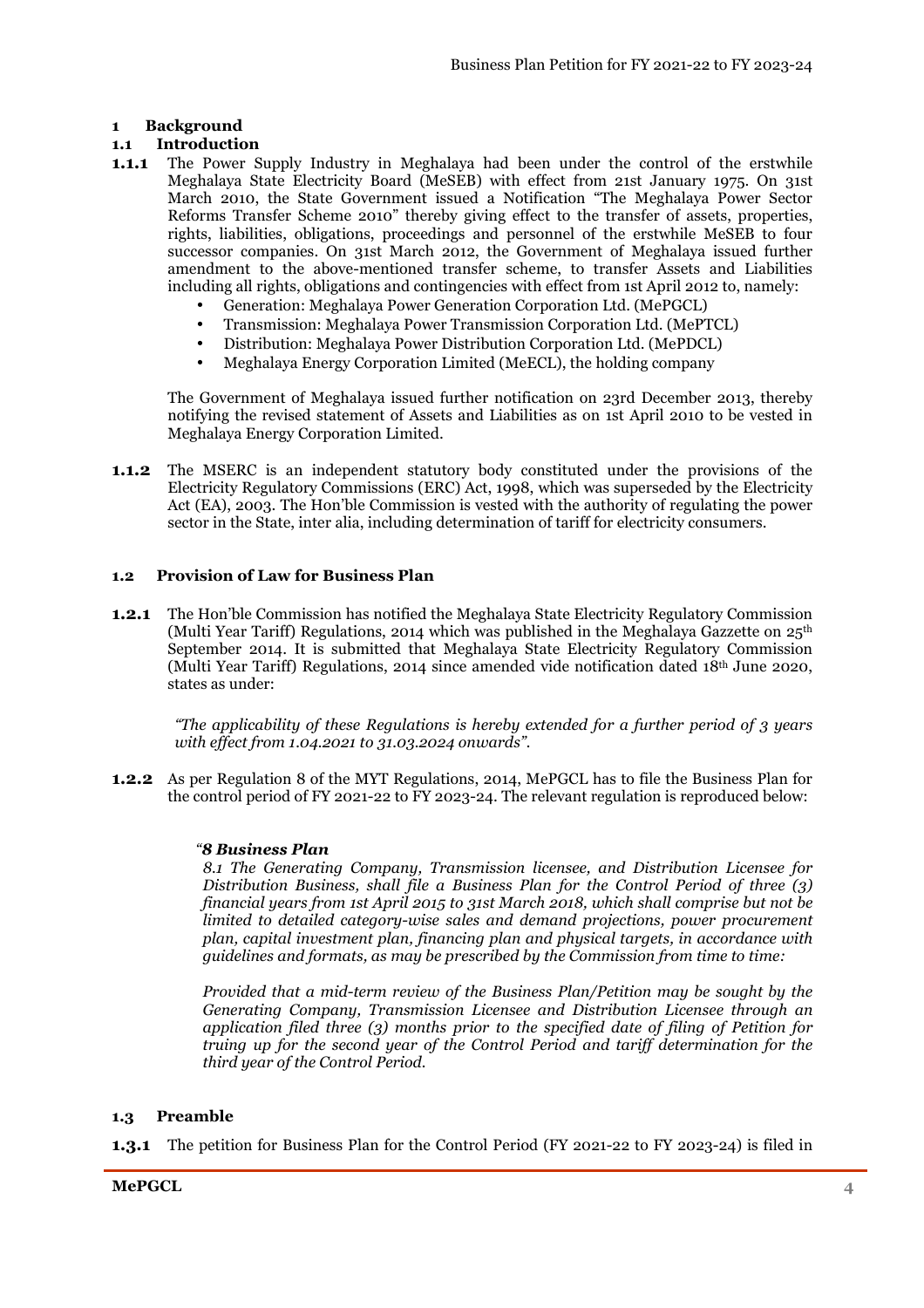# 1 Background

## 1.1 Introduction

**1.1.1** The Power Supply Industry in Meghalaya had been under the control of the erstwhile Meghalaya State Electricity Board (MeSEB) with effect from 21st January 1975. On 31st March 2010, the State Government issued a Notification "The Meghalaya Power Sector Reforms Transfer Scheme 2010" thereby giving effect to the transfer of assets, properties, rights, liabilities, obligations, proceedings and personnel of the erstwhile MeSEB to four successor companies. On 31st March 2012, the Government of Meghalaya issued further amendment to the above-mentioned transfer scheme, to transfer Assets and Liabilities including all rights, obligations and contingencies with effect from 1st April 2012 to, namely:

- Generation: Meghalaya Power Generation Corporation Ltd. (MePGCL)
- Transmission: Meghalaya Power Transmission Corporation Ltd. (MePTCL)
- Distribution: Meghalaya Power Distribution Corporation Ltd. (MePDCL)
- Meghalaya Energy Corporation Limited (MeECL), the holding company

The Government of Meghalaya issued further notification on 23rd December 2013, thereby notifying the revised statement of Assets and Liabilities as on 1st April 2010 to be vested in Meghalaya Energy Corporation Limited.

**1.1.2** The MSERC is an independent statutory body constituted under the provisions of the Electricity Regulatory Commissions (ERC) Act, 1998, which was superseded by the Electricity Act (EA), 2003. The Hon'ble Commission is vested with the authority of regulating the power sector in the State, inter alia, including determination of tariff for electricity consumers.

## 1.2 Provision of Law for Business Plan

**1.2.1** The Hon'ble Commission has notified the Meghalaya State Electricity Regulatory Commission (Multi Year Tariff) Regulations, 2014 which was published in the Meghalaya Gazette on 25th September 2014. It is submitted that Meghalaya State Electricity Regulatory Commission (Multi Year Tariff) Regulations, 2014 since amended vide notification dated 18th June 2020, states as under:

> *"The applicability of these Regulations is hereby extended for a further period of 3 years with effect from 1.04.2021 to 31.03.2024 onwards".*

**1.2.2** As per Regulation 8 of the MYT Regulations, 2014, MePGCL has to file the Business Plan for the control period of FY 2021-22 to FY 2023-24. The relevant regulation is reproduced below:

> *"**8 Business Plan***
>
> *8.1 The Generating Company, Transmission licensee, and Distribution Licensee for Distribution Business, shall file a Business Plan for the Control Period of three (3) financial years from 1st April 2015 to 31st March 2018, which shall comprise but not be limited to detailed category-wise sales and demand projections, power procurement plan, capital investment plan, financing plan and physical targets, in accordance with guidelines and formats, as may be prescribed by the Commission from time to time:*
>
> *Provided that a mid-term review of the Business Plan/Petition may be sought by the Generating Company, Transmission Licensee and Distribution Licensee through an application filed three (3) months prior to the specified date of filing of Petition for truing up for the second year of the Control Period and tariff determination for the third year of the Control Period.*

## 1.3 Preamble

**1.3.1** The petition for Business Plan for the Control Period (FY 2021-22 to FY 2023-24) is filed in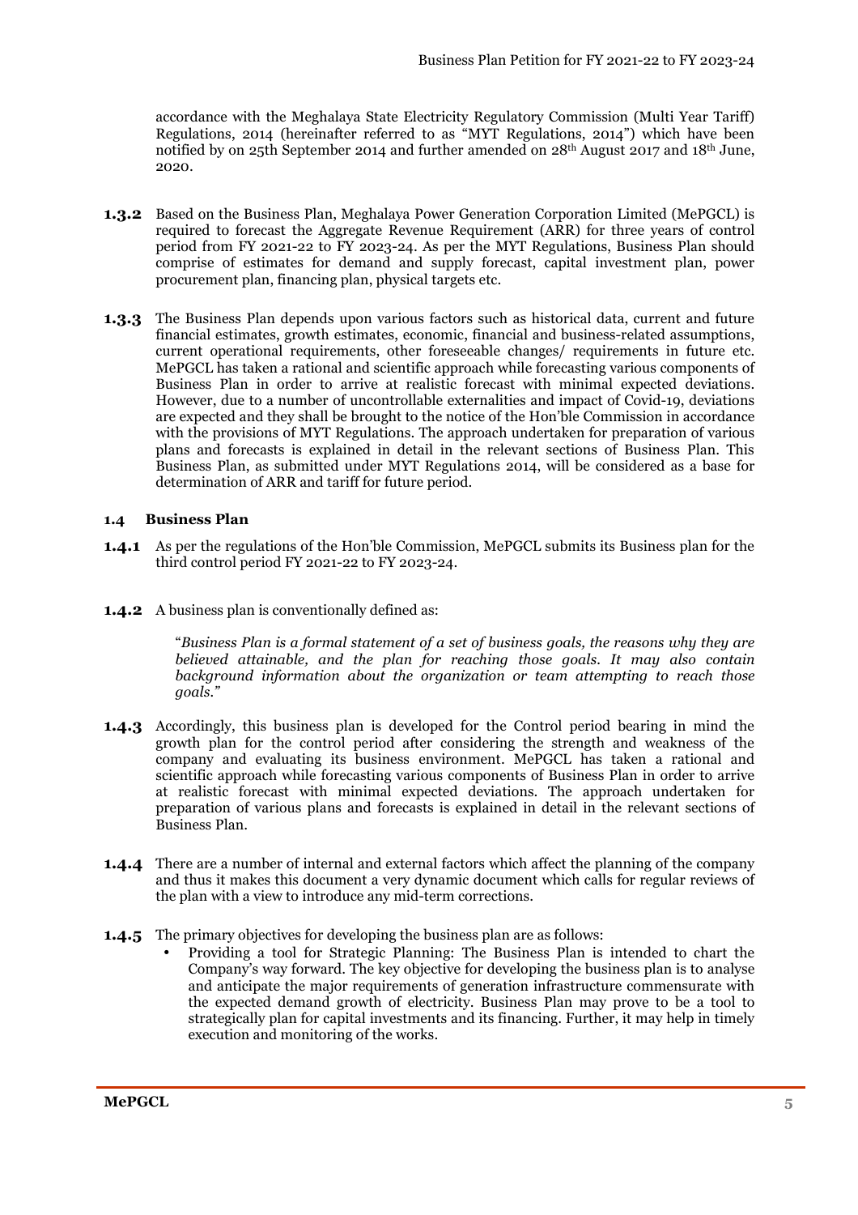accordance with the Meghalaya State Electricity Regulatory Commission (Multi Year Tariff) Regulations, 2014 (hereinafter referred to as "MYT Regulations, 2014") which have been notified by on 25th September 2014 and further amended on 28th August 2017 and 18th June, 2020.

**1.3.2** Based on the Business Plan, Meghalaya Power Generation Corporation Limited (MePGCL) is required to forecast the Aggregate Revenue Requirement (ARR) for three years of control period from FY 2021-22 to FY 2023-24. As per the MYT Regulations, Business Plan should comprise of estimates for demand and supply forecast, capital investment plan, power procurement plan, financing plan, physical targets etc.

**1.3.3** The Business Plan depends upon various factors such as historical data, current and future financial estimates, growth estimates, economic, financial and business-related assumptions, current operational requirements, other foreseeable changes/ requirements in future etc. MePGCL has taken a rational and scientific approach while forecasting various components of Business Plan in order to arrive at realistic forecast with minimal expected deviations. However, due to a number of uncontrollable externalities and impact of Covid-19, deviations are expected and they shall be brought to the notice of the Hon'ble Commission in accordance with the provisions of MYT Regulations. The approach undertaken for preparation of various plans and forecasts is explained in detail in the relevant sections of Business Plan. This Business Plan, as submitted under MYT Regulations 2014, will be considered as a base for determination of ARR and tariff for future period.

### 1.4 Business Plan

**1.4.1** As per the regulations of the Hon'ble Commission, MePGCL submits its Business plan for the third control period FY 2021-22 to FY 2023-24.

**1.4.2** A business plan is conventionally defined as:

> "*Business Plan is a formal statement of a set of business goals, the reasons why they are believed attainable, and the plan for reaching those goals. It may also contain background information about the organization or team attempting to reach those goals."*

**1.4.3** Accordingly, this business plan is developed for the Control period bearing in mind the growth plan for the control period after considering the strength and weakness of the company and evaluating its business environment. MePGCL has taken a rational and scientific approach while forecasting various components of Business Plan in order to arrive at realistic forecast with minimal expected deviations. The approach undertaken for preparation of various plans and forecasts is explained in detail in the relevant sections of Business Plan.

**1.4.4** There are a number of internal and external factors which affect the planning of the company and thus it makes this document a very dynamic document which calls for regular reviews of the plan with a view to introduce any mid-term corrections.

**1.4.5** The primary objectives for developing the business plan are as follows:

- Providing a tool for Strategic Planning: The Business Plan is intended to chart the Company's way forward. The key objective for developing the business plan is to analyse and anticipate the major requirements of generation infrastructure commensurate with the expected demand growth of electricity. Business Plan may prove to be a tool to strategically plan for capital investments and its financing. Further, it may help in timely execution and monitoring of the works.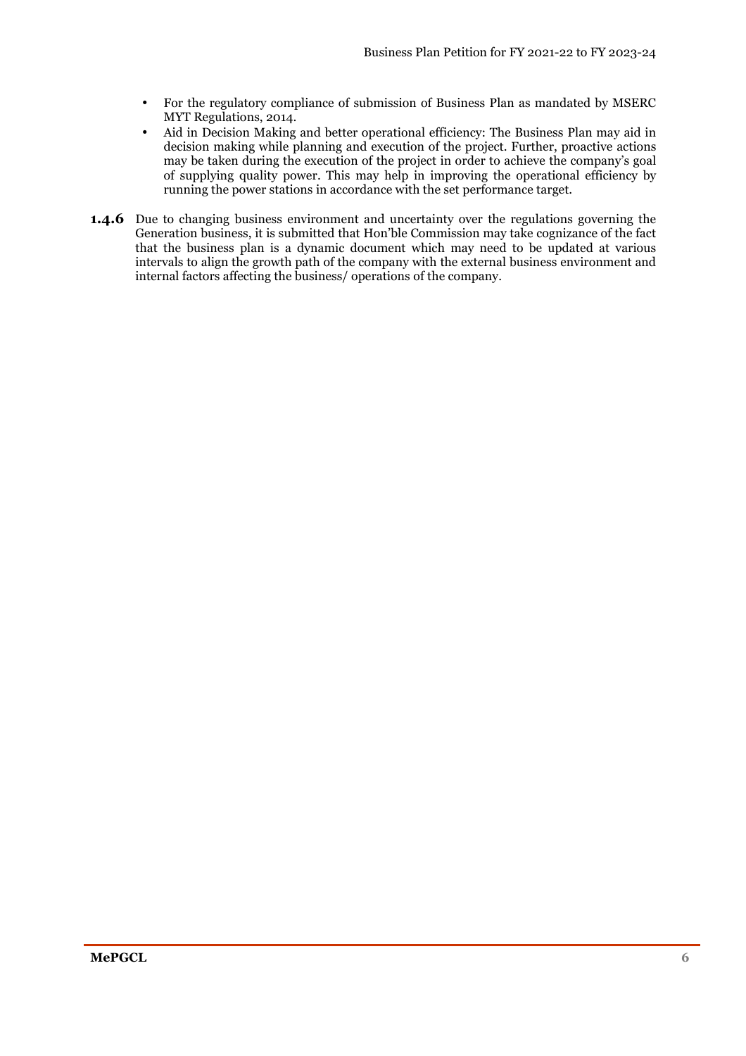- For the regulatory compliance of submission of Business Plan as mandated by MSERC MYT Regulations, 2014.
- Aid in Decision Making and better operational efficiency: The Business Plan may aid in decision making while planning and execution of the project. Further, proactive actions may be taken during the execution of the project in order to achieve the company's goal of supplying quality power. This may help in improving the operational efficiency by running the power stations in accordance with the set performance target.

**1.4.6** Due to changing business environment and uncertainty over the regulations governing the Generation business, it is submitted that Hon'ble Commission may take cognizance of the fact that the business plan is a dynamic document which may need to be updated at various intervals to align the growth path of the company with the external business environment and internal factors affecting the business/ operations of the company.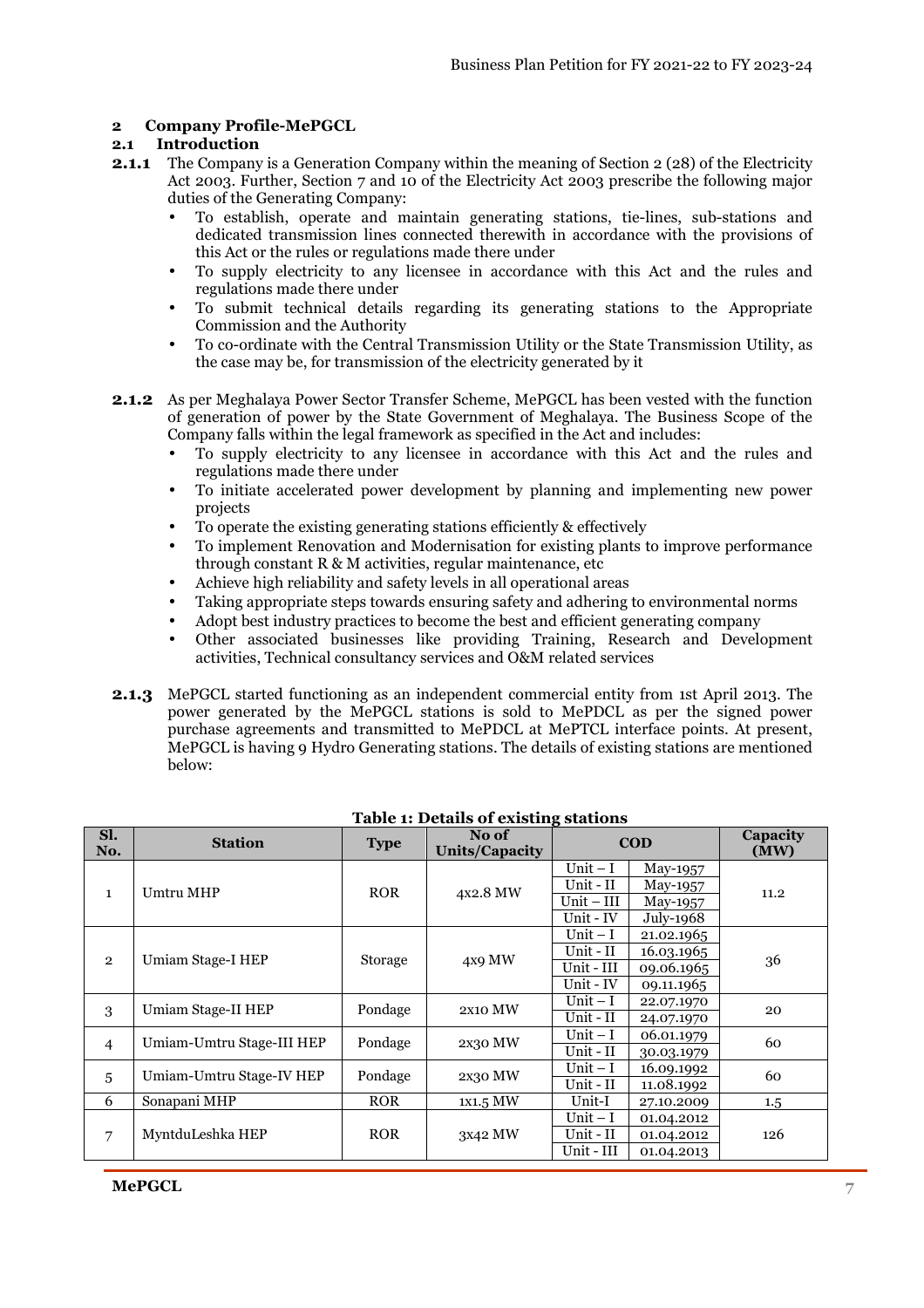## 2 Company Profile-MePGCL

### 2.1 Introduction

**2.1.1** The Company is a Generation Company within the meaning of Section 2 (28) of the Electricity Act 2003. Further, Section 7 and 10 of the Electricity Act 2003 prescribe the following major duties of the Generating Company:

- To establish, operate and maintain generating stations, tie-lines, sub-stations and dedicated transmission lines connected therewith in accordance with the provisions of this Act or the rules or regulations made there under
- To supply electricity to any licensee in accordance with this Act and the rules and regulations made there under
- To submit technical details regarding its generating stations to the Appropriate Commission and the Authority
- To co-ordinate with the Central Transmission Utility or the State Transmission Utility, as the case may be, for transmission of the electricity generated by it

**2.1.2** As per Meghalaya Power Sector Transfer Scheme, MePGCL has been vested with the function of generation of power by the State Government of Meghalaya. The Business Scope of the Company falls within the legal framework as specified in the Act and includes:

- To supply electricity to any licensee in accordance with this Act and the rules and regulations made there under
- To initiate accelerated power development by planning and implementing new power projects
- To operate the existing generating stations efficiently & effectively
- To implement Renovation and Modernisation for existing plants to improve performance through constant R & M activities, regular maintenance, etc
- Achieve high reliability and safety levels in all operational areas
- Taking appropriate steps towards ensuring safety and adhering to environmental norms
- Adopt best industry practices to become the best and efficient generating company
- Other associated businesses like providing Training, Research and Development activities, Technical consultancy services and O&M related services

**2.1.3** MePGCL started functioning as an independent commercial entity from 1st April 2013. The power generated by the MePGCL stations is sold to MePDCL as per the signed power purchase agreements and transmitted to MePDCL at MePTCL interface points. At present, MePGCL is having 9 Hydro Generating stations. The details of existing stations are mentioned below:

**Table 1: Details of existing stations**

| Sl. No. | Station | Type | No of Units/Capacity | COD | | Capacity (MW) |
|---|---|---|---|---|---|---|
| 1 | Umtru MHP | ROR | 4x2.8 MW | Unit – I | May-1957 | 11.2 |
| | | | | Unit - II | May-1957 | |
| | | | | Unit – III | May-1957 | |
| | | | | Unit - IV | July-1968 | |
| 2 | Umiam Stage-I HEP | Storage | 4x9 MW | Unit – I | 21.02.1965 | 36 |
| | | | | Unit - II | 16.03.1965 | |
| | | | | Unit - III | 09.06.1965 | |
| | | | | Unit - IV | 09.11.1965 | |
| 3 | Umiam Stage-II HEP | Pondage | 2x10 MW | Unit – I | 22.07.1970 | 20 |
| | | | | Unit - II | 24.07.1970 | |
| 4 | Umiam-Umtru Stage-III HEP | Pondage | 2x30 MW | Unit – I | 06.01.1979 | 60 |
| | | | | Unit - II | 30.03.1979 | |
| 5 | Umiam-Umtru Stage-IV HEP | Pondage | 2x30 MW | Unit – I | 16.09.1992 | 60 |
| | | | | Unit - II | 11.08.1992 | |
| 6 | Sonapani MHP | ROR | 1x1.5 MW | Unit-I | 27.10.2009 | 1.5 |
| 7 | MyntduLeshka HEP | ROR | 3x42 MW | Unit – I | 01.04.2012 | 126 |
| | | | | Unit - II | 01.04.2012 | |
| | | | | Unit - III | 01.04.2013 | |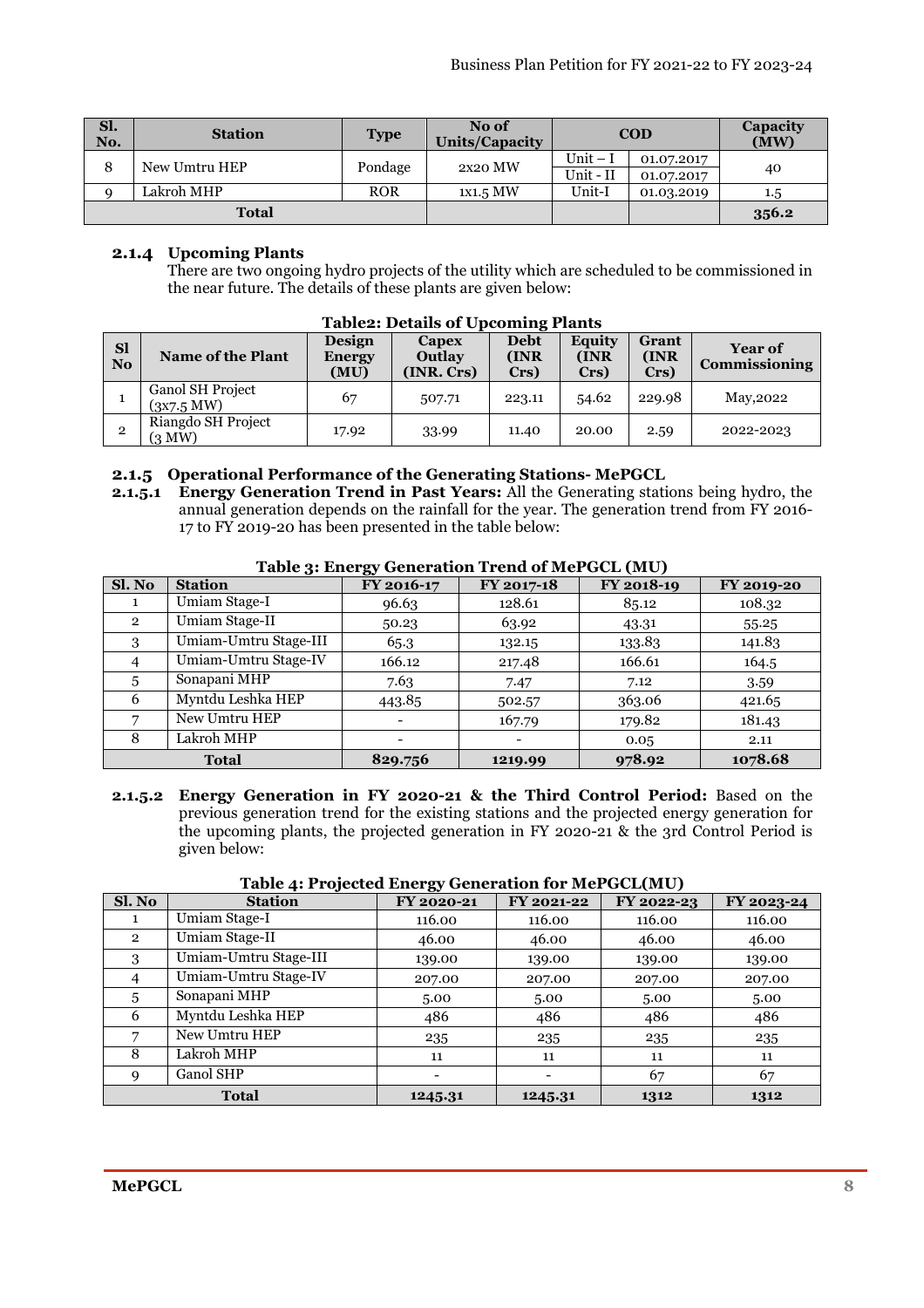| Sl. No. | Station | Type | No of Units/Capacity | COD | | Capacity (MW) |
|---|---|---|---|---|---|---|
| 8 | New Umtru HEP | Pondage | 2x20 MW | Unit – I | 01.07.2017 | 40 |
| | | | | Unit - II | 01.07.2017 | |
| 9 | Lakroh MHP | ROR | 1x1.5 MW | Unit-I | 01.03.2019 | 1.5 |
| Total | | | | | | 356.2 |

### 2.1.4 Upcoming Plants

There are two ongoing hydro projects of the utility which are scheduled to be commissioned in the near future. The details of these plants are given below:

**Table2: Details of Upcoming Plants**

| Sl No | Name of the Plant | Design Energy (MU) | Capex Outlay (INR. Crs) | Debt (INR Crs) | Equity (INR Crs) | Grant (INR Crs) | Year of Commissioning |
|---|---|---|---|---|---|---|---|
| 1 | Ganol SH Project (3x7.5 MW) | 67 | 507.71 | 223.11 | 54.62 | 229.98 | May,2022 |
| 2 | Riangdo SH Project (3 MW) | 17.92 | 33.99 | 11.40 | 20.00 | 2.59 | 2022-2023 |

### 2.1.5 Operational Performance of the Generating Stations- MePGCL

**2.1.5.1 Energy Generation Trend in Past Years:** All the Generating stations being hydro, the annual generation depends on the rainfall for the year. The generation trend from FY 2016-17 to FY 2019-20 has been presented in the table below:

**Table 3: Energy Generation Trend of MePGCL (MU)**

| Sl. No | Station | FY 2016-17 | FY 2017-18 | FY 2018-19 | FY 2019-20 |
|---|---|---|---|---|---|
| 1 | Umiam Stage-I | 96.63 | 128.61 | 85.12 | 108.32 |
| 2 | Umiam Stage-II | 50.23 | 63.92 | 43.31 | 55.25 |
| 3 | Umiam-Umtru Stage-III | 65.3 | 132.15 | 133.83 | 141.83 |
| 4 | Umiam-Umtru Stage-IV | 166.12 | 217.48 | 166.61 | 164.5 |
| 5 | Sonapani MHP | 7.63 | 7.47 | 7.12 | 3.59 |
| 6 | Myntdu Leshka HEP | 443.85 | 502.57 | 363.06 | 421.65 |
| 7 | New Umtru HEP | - | 167.79 | 179.82 | 181.43 |
| 8 | Lakroh MHP | - | - | 0.05 | 2.11 |
| Total | | 829.756 | 1219.99 | 978.92 | 1078.68 |

**2.1.5.2 Energy Generation in FY 2020-21 & the Third Control Period:** Based on the previous generation trend for the existing stations and the projected energy generation for the upcoming plants, the projected generation in FY 2020-21 & the 3rd Control Period is given below:

**Table 4: Projected Energy Generation for MePGCL(MU)**

| Sl. No | Station | FY 2020-21 | FY 2021-22 | FY 2022-23 | FY 2023-24 |
|---|---|---|---|---|---|
| 1 | Umiam Stage-I | 116.00 | 116.00 | 116.00 | 116.00 |
| 2 | Umiam Stage-II | 46.00 | 46.00 | 46.00 | 46.00 |
| 3 | Umiam-Umtru Stage-III | 139.00 | 139.00 | 139.00 | 139.00 |
| 4 | Umiam-Umtru Stage-IV | 207.00 | 207.00 | 207.00 | 207.00 |
| 5 | Sonapani MHP | 5.00 | 5.00 | 5.00 | 5.00 |
| 6 | Myntdu Leshka HEP | 486 | 486 | 486 | 486 |
| 7 | New Umtru HEP | 235 | 235 | 235 | 235 |
| 8 | Lakroh MHP | 11 | 11 | 11 | 11 |
| 9 | Ganol SHP | - | - | 67 | 67 |
| Total | | 1245.31 | 1245.31 | 1312 | 1312 |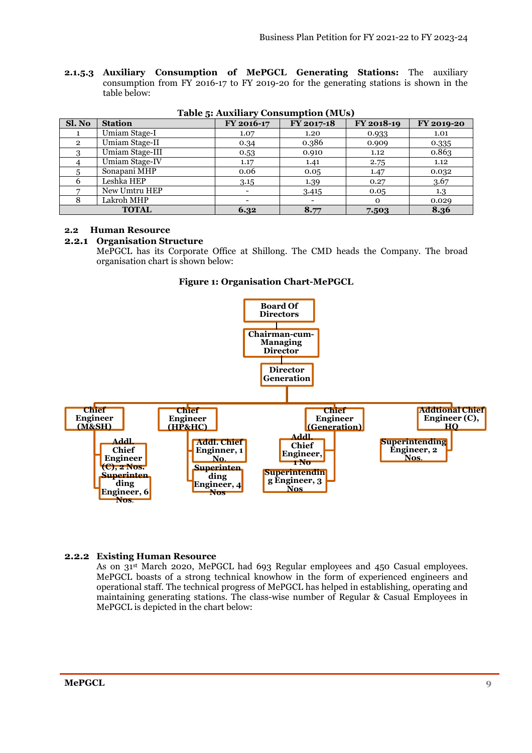**2.1.5.3 Auxiliary Consumption of MePGCL Generating Stations:** The auxiliary consumption from FY 2016-17 to FY 2019-20 for the generating stations is shown in the table below:

**Table 5: Auxiliary Consumption (MUs)**

| Sl. No | Station | FY 2016-17 | FY 2017-18 | FY 2018-19 | FY 2019-20 |
|---|---|---|---|---|---|
| 1 | Umiam Stage-I | 1.07 | 1.20 | 0.933 | 1.01 |
| 2 | Umiam Stage-II | 0.34 | 0.386 | 0.909 | 0.335 |
| 3 | Umiam Stage-III | 0.53 | 0.910 | 1.12 | 0.863 |
| 4 | Umiam Stage-IV | 1.17 | 1.41 | 2.75 | 1.12 |
| 5 | Sonapani MHP | 0.06 | 0.05 | 1.47 | 0.032 |
| 6 | Leshka HEP | 3.15 | 1.39 | 0.27 | 3.67 |
| 7 | New Umtru HEP | - | 3.415 | 0.05 | 1.3 |
| 8 | Lakroh MHP | - | - | 0 | 0.029 |
| **TOTAL** | | **6.32** | **8.77** | **7.503** | **8.36** |

## 2.2 Human Resource

### 2.2.1 Organisation Structure

MePGCL has its Corporate Office at Shillong. The CMD heads the Company. The broad organisation chart is shown below:

**Figure 1: Organisation Chart-MePGCL**

- Board Of Directors
  - Chairman-cum-Managing Director
    - Director Generation
      - Chief Engineer (M&SH)
        - Addl. Chief Engineer (C), 2 Nos.
        - Superintending Engineer, 6 Nos.
      - Chief Engineer (HP&HC)
        - Addl. Chief Enginner, 1 No.
        - Superintending Engineer, 4 Nos
      - Chief Engineer (Generation)
        - Addl. Chief Engineer, 1 No
        - Superintending Engineer, 3 Nos
      - Addtional Chief Engineer (C), HQ
        - Superintending Engineer, 2 Nos.

### 2.2.2 Existing Human Resource

As on 31st March 2020, MePGCL had 693 Regular employees and 450 Casual employees. MePGCL boasts of a strong technical knowhow in the form of experienced engineers and operational staff. The technical progress of MePGCL has helped in establishing, operating and maintaining generating stations. The class-wise number of Regular & Casual Employees in MePGCL is depicted in the chart below: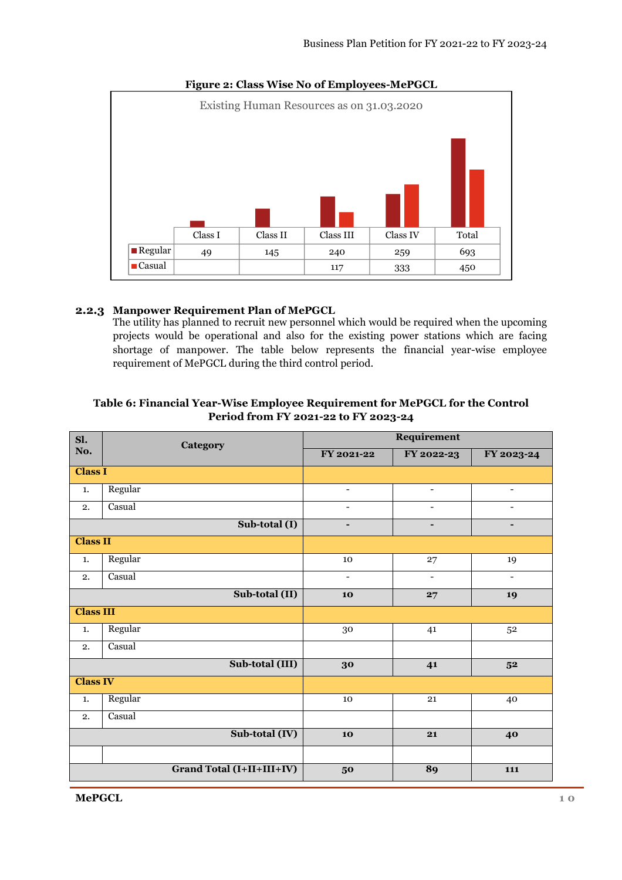**Figure 2: Class Wise No of Employees-MePGCL**

Existing Human Resources as on 31.03.2020

| | Class I | Class II | Class III | Class IV | Total |
|---|---|---|---|---|---|
| Regular | 49 | 145 | 240 | 259 | 693 |
| Casual | | | 117 | 333 | 450 |

### 2.2.3 Manpower Requirement Plan of MePGCL

The utility has planned to recruit new personnel which would be required when the upcoming projects would be operational and also for the existing power stations which are facing shortage of manpower. The table below represents the financial year-wise employee requirement of MePGCL during the third control period.

**Table 6: Financial Year-Wise Employee Requirement for MePGCL for the Control Period from FY 2021-22 to FY 2023-24**

| Sl. No. | Category | Requirement | | |
|---|---|---|---|---|
| | | FY 2021-22 | FY 2022-23 | FY 2023-24 |
| **Class I** | | | | |
| 1. | Regular | - | - | - |
| 2. | Casual | - | - | - |
| | **Sub-total (I)** | **-** | **-** | **-** |
| **Class II** | | | | |
| 1. | Regular | 10 | 27 | 19 |
| 2. | Casual | - | - | - |
| | **Sub-total (II)** | **10** | **27** | **19** |
| **Class III** | | | | |
| 1. | Regular | 30 | 41 | 52 |
| 2. | Casual | | | |
| | **Sub-total (III)** | **30** | **41** | **52** |
| **Class IV** | | | | |
| 1. | Regular | 10 | 21 | 40 |
| 2. | Casual | | | |
| | **Sub-total (IV)** | **10** | **21** | **40** |
| | | | | |
| | **Grand Total (I+II+III+IV)** | **50** | **89** | **111** |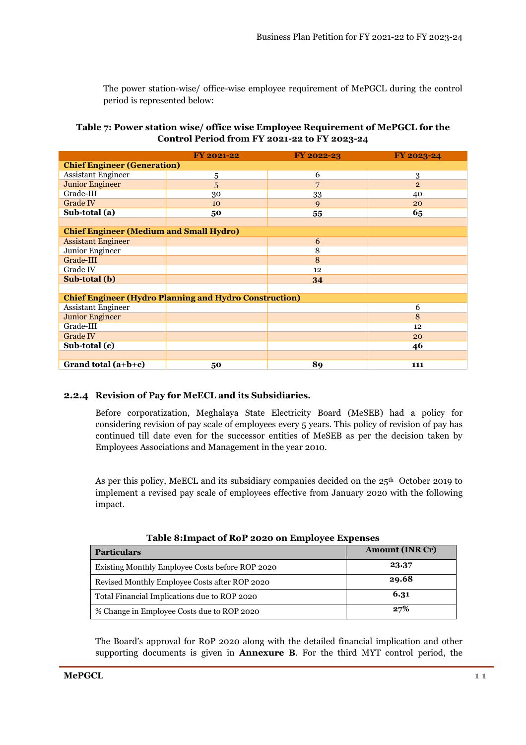The power station-wise/ office-wise employee requirement of MePGCL during the control period is represented below:

**Table 7: Power station wise/ office wise Employee Requirement of MePGCL for the Control Period from FY 2021-22 to FY 2023-24**

| | FY 2021-22 | FY 2022-23 | FY 2023-24 |
|---|---|---|---|
| **Chief Engineer (Generation)** | | | |
| Assistant Engineer | 5 | 6 | 3 |
| Junior Engineer | 5 | 7 | 2 |
| Grade-III | 30 | 33 | 40 |
| Grade IV | 10 | 9 | 20 |
| **Sub-total (a)** | **50** | **55** | **65** |
| | | | |
| **Chief Engineer (Medium and Small Hydro)** | | | |
| Assistant Engineer | | 6 | |
| Junior Engineer | | 8 | |
| Grade-III | | 8 | |
| Grade IV | | 12 | |
| **Sub-total (b)** | | **34** | |
| | | | |
| **Chief Engineer (Hydro Planning and Hydro Construction)** | | | |
| Assistant Engineer | | | 6 |
| Junior Engineer | | | 8 |
| Grade-III | | | 12 |
| Grade IV | | | 20 |
| **Sub-total (c)** | | | **46** |
| | | | |
| **Grand total (a+b+c)** | **50** | **89** | **111** |

### 2.2.4 Revision of Pay for MeECL and its Subsidiaries.

Before corporatization, Meghalaya State Electricity Board (MeSEB) had a policy for considering revision of pay scale of employees every 5 years. This policy of revision of pay has continued till date even for the successor entities of MeSEB as per the decision taken by Employees Associations and Management in the year 2010.

As per this policy, MeECL and its subsidiary companies decided on the 25th October 2019 to implement a revised pay scale of employees effective from January 2020 with the following impact.

**Table 8:Impact of RoP 2020 on Employee Expenses**

| Particulars | Amount (INR Cr) |
|---|---|
| Existing Monthly Employee Costs before ROP 2020 | **23.37** |
| Revised Monthly Employee Costs after ROP 2020 | **29.68** |
| Total Financial Implications due to ROP 2020 | **6.31** |
| % Change in Employee Costs due to ROP 2020 | **27%** |

The Board's approval for RoP 2020 along with the detailed financial implication and other supporting documents is given in **Annexure B**. For the third MYT control period, the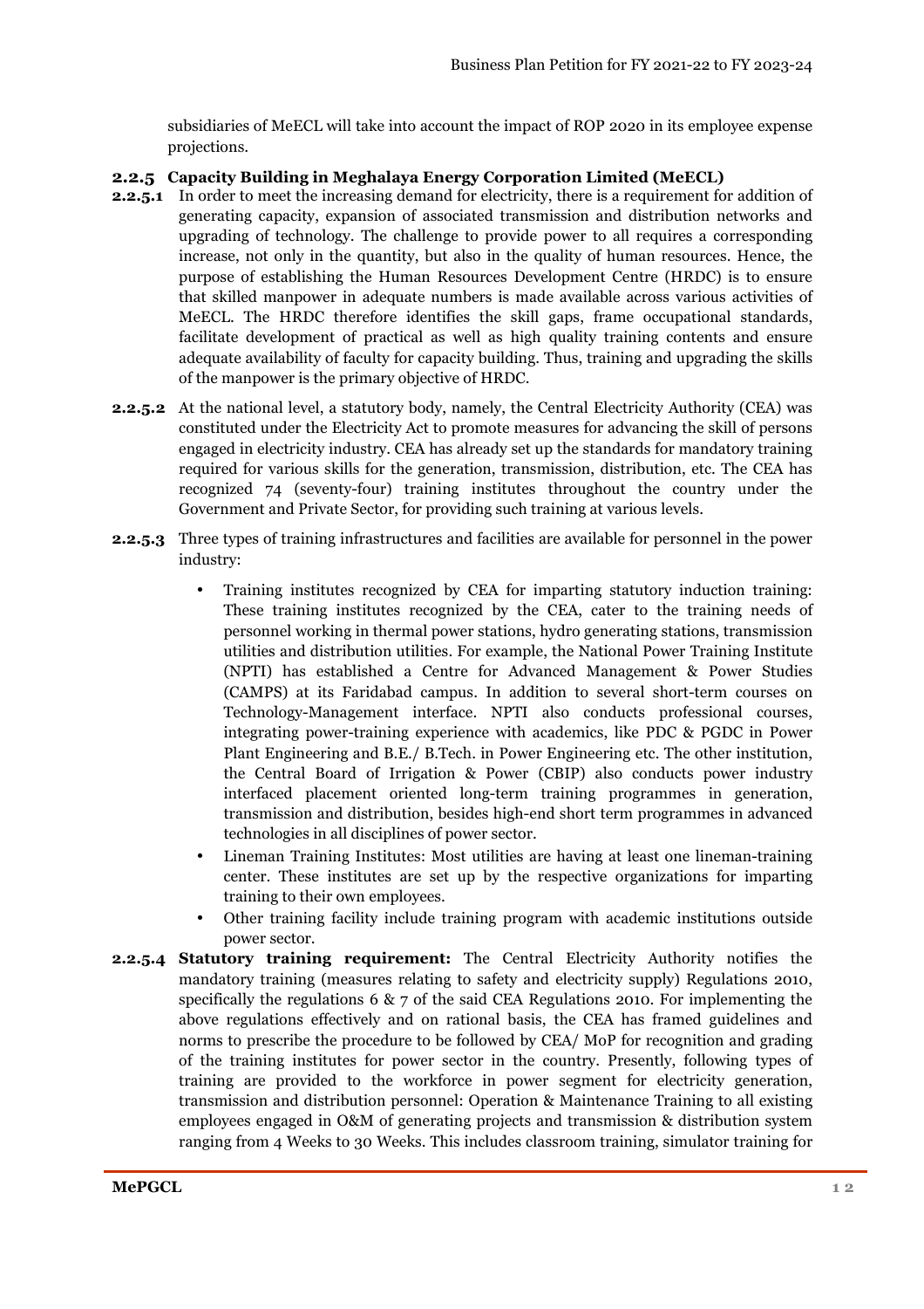subsidiaries of MeECL will take into account the impact of ROP 2020 in its employee expense projections.

### 2.2.5 Capacity Building in Meghalaya Energy Corporation Limited (MeECL)

**2.2.5.1** In order to meet the increasing demand for electricity, there is a requirement for addition of generating capacity, expansion of associated transmission and distribution networks and upgrading of technology. The challenge to provide power to all requires a corresponding increase, not only in the quantity, but also in the quality of human resources. Hence, the purpose of establishing the Human Resources Development Centre (HRDC) is to ensure that skilled manpower in adequate numbers is made available across various activities of MeECL. The HRDC therefore identifies the skill gaps, frame occupational standards, facilitate development of practical as well as high quality training contents and ensure adequate availability of faculty for capacity building. Thus, training and upgrading the skills of the manpower is the primary objective of HRDC.

**2.2.5.2** At the national level, a statutory body, namely, the Central Electricity Authority (CEA) was constituted under the Electricity Act to promote measures for advancing the skill of persons engaged in electricity industry. CEA has already set up the standards for mandatory training required for various skills for the generation, transmission, distribution, etc. The CEA has recognized 74 (seventy-four) training institutes throughout the country under the Government and Private Sector, for providing such training at various levels.

**2.2.5.3** Three types of training infrastructures and facilities are available for personnel in the power industry:

- Training institutes recognized by CEA for imparting statutory induction training: These training institutes recognized by the CEA, cater to the training needs of personnel working in thermal power stations, hydro generating stations, transmission utilities and distribution utilities. For example, the National Power Training Institute (NPTI) has established a Centre for Advanced Management & Power Studies (CAMPS) at its Faridabad campus. In addition to several short-term courses on Technology-Management interface. NPTI also conducts professional courses, integrating power-training experience with academics, like PDC & PGDC in Power Plant Engineering and B.E./ B.Tech. in Power Engineering etc. The other institution, the Central Board of Irrigation & Power (CBIP) also conducts power industry interfaced placement oriented long-term training programmes in generation, transmission and distribution, besides high-end short term programmes in advanced technologies in all disciplines of power sector.
- Lineman Training Institutes: Most utilities are having at least one lineman-training center. These institutes are set up by the respective organizations for imparting training to their own employees.
- Other training facility include training program with academic institutions outside power sector.

**2.2.5.4** **Statutory training requirement:** The Central Electricity Authority notifies the mandatory training (measures relating to safety and electricity supply) Regulations 2010, specifically the regulations 6 & 7 of the said CEA Regulations 2010. For implementing the above regulations effectively and on rational basis, the CEA has framed guidelines and norms to prescribe the procedure to be followed by CEA/ MoP for recognition and grading of the training institutes for power sector in the country. Presently, following types of training are provided to the workforce in power segment for electricity generation, transmission and distribution personnel: Operation & Maintenance Training to all existing employees engaged in O&M of generating projects and transmission & distribution system ranging from 4 Weeks to 30 Weeks. This includes classroom training, simulator training for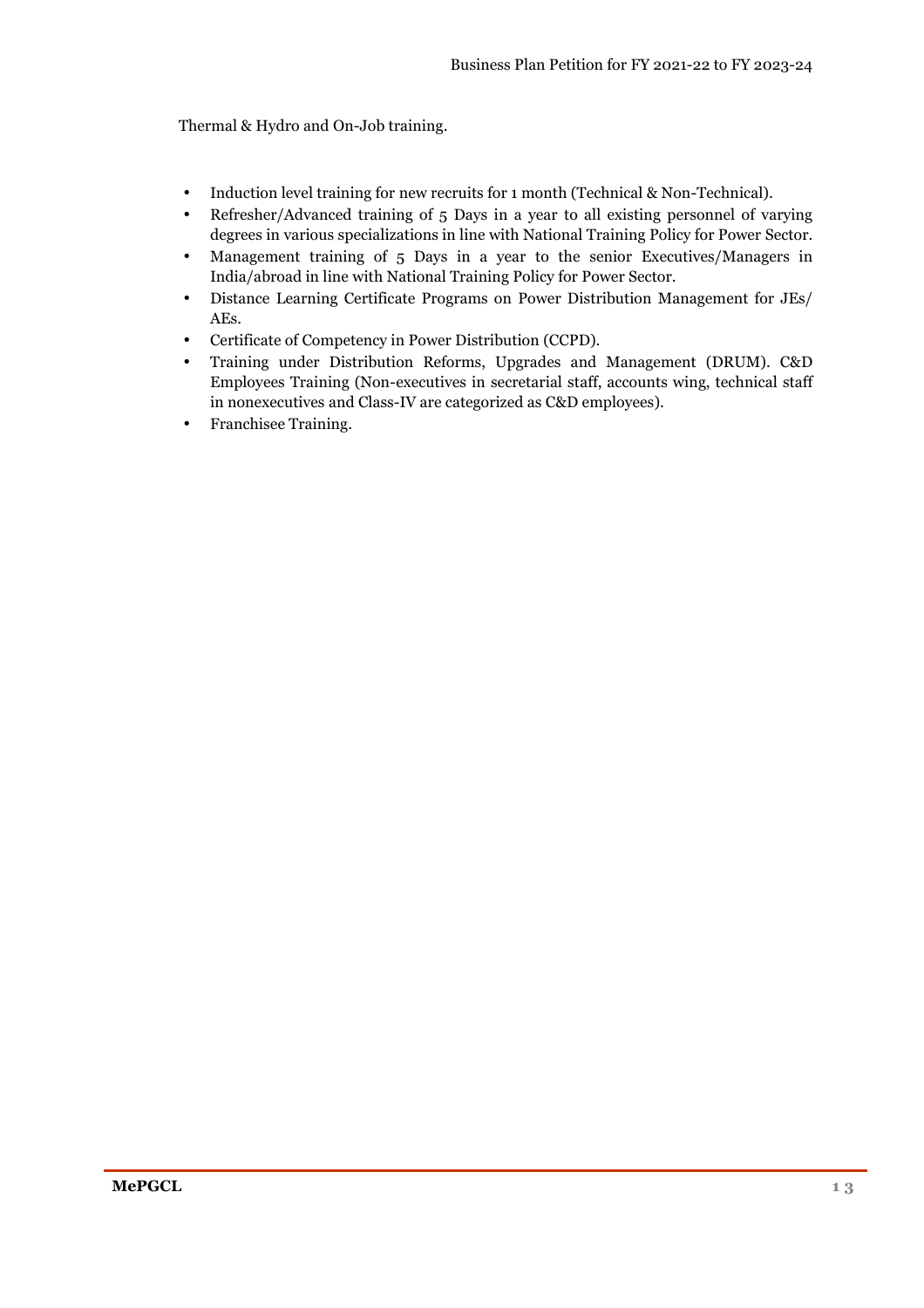Thermal & Hydro and On-Job training.

- Induction level training for new recruits for 1 month (Technical & Non-Technical).
- Refresher/Advanced training of 5 Days in a year to all existing personnel of varying degrees in various specializations in line with National Training Policy for Power Sector.
- Management training of 5 Days in a year to the senior Executives/Managers in India/abroad in line with National Training Policy for Power Sector.
- Distance Learning Certificate Programs on Power Distribution Management for JEs/ AEs.
- Certificate of Competency in Power Distribution (CCPD).
- Training under Distribution Reforms, Upgrades and Management (DRUM). C&D Employees Training (Non-executives in secretarial staff, accounts wing, technical staff in nonexecutives and Class-IV are categorized as C&D employees).
- Franchisee Training.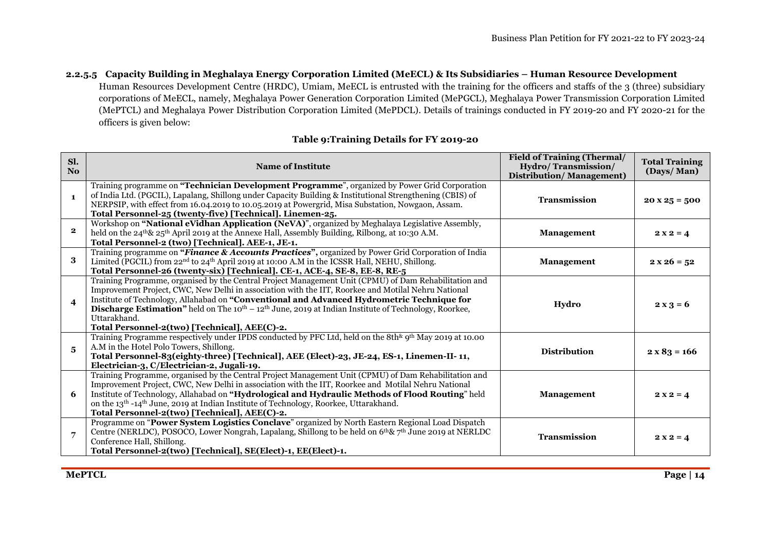### 2.2.5.5 Capacity Building in Meghalaya Energy Corporation Limited (MeECL) & Its Subsidiaries – Human Resource Development

Human Resources Development Centre (HRDC), Umiam, MeECL is entrusted with the training for the officers and staffs of the 3 (three) subsidiary corporations of MeECL, namely, Meghalaya Power Generation Corporation Limited (MePGCL), Meghalaya Power Transmission Corporation Limited (MePTCL) and Meghalaya Power Distribution Corporation Limited (MePDCL). Details of trainings conducted in FY 2019-20 and FY 2020-21 for the officers is given below:

**Table 9:Training Details for FY 2019-20**

| Sl. No | Name of Institute | Field of Training (Thermal/ Hydro/ Transmission/ Distribution/ Management) | Total Training (Days/ Man) |
|---|---|---|---|
| 1 | Training programme on **"Technician Development Programme"**, organized by Power Grid Corporation of India Ltd. (PGCIL), Lapalang, Shillong under Capacity Building & Institutional Strengthening (CBIS) of NERPSIP, with effect from 16.04.2019 to 10.05.2019 at Powergrid, Misa Substation, Nowgaon, Assam. **Total Personnel-25 (twenty-five) [Technical]. Linemen-25.** | **Transmission** | **20 x 25 = 500** |
| 2 | Workshop on **"National eVidhan Application (NeVA)"**, organized by Meghalaya Legislative Assembly, held on the 24th & 25th April 2019 at the Annexe Hall, Assembly Building, Rilbong, at 10:30 A.M. **Total Personnel-2 (two) [Technical]. AEE-1, JE-1.** | **Management** | **2 x 2 = 4** |
| 3 | Training programme on **"*Finance & Accounts Practices*",** organized by Power Grid Corporation of India Limited (PGCIL) from 22nd to 24th April 2019 at 10:00 A.M in the ICSSR Hall, NEHU, Shillong. **Total Personnel-26 (twenty-six) [Technical]. CE-1, ACE-4, SE-8, EE-8, RE-5** | **Management** | **2 x 26 = 52** |
| 4 | Training Programme, organised by the Central Project Management Unit (CPMU) of Dam Rehabilitation and Improvement Project, CWC, New Delhi in association with the IIT, Roorkee and Motilal Nehru National Institute of Technology, Allahabad on **"Conventional and Advanced Hydrometric Technique for Discharge Estimation"** held on The 10th – 12th June, 2019 at Indian Institute of Technology, Roorkee, Uttarakhand. **Total Personnel-2(two) [Technical], AEE(C)-2.** | **Hydro** | **2 x 3 = 6** |
| 5 | Training Programme respectively under IPDS conducted by PFC Ltd, held on the 8th & 9th May 2019 at 10.00 A.M in the Hotel Polo Towers, Shillong. **Total Personnel-83(eighty-three) [Technical], AEE (Elect)-23, JE-24, ES-1, Linemen-II- 11, Electrician-3, C/Electrician-2, Jugali-19.** | **Distribution** | **2 x 83 = 166** |
| 6 | Training Programme, organised by the Central Project Management Unit (CPMU) of Dam Rehabilitation and Improvement Project, CWC, New Delhi in association with the IIT, Roorkee and Motilal Nehru National Institute of Technology, Allahabad on **"Hydrological and Hydraulic Methods of Flood Routing"** held on the 13th -14th June, 2019 at Indian Institute of Technology, Roorkee, Uttarakhand. **Total Personnel-2(two) [Technical], AEE(C)-2.** | **Management** | **2 x 2 = 4** |
| 7 | Programme on "**Power System Logistics Conclave**" organized by North Eastern Regional Load Dispatch Centre (NERLDC), POSOCO, Lower Nongrah, Lapalang, Shillong to be held on 6th & 7th June 2019 at NERLDC Conference Hall, Shillong. **Total Personnel-2(two) [Technical], SE(Elect)-1, EE(Elect)-1.** | **Transmission** | **2 x 2 = 4** |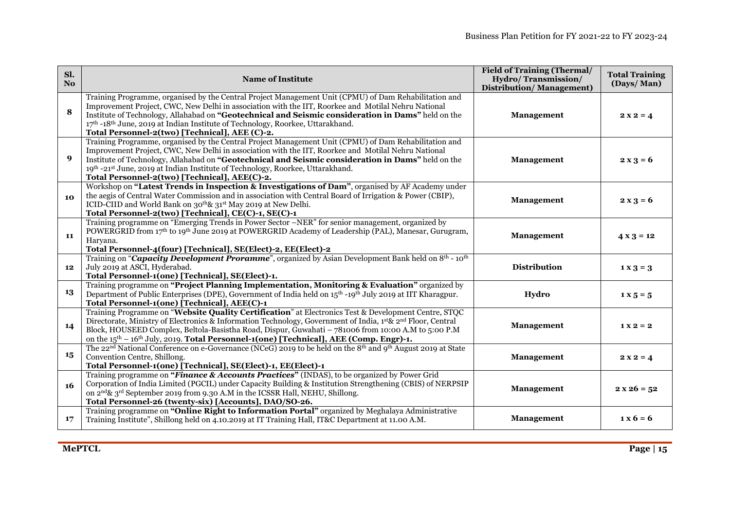| Sl. No | Name of Institute | Field of Training (Thermal/ Hydro/ Transmission/ Distribution/ Management) | Total Training (Days/ Man) |
|---|---|---|---|
| 8 | Training Programme, organised by the Central Project Management Unit (CPMU) of Dam Rehabilitation and Improvement Project, CWC, New Delhi in association with the IIT, Roorkee and Motilal Nehru National Institute of Technology, Allahabad on **"Geotechnical and Seismic consideration in Dams"** held on the 17th -18th June, 2019 at Indian Institute of Technology, Roorkee, Uttarakhand. **Total Personnel-2(two) [Technical], AEE (C)-2.** | **Management** | **2 x 2 = 4** |
| 9 | Training Programme, organised by the Central Project Management Unit (CPMU) of Dam Rehabilitation and Improvement Project, CWC, New Delhi in association with the IIT, Roorkee and Motilal Nehru National Institute of Technology, Allahabad on **"Geotechnical and Seismic consideration in Dams"** held on the 19th -21st June, 2019 at Indian Institute of Technology, Roorkee, Uttarakhand. **Total Personnel-2(two) [Technical], AEE(C)-2.** | **Management** | **2 x 3 = 6** |
| 10 | Workshop on **"Latest Trends in Inspection & Investigations of Dam"**, organised by AF Academy under the aegis of Central Water Commission and in association with Central Board of Irrigation & Power (CBIP), ICID-CIID and World Bank on 30th& 31st May 2019 at New Delhi. **Total Personnel-2(two) [Technical], CE(C)-1, SE(C)-1** | **Management** | **2 x 3 = 6** |
| 11 | Training programme on "Emerging Trends in Power Sector –NER" for senior management, organized by POWERGRID from 17th to 19th June 2019 at POWERGRID Academy of Leadership (PAL), Manesar, Gurugram, Haryana. **Total Personnel-4(four) [Technical], SE(Elect)-2, EE(Elect)-2** | **Management** | **4 x 3 = 12** |
| 12 | Training on "***Capacity Development Proramme***", organized by Asian Development Bank held on 8th - 10th July 2019 at ASCI, Hyderabad. **Total Personnel-1(one) [Technical], SE(Elect)-1.** | **Distribution** | **1 x 3 = 3** |
| 13 | Training programme on **"Project Planning Implementation, Monitoring & Evaluation"** organized by Department of Public Enterprises (DPE), Government of India held on 15th -19th July 2019 at IIT Kharagpur. **Total Personnel-1(one) [Technical], AEE(C)-1** | **Hydro** | **1 x 5 = 5** |
| 14 | Training Programme on "**Website Quality Certification**" at Electronics Test & Development Centre, STQC Directorate, Ministry of Electronics & Information Technology, Government of India, 1st& 2nd Floor, Central Block, HOUSEED Complex, Beltola-Basistha Road, Dispur, Guwahati – 781006 from 10:00 A.M to 5:00 P.M on the 15th – 16th July, 2019. **Total Personnel-1(one) [Technical], AEE (Comp. Engr)-1.** | **Management** | **1 x 2 = 2** |
| 15 | The 22nd National Conference on e-Governance (NCeG) 2019 to be held on the 8th and 9th August 2019 at State Convention Centre, Shillong. **Total Personnel-1(one) [Technical], SE(Elect)-1, EE(Elect)-1** | **Management** | **2 x 2 = 4** |
| 16 | Training programme on **"*Finance & Accounts Practices*"** (INDAS), to be organized by Power Grid Corporation of India Limited (PGCIL) under Capacity Building & Institution Strengthening (CBIS) of NERPSIP on 2nd& 3rd September 2019 from 9.30 A.M in the ICSSR Hall, NEHU, Shillong. **Total Personnel-26 (twenty-six) [Accounts], DAO/SO-26.** | **Management** | **2 x 26 = 52** |
| 17 | Training programme on **"Online Right to Information Portal"** organized by Meghalaya Administrative Training Institute", Shillong held on 4.10.2019 at IT Training Hall, IT&C Department at 11.00 A.M. | **Management** | **1 x 6 = 6** |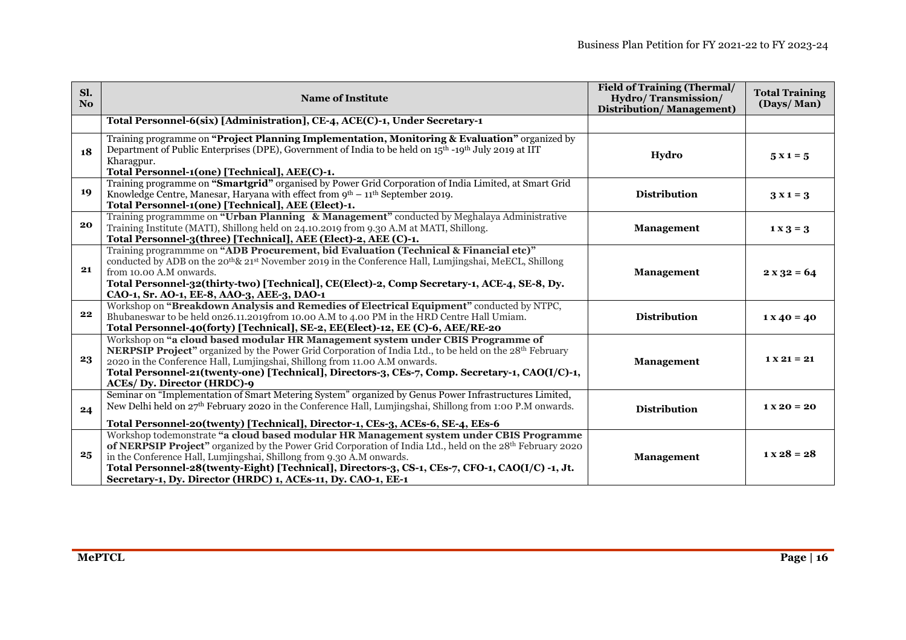| Sl. No | Name of Institute | Field of Training (Thermal/ Hydro/ Transmission/ Distribution/ Management) | Total Training (Days/ Man) |
|---|---|---|---|
| | **Total Personnel-6(six) [Administration], CE-4, ACE(C)-1, Under Secretary-1** | | |
| **18** | Training programme on **"Project Planning Implementation, Monitoring & Evaluation"** organized by Department of Public Enterprises (DPE), Government of India to be held on 15th -19th July 2019 at IIT Kharagpur. **Total Personnel-1(one) [Technical], AEE(C)-1.** | **Hydro** | **5 x 1 = 5** |
| **19** | Training programme on **"Smartgrid"** organised by Power Grid Corporation of India Limited, at Smart Grid Knowledge Centre, Manesar, Haryana with effect from 9th – 11th September 2019. **Total Personnel-1(one) [Technical], AEE (Elect)-1.** | **Distribution** | **3 x 1 = 3** |
| **20** | Training programmme on **"Urban Planning & Management"** conducted by Meghalaya Administrative Training Institute (MATI), Shillong held on 24.10.2019 from 9.30 A.M at MATI, Shillong. **Total Personnel-3(three) [Technical], AEE (Elect)-2, AEE (C)-1.** | **Management** | **1 x 3 = 3** |
| **21** | Training programmme on **"ADB Procurement, bid Evaluation (Technical & Financial etc)"** conducted by ADB on the 20th& 21st November 2019 in the Conference Hall, Lumjingshai, MeECL, Shillong from 10.00 A.M onwards. **Total Personnel-32(thirty-two) [Technical], CE(Elect)-2, Comp Secretary-1, ACE-4, SE-8, Dy. CAO-1, Sr. AO-1, EE-8, AAO-3, AEE-3, DAO-1** | **Management** | **2 x 32 = 64** |
| **22** | Workshop on **"Breakdown Analysis and Remedies of Electrical Equipment"** conducted by NTPC, Bhubaneswar to be held on26.11.2019from 10.00 A.M to 4.00 PM in the HRD Centre Hall Umiam. **Total Personnel-40(forty) [Technical], SE-2, EE(Elect)-12, EE (C)-6, AEE/RE-20** | **Distribution** | **1 x 40 = 40** |
| **23** | Workshop on **"a cloud based modular HR Management system under CBIS Programme of NERPSIP Project"** organized by the Power Grid Corporation of India Ltd., to be held on the 28th February 2020 in the Conference Hall, Lumjingshai, Shillong from 11.00 A.M onwards. **Total Personnel-21(twenty-one) [Technical], Directors-3, CEs-7, Comp. Secretary-1, CAO(I/C)-1, ACEs/ Dy. Director (HRDC)-9** | **Management** | **1 x 21 = 21** |
| **24** | Seminar on "Implementation of Smart Metering System" organized by Genus Power Infrastructures Limited, New Delhi held on 27th February 2020 in the Conference Hall, Lumjingshai, Shillong from 1:00 P.M onwards. **Total Personnel-20(twenty) [Technical], Director-1, CEs-3, ACEs-6, SE-4, EEs-6** | **Distribution** | **1 x 20 = 20** |
| **25** | Workshop todemonstrate **"a cloud based modular HR Management system under CBIS Programme of NERPSIP Project"** organized by the Power Grid Corporation of India Ltd., held on the 28th February 2020 in the Conference Hall, Lumjingshai, Shillong from 9.30 A.M onwards. **Total Personnel-28(twenty-Eight) [Technical], Directors-3, CS-1, CEs-7, CFO-1, CAO(I/C) -1, Jt. Secretary-1, Dy. Director (HRDC) 1, ACEs-11, Dy. CAO-1, EE-1** | **Management** | **1 x 28 = 28** |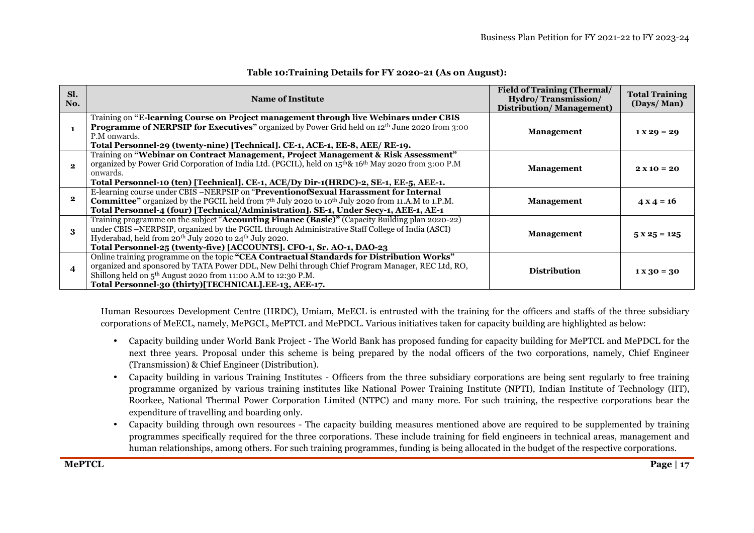**Table 10:Training Details for FY 2020-21 (As on August):**

| Sl. No. | Name of Institute | Field of Training (Thermal/ Hydro/ Transmission/ Distribution/ Management) | Total Training (Days/ Man) |
|---|---|---|---|
| 1 | Training on **"E-learning Course on Project management through live Webinars under CBIS Programme of NERPSIP for Executives"** organized by Power Grid held on 12th June 2020 from 3:00 P.M onwards. **Total Personnel-29 (twenty-nine) [Technical]. CE-1, ACE-1, EE-8, AEE/ RE-19.** | **Management** | **1 x 29 = 29** |
| 2 | Training on **"Webinar on Contract Management, Project Management & Risk Assessment"** organized by Power Grid Corporation of India Ltd. (PGCIL), held on 15th& 16th May 2020 from 3:00 P.M onwards. **Total Personnel-10 (ten) [Technical]. CE-1, ACE/Dy Dir-1(HRDC)-2, SE-1, EE-5, AEE-1.** | **Management** | **2 x 10 = 20** |
| 2 | E-learning course under CBIS –NERPSIP on "**PreventionofSexual Harassment for Internal Committee"** organized by the PGCIL held from 7th July 2020 to 10th July 2020 from 11.A.M to 1.P.M. **Total Personnel-4 (four) [Technical/Administration]. SE-1, Under Secy-1, AEE-1, AE-1** | **Management** | **4 x 4 = 16** |
| 3 | Training programme on the subject "**Accounting Finance (Basic)"** (Capacity Building plan 2020-22) under CBIS –NERPSIP, organized by the PGCIL through Administrative Staff College of India (ASCI) Hyderabad, held from 20th July 2020 to 24th July 2020. **Total Personnel-25 (twenty-five) [ACCOUNTS]. CFO-1, Sr. AO-1, DAO-23** | **Management** | **5 x 25 = 125** |
| 4 | Online training programme on the topic **"CEA Contractual Standards for Distribution Works"** organized and sponsored by TATA Power DDL, New Delhi through Chief Program Manager, REC Ltd, RO, Shillong held on 5th August 2020 from 11:00 A.M to 12:30 P.M. **Total Personnel-30 (thirty)[TECHNICAL].EE-13, AEE-17.** | **Distribution** | **1 x 30 = 30** |

Human Resources Development Centre (HRDC), Umiam, MeECL is entrusted with the training for the officers and staffs of the three subsidiary corporations of MeECL, namely, MePGCL, MePTCL and MePDCL. Various initiatives taken for capacity building are highlighted as below:

- Capacity building under World Bank Project - The World Bank has proposed funding for capacity building for MePTCL and MePDCL for the next three years. Proposal under this scheme is being prepared by the nodal officers of the two corporations, namely, Chief Engineer (Transmission) & Chief Engineer (Distribution).
- Capacity building in various Training Institutes - Officers from the three subsidiary corporations are being sent regularly to free training programme organized by various training institutes like National Power Training Institute (NPTI), Indian Institute of Technology (IIT), Roorkee, National Thermal Power Corporation Limited (NTPC) and many more. For such training, the respective corporations bear the expenditure of travelling and boarding only.
- Capacity building through own resources - The capacity building measures mentioned above are required to be supplemented by training programmes specifically required for the three corporations. These include training for field engineers in technical areas, management and human relationships, among others. For such training programmes, funding is being allocated in the budget of the respective corporations.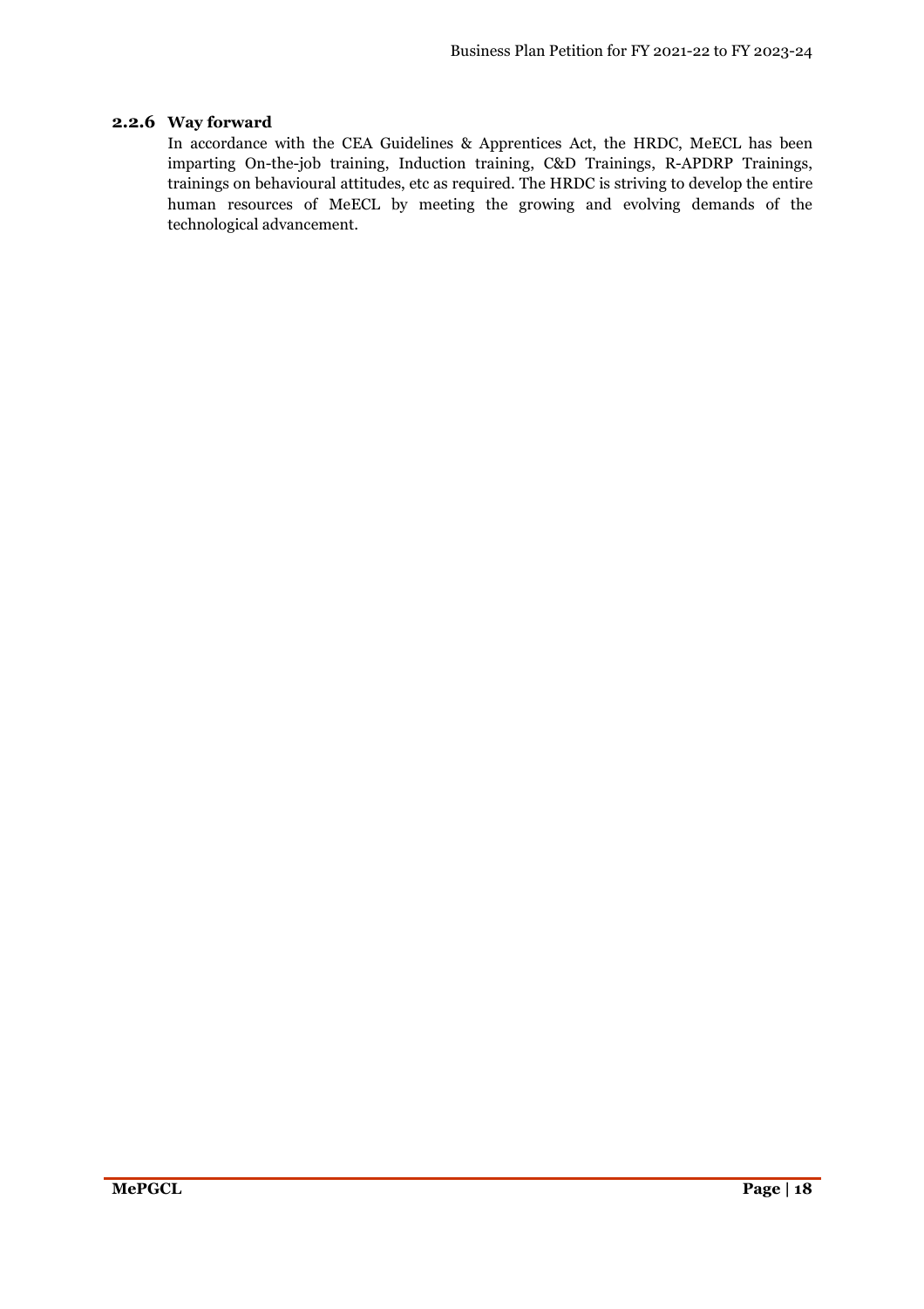### 2.2.6 Way forward

In accordance with the CEA Guidelines & Apprentices Act, the HRDC, MeECL has been imparting On-the-job training, Induction training, C&D Trainings, R-APDRP Trainings, trainings on behavioural attitudes, etc as required. The HRDC is striving to develop the entire human resources of MeECL by meeting the growing and evolving demands of the technological advancement.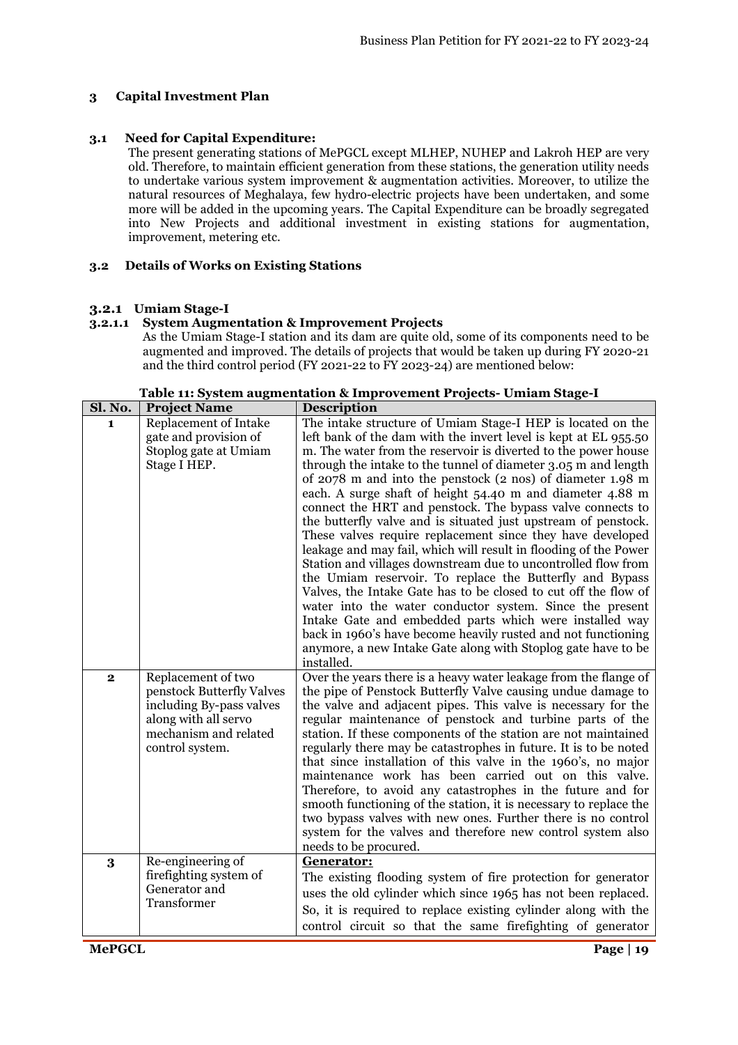# 3 Capital Investment Plan

## 3.1 Need for Capital Expenditure:

The present generating stations of MePGCL except MLHEP, NUHEP and Lakroh HEP are very old. Therefore, to maintain efficient generation from these stations, the generation utility needs to undertake various system improvement & augmentation activities. Moreover, to utilize the natural resources of Meghalaya, few hydro-electric projects have been undertaken, and some more will be added in the upcoming years. The Capital Expenditure can be broadly segregated into New Projects and additional investment in existing stations for augmentation, improvement, metering etc.

## 3.2 Details of Works on Existing Stations

### 3.2.1 Umiam Stage-I

#### 3.2.1.1 System Augmentation & Improvement Projects

As the Umiam Stage-I station and its dam are quite old, some of its components need to be augmented and improved. The details of projects that would be taken up during FY 2020-21 and the third control period (FY 2021-22 to FY 2023-24) are mentioned below:

**Table 11: System augmentation & Improvement Projects- Umiam Stage-I**

| Sl. No. | Project Name | Description |
|---|---|---|
| 1 | Replacement of Intake gate and provision of Stoplog gate at Umiam Stage I HEP. | The intake structure of Umiam Stage-I HEP is located on the left bank of the dam with the invert level is kept at EL 955.50 m. The water from the reservoir is diverted to the power house through the intake to the tunnel of diameter 3.05 m and length of 2078 m and into the penstock (2 nos) of diameter 1.98 m each. A surge shaft of height 54.40 m and diameter 4.88 m connect the HRT and penstock. The bypass valve connects to the butterfly valve and is situated just upstream of penstock. These valves require replacement since they have developed leakage and may fail, which will result in flooding of the Power Station and villages downstream due to uncontrolled flow from the Umiam reservoir. To replace the Butterfly and Bypass Valves, the Intake Gate has to be closed to cut off the flow of water into the water conductor system. Since the present Intake Gate and embedded parts which were installed way back in 1960's have become heavily rusted and not functioning anymore, a new Intake Gate along with Stoplog gate have to be installed. |
| 2 | Replacement of two penstock Butterfly Valves including By-pass valves along with all servo mechanism and related control system. | Over the years there is a heavy water leakage from the flange of the pipe of Penstock Butterfly Valve causing undue damage to the valve and adjacent pipes. This valve is necessary for the regular maintenance of penstock and turbine parts of the station. If these components of the station are not maintained regularly there may be catastrophes in future. It is to be noted that since installation of this valve in the 1960's, no major maintenance work has been carried out on this valve. Therefore, to avoid any catastrophes in the future and for smooth functioning of the station, it is necessary to replace the two bypass valves with new ones. Further there is no control system for the valves and therefore new control system also needs to be procured. |
| 3 | Re-engineering of firefighting system of Generator and Transformer | **Generator:** The existing flooding system of fire protection for generator uses the old cylinder which since 1965 has not been replaced. So, it is required to replace existing cylinder along with the control circuit so that the same firefighting of generator |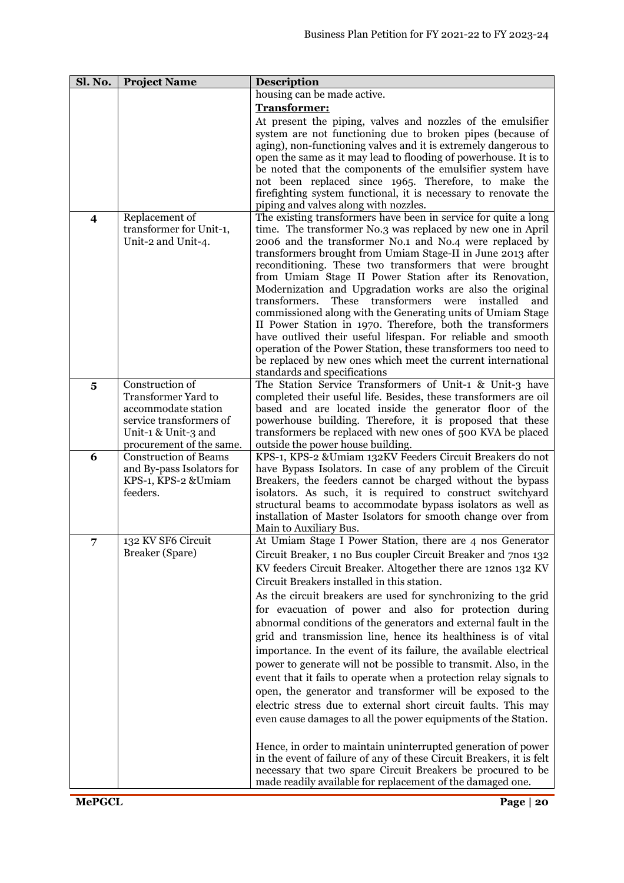| Sl. No. | Project Name | Description |
|---|---|---|
| | | housing can be made active.<br>**Transformer:**<br>At present the piping, valves and nozzles of the emulsifier system are not functioning due to broken pipes (because of aging), non-functioning valves and it is extremely dangerous to open the same as it may lead to flooding of powerhouse. It is to be noted that the components of the emulsifier system have not been replaced since 1965. Therefore, to make the firefighting system functional, it is necessary to renovate the piping and valves along with nozzles. |
| **4** | Replacement of transformer for Unit-1, Unit-2 and Unit-4. | The existing transformers have been in service for quite a long time. The transformer No.3 was replaced by new one in April 2006 and the transformer No.1 and No.4 were replaced by transformers brought from Umiam Stage-II in June 2013 after reconditioning. These two transformers that were brought from Umiam Stage II Power Station after its Renovation, Modernization and Upgradation works are also the original transformers. These transformers were installed and commissioned along with the Generating units of Umiam Stage II Power Station in 1970. Therefore, both the transformers have outlived their useful lifespan. For reliable and smooth operation of the Power Station, these transformers too need to be replaced by new ones which meet the current international standards and specifications |
| **5** | Construction of Transformer Yard to accommodate station service transformers of Unit-1 & Unit-3 and procurement of the same. | The Station Service Transformers of Unit-1 & Unit-3 have completed their useful life. Besides, these transformers are oil based and are located inside the generator floor of the powerhouse building. Therefore, it is proposed that these transformers be replaced with new ones of 500 KVA be placed outside the power house building. |
| **6** | Construction of Beams and By-pass Isolators for KPS-1, KPS-2 &Umiam feeders. | KPS-1, KPS-2 &Umiam 132KV Feeders Circuit Breakers do not have Bypass Isolators. In case of any problem of the Circuit Breakers, the feeders cannot be charged without the bypass isolators. As such, it is required to construct switchyard structural beams to accommodate bypass isolators as well as installation of Master Isolators for smooth change over from Main to Auxiliary Bus. |
| **7** | 132 KV SF6 Circuit Breaker (Spare) | At Umiam Stage I Power Station, there are 4 nos Generator Circuit Breaker, 1 no Bus coupler Circuit Breaker and 7nos 132 KV feeders Circuit Breaker. Altogether there are 12nos 132 KV Circuit Breakers installed in this station.<br>As the circuit breakers are used for synchronizing to the grid for evacuation of power and also for protection during abnormal conditions of the generators and external fault in the grid and transmission line, hence its healthiness is of vital importance. In the event of its failure, the available electrical power to generate will not be possible to transmit. Also, in the event that it fails to operate when a protection relay signals to open, the generator and transformer will be exposed to the electric stress due to external short circuit faults. This may even cause damages to all the power equipments of the Station.<br><br>Hence, in order to maintain uninterrupted generation of power in the event of failure of any of these Circuit Breakers, it is felt necessary that two spare Circuit Breakers be procured to be made readily available for replacement of the damaged one. |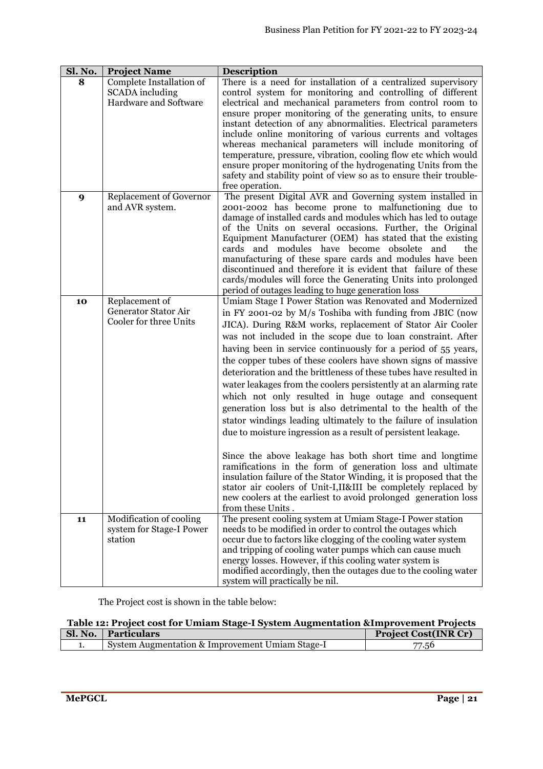| Sl. No. | Project Name | Description |
|---|---|---|
| 8 | Complete Installation of SCADA including Hardware and Software | There is a need for installation of a centralized supervisory control system for monitoring and controlling of different electrical and mechanical parameters from control room to ensure proper monitoring of the generating units, to ensure instant detection of any abnormalities. Electrical parameters include online monitoring of various currents and voltages whereas mechanical parameters will include monitoring of temperature, pressure, vibration, cooling flow etc which would ensure proper monitoring of the hydrogenating Units from the safety and stability point of view so as to ensure their trouble-free operation. |
| 9 | Replacement of Governor and AVR system. | The present Digital AVR and Governing system installed in 2001-2002 has become prone to malfunctioning due to damage of installed cards and modules which has led to outage of the Units on several occasions. Further, the Original Equipment Manufacturer (OEM) has stated that the existing cards and modules have become obsolete and the manufacturing of these spare cards and modules have been discontinued and therefore it is evident that failure of these cards/modules will force the Generating Units into prolonged period of outages leading to huge generation loss |
| 10 | Replacement of Generator Stator Air Cooler for three Units | Umiam Stage I Power Station was Renovated and Modernized in FY 2001-02 by M/s Toshiba with funding from JBIC (now JICA). During R&M works, replacement of Stator Air Cooler was not included in the scope due to loan constraint. After having been in service continuously for a period of 55 years, the copper tubes of these coolers have shown signs of massive deterioration and the brittleness of these tubes have resulted in water leakages from the coolers persistently at an alarming rate which not only resulted in huge outage and consequent generation loss but is also detrimental to the health of the stator windings leading ultimately to the failure of insulation due to moisture ingression as a result of persistent leakage.<br><br>Since the above leakage has both short time and longtime ramifications in the form of generation loss and ultimate insulation failure of the Stator Winding, it is proposed that the stator air coolers of Unit-I,II&III be completely replaced by new coolers at the earliest to avoid prolonged generation loss from these Units . |
| 11 | Modification of cooling system for Stage-I Power station | The present cooling system at Umiam Stage-I Power station needs to be modified in order to control the outages which occur due to factors like clogging of the cooling water system and tripping of cooling water pumps which can cause much energy losses. However, if this cooling water system is modified accordingly, then the outages due to the cooling water system will practically be nil. |

The Project cost is shown in the table below:

**Table 12: Project cost for Umiam Stage-I System Augmentation &Improvement Projects**

| Sl. No. | Particulars | Project Cost(INR Cr) |
|---|---|---|
| 1. | System Augmentation & Improvement Umiam Stage-I | 77.56 |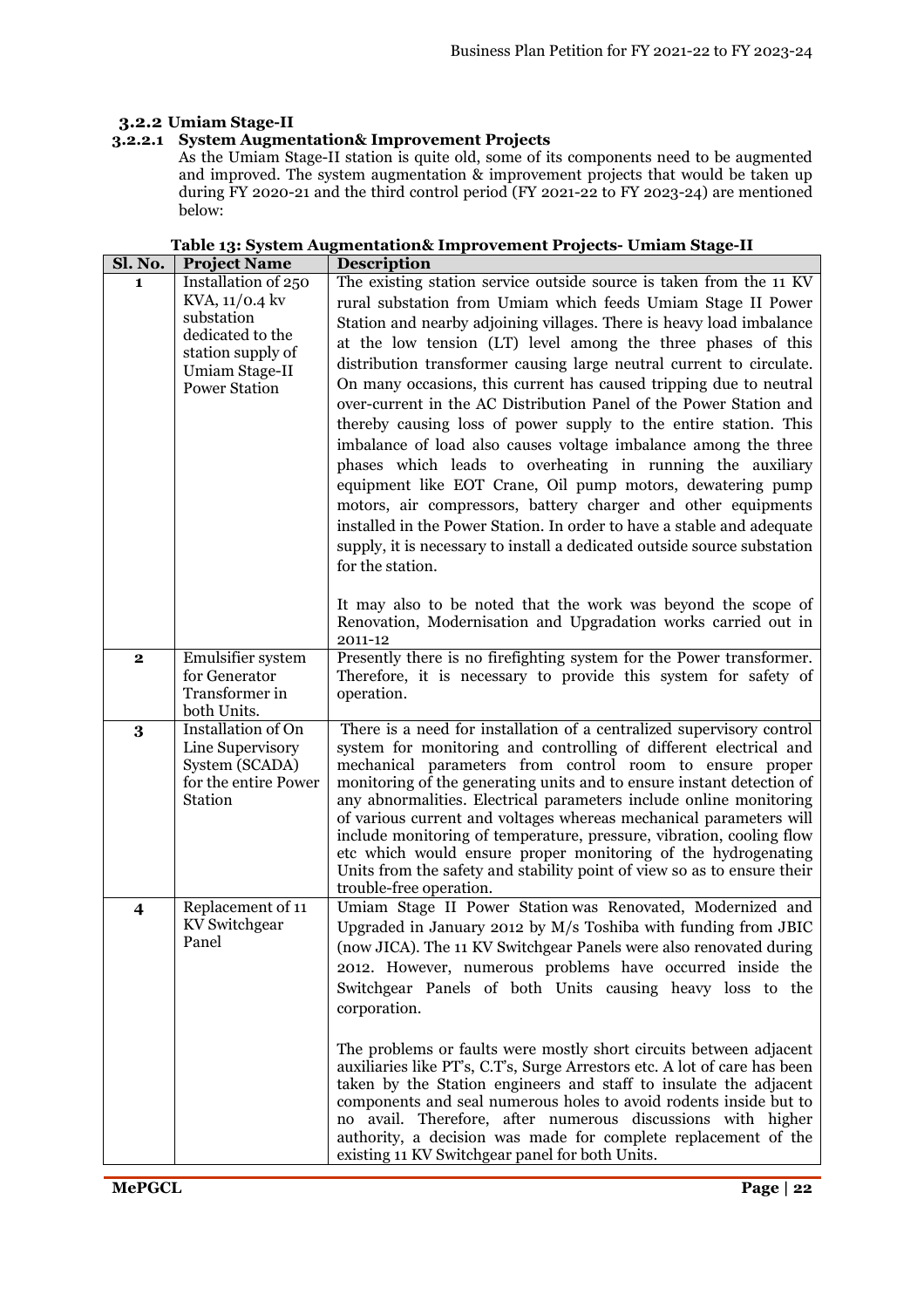### 3.2.2 Umiam Stage-II

#### 3.2.2.1 System Augmentation& Improvement Projects

As the Umiam Stage-II station is quite old, some of its components need to be augmented and improved. The system augmentation & improvement projects that would be taken up during FY 2020-21 and the third control period (FY 2021-22 to FY 2023-24) are mentioned below:

**Table 13: System Augmentation& Improvement Projects- Umiam Stage-II**

| Sl. No. | Project Name | Description |
|---|---|---|
| 1 | Installation of 250 KVA, 11/0.4 kv substation dedicated to the station supply of Umiam Stage-II Power Station | The existing station service outside source is taken from the 11 KV rural substation from Umiam which feeds Umiam Stage II Power Station and nearby adjoining villages. There is heavy load imbalance at the low tension (LT) level among the three phases of this distribution transformer causing large neutral current to circulate. On many occasions, this current has caused tripping due to neutral over-current in the AC Distribution Panel of the Power Station and thereby causing loss of power supply to the entire station. This imbalance of load also causes voltage imbalance among the three phases which leads to overheating in running the auxiliary equipment like EOT Crane, Oil pump motors, dewatering pump motors, air compressors, battery charger and other equipments installed in the Power Station. In order to have a stable and adequate supply, it is necessary to install a dedicated outside source substation for the station.<br><br>It may also to be noted that the work was beyond the scope of Renovation, Modernisation and Upgradation works carried out in 2011-12 |
| 2 | Emulsifier system for Generator Transformer in both Units. | Presently there is no firefighting system for the Power transformer. Therefore, it is necessary to provide this system for safety of operation. |
| 3 | Installation of On Line Supervisory System (SCADA) for the entire Power Station | There is a need for installation of a centralized supervisory control system for monitoring and controlling of different electrical and mechanical parameters from control room to ensure proper monitoring of the generating units and to ensure instant detection of any abnormalities. Electrical parameters include online monitoring of various current and voltages whereas mechanical parameters will include monitoring of temperature, pressure, vibration, cooling flow etc which would ensure proper monitoring of the hydrogenating Units from the safety and stability point of view so as to ensure their trouble-free operation. |
| 4 | Replacement of 11 KV Switchgear Panel | Umiam Stage II Power Station was Renovated, Modernized and Upgraded in January 2012 by M/s Toshiba with funding from JBIC (now JICA). The 11 KV Switchgear Panels were also renovated during 2012. However, numerous problems have occurred inside the Switchgear Panels of both Units causing heavy loss to the corporation.<br><br>The problems or faults were mostly short circuits between adjacent auxiliaries like PT's, C.T's, Surge Arrestors etc. A lot of care has been taken by the Station engineers and staff to insulate the adjacent components and seal numerous holes to avoid rodents inside but to no avail. Therefore, after numerous discussions with higher authority, a decision was made for complete replacement of the existing 11 KV Switchgear panel for both Units. |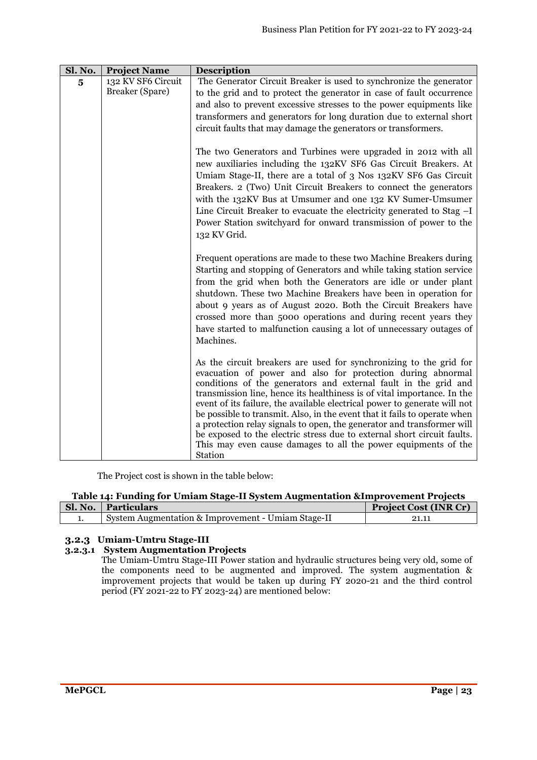| Sl. No. | Project Name | Description |
|---|---|---|
| 5 | 132 KV SF6 Circuit Breaker (Spare) | The Generator Circuit Breaker is used to synchronize the generator to the grid and to protect the generator in case of fault occurrence and also to prevent excessive stresses to the power equipments like transformers and generators for long duration due to external short circuit faults that may damage the generators or transformers.<br><br>The two Generators and Turbines were upgraded in 2012 with all new auxiliaries including the 132KV SF6 Gas Circuit Breakers. At Umiam Stage-II, there are a total of 3 Nos 132KV SF6 Gas Circuit Breakers. 2 (Two) Unit Circuit Breakers to connect the generators with the 132KV Bus at Umsumer and one 132 KV Sumer-Umsumer Line Circuit Breaker to evacuate the electricity generated to Stag –I Power Station switchyard for onward transmission of power to the 132 KV Grid.<br><br>Frequent operations are made to these two Machine Breakers during Starting and stopping of Generators and while taking station service from the grid when both the Generators are idle or under plant shutdown. These two Machine Breakers have been in operation for about 9 years as of August 2020. Both the Circuit Breakers have crossed more than 5000 operations and during recent years they have started to malfunction causing a lot of unnecessary outages of Machines.<br><br>As the circuit breakers are used for synchronizing to the grid for evacuation of power and also for protection during abnormal conditions of the generators and external fault in the grid and transmission line, hence its healthiness is of vital importance. In the event of its failure, the available electrical power to generate will not be possible to transmit. Also, in the event that it fails to operate when a protection relay signals to open, the generator and transformer will be exposed to the electric stress due to external short circuit faults. This may even cause damages to all the power equipments of the Station |

The Project cost is shown in the table below:

**Table 14: Funding for Umiam Stage-II System Augmentation &Improvement Projects**

| Sl. No. | Particulars | Project Cost (INR Cr) |
|---|---|---|
| 1. | System Augmentation & Improvement - Umiam Stage-II | 21.11 |

### 3.2.3 Umiam-Umtru Stage-III

#### 3.2.3.1 System Augmentation Projects

The Umiam-Umtru Stage-III Power station and hydraulic structures being very old, some of the components need to be augmented and improved. The system augmentation & improvement projects that would be taken up during FY 2020-21 and the third control period (FY 2021-22 to FY 2023-24) are mentioned below: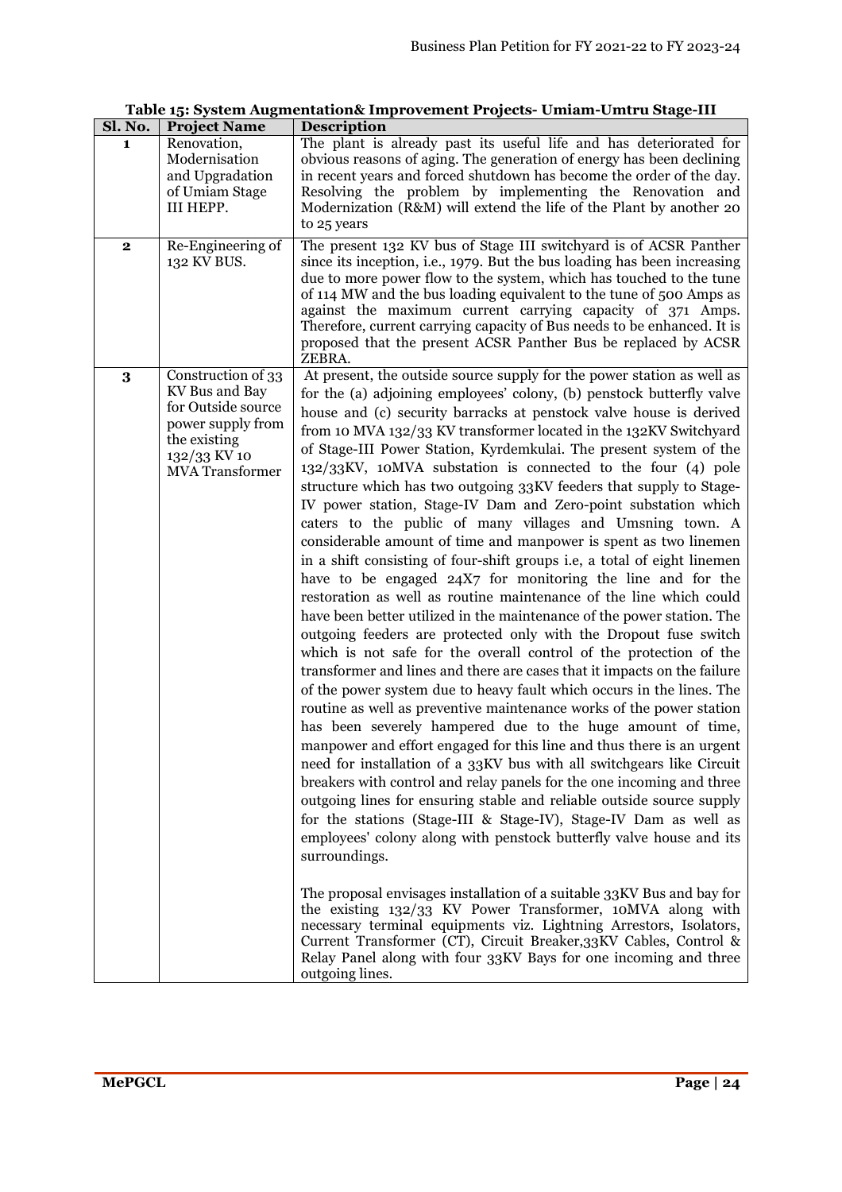**Table 15: System Augmentation& Improvement Projects- Umiam-Umtru Stage-III**

| Sl. No. | Project Name | Description |
|---|---|---|
| 1 | Renovation, Modernisation and Upgradation of Umiam Stage III HEPP. | The plant is already past its useful life and has deteriorated for obvious reasons of aging. The generation of energy has been declining in recent years and forced shutdown has become the order of the day. Resolving the problem by implementing the Renovation and Modernization (R&M) will extend the life of the Plant by another 20 to 25 years |
| 2 | Re-Engineering of 132 KV BUS. | The present 132 KV bus of Stage III switchyard is of ACSR Panther since its inception, i.e., 1979. But the bus loading has been increasing due to more power flow to the system, which has touched to the tune of 114 MW and the bus loading equivalent to the tune of 500 Amps as against the maximum current carrying capacity of 371 Amps. Therefore, current carrying capacity of Bus needs to be enhanced. It is proposed that the present ACSR Panther Bus be replaced by ACSR ZEBRA. |
| 3 | Construction of 33 KV Bus and Bay for Outside source power supply from the existing 132/33 KV 10 MVA Transformer | At present, the outside source supply for the power station as well as for the (a) adjoining employees' colony, (b) penstock butterfly valve house and (c) security barracks at penstock valve house is derived from 10 MVA 132/33 KV transformer located in the 132KV Switchyard of Stage-III Power Station, Kyrdemkulai. The present system of the 132/33KV, 10MVA substation is connected to the four (4) pole structure which has two outgoing 33KV feeders that supply to Stage-IV power station, Stage-IV Dam and Zero-point substation which caters to the public of many villages and Umsning town. A considerable amount of time and manpower is spent as two linemen in a shift consisting of four-shift groups i.e, a total of eight linemen have to be engaged 24X7 for monitoring the line and for the restoration as well as routine maintenance of the line which could have been better utilized in the maintenance of the power station. The outgoing feeders are protected only with the Dropout fuse switch which is not safe for the overall control of the protection of the transformer and lines and there are cases that it impacts on the failure of the power system due to heavy fault which occurs in the lines. The routine as well as preventive maintenance works of the power station has been severely hampered due to the huge amount of time, manpower and effort engaged for this line and thus there is an urgent need for installation of a 33KV bus with all switchgears like Circuit breakers with control and relay panels for the one incoming and three outgoing lines for ensuring stable and reliable outside source supply for the stations (Stage-III & Stage-IV), Stage-IV Dam as well as employees' colony along with penstock butterfly valve house and its surroundings.<br><br>The proposal envisages installation of a suitable 33KV Bus and bay for the existing 132/33 KV Power Transformer, 10MVA along with necessary terminal equipments viz. Lightning Arrestors, Isolators, Current Transformer (CT), Circuit Breaker,33KV Cables, Control & Relay Panel along with four 33KV Bays for one incoming and three outgoing lines. |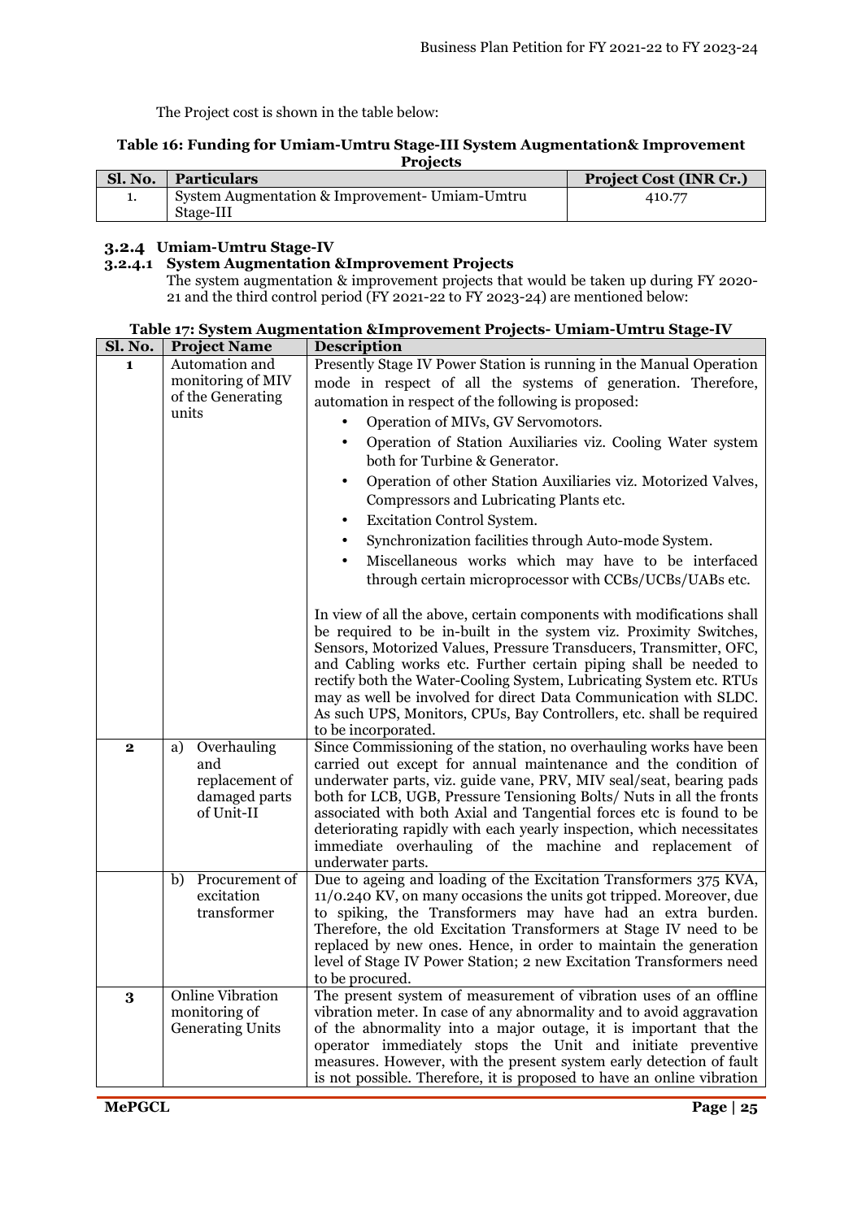The Project cost is shown in the table below:

**Table 16: Funding for Umiam-Umtru Stage-III System Augmentation& Improvement Projects**

| Sl. No. | Particulars | Project Cost (INR Cr.) |
|---|---|---|
| 1. | System Augmentation & Improvement- Umiam-Umtru Stage-III | 410.77 |

### 3.2.4 Umiam-Umtru Stage-IV

#### 3.2.4.1 System Augmentation &Improvement Projects

The system augmentation & improvement projects that would be taken up during FY 2020-21 and the third control period (FY 2021-22 to FY 2023-24) are mentioned below:

**Table 17: System Augmentation &Improvement Projects- Umiam-Umtru Stage-IV**

| Sl. No. | Project Name | Description |
|---|---|---|
| 1 | Automation and monitoring of MIV of the Generating units | Presently Stage IV Power Station is running in the Manual Operation mode in respect of all the systems of generation. Therefore, automation in respect of the following is proposed:<br>• Operation of MIVs, GV Servomotors.<br>• Operation of Station Auxiliaries viz. Cooling Water system both for Turbine & Generator.<br>• Operation of other Station Auxiliaries viz. Motorized Valves, Compressors and Lubricating Plants etc.<br>• Excitation Control System.<br>• Synchronization facilities through Auto-mode System.<br>• Miscellaneous works which may have to be interfaced through certain microprocessor with CCBs/UCBs/UABs etc.<br><br>In view of all the above, certain components with modifications shall be required to be in-built in the system viz. Proximity Switches, Sensors, Motorized Values, Pressure Transducers, Transmitter, OFC, and Cabling works etc. Further certain piping shall be needed to rectify both the Water-Cooling System, Lubricating System etc. RTUs may as well be involved for direct Data Communication with SLDC. As such UPS, Monitors, CPUs, Bay Controllers, etc. shall be required to be incorporated. |
| 2 | a) Overhauling and replacement of damaged parts of Unit-II | Since Commissioning of the station, no overhauling works have been carried out except for annual maintenance and the condition of underwater parts, viz. guide vane, PRV, MIV seal/seat, bearing pads both for LCB, UGB, Pressure Tensioning Bolts/ Nuts in all the fronts associated with both Axial and Tangential forces etc is found to be deteriorating rapidly with each yearly inspection, which necessitates immediate overhauling of the machine and replacement of underwater parts. |
| | b) Procurement of excitation transformer | Due to ageing and loading of the Excitation Transformers 375 KVA, 11/0.240 KV, on many occasions the units got tripped. Moreover, due to spiking, the Transformers may have had an extra burden. Therefore, the old Excitation Transformers at Stage IV need to be replaced by new ones. Hence, in order to maintain the generation level of Stage IV Power Station; 2 new Excitation Transformers need to be procured. |
| 3 | Online Vibration monitoring of Generating Units | The present system of measurement of vibration uses of an offline vibration meter. In case of any abnormality and to avoid aggravation of the abnormality into a major outage, it is important that the operator immediately stops the Unit and initiate preventive measures. However, with the present system early detection of fault is not possible. Therefore, it is proposed to have an online vibration |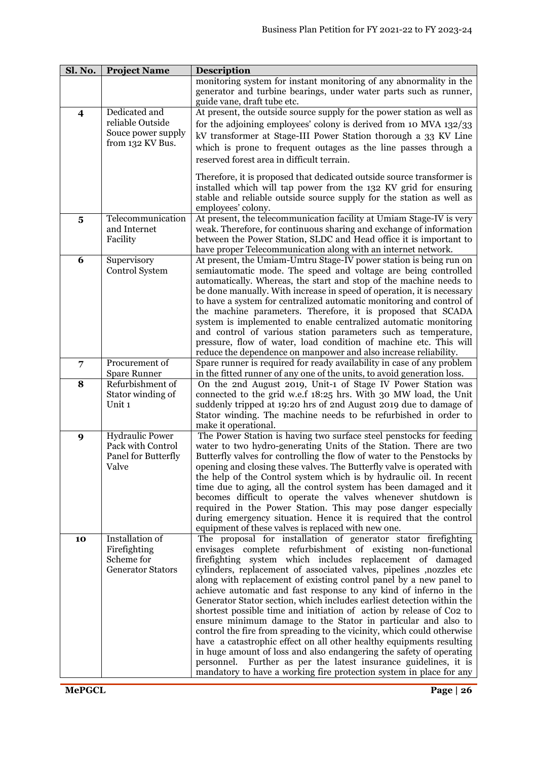| Sl. No. | Project Name | Description |
|---|---|---|
| | | monitoring system for instant monitoring of any abnormality in the generator and turbine bearings, under water parts such as runner, guide vane, draft tube etc. |
| **4** | Dedicated and reliable Outside Souce power supply from 132 KV Bus. | At present, the outside source supply for the power station as well as for the adjoining employees' colony is derived from 10 MVA 132/33 kV transformer at Stage-III Power Station thorough a 33 KV Line which is prone to frequent outages as the line passes through a reserved forest area in difficult terrain.<br><br>Therefore, it is proposed that dedicated outside source transformer is installed which will tap power from the 132 KV grid for ensuring stable and reliable outside source supply for the station as well as employees' colony. |
| **5** | Telecommunication and Internet Facility | At present, the telecommunication facility at Umiam Stage-IV is very weak. Therefore, for continuous sharing and exchange of information between the Power Station, SLDC and Head office it is important to have proper Telecommunication along with an internet network. |
| **6** | Supervisory Control System | At present, the Umiam-Umtru Stage-IV power station is being run on semiautomatic mode. The speed and voltage are being controlled automatically. Whereas, the start and stop of the machine needs to be done manually. With increase in speed of operation, it is necessary to have a system for centralized automatic monitoring and control of the machine parameters. Therefore, it is proposed that SCADA system is implemented to enable centralized automatic monitoring and control of various station parameters such as temperature, pressure, flow of water, load condition of machine etc. This will reduce the dependence on manpower and also increase reliability. |
| **7** | Procurement of Spare Runner | Spare runner is required for ready availability in case of any problem in the fitted runner of any one of the units, to avoid generation loss. |
| **8** | Refurbishment of Stator winding of Unit 1 | On the 2nd August 2019, Unit-1 of Stage IV Power Station was connected to the grid w.e.f 18:25 hrs. With 30 MW load, the Unit suddenly tripped at 19:20 hrs of 2nd August 2019 due to damage of Stator winding. The machine needs to be refurbished in order to make it operational. |
| **9** | Hydraulic Power Pack with Control Panel for Butterfly Valve | The Power Station is having two surface steel penstocks for feeding water to two hydro-generating Units of the Station. There are two Butterfly valves for controlling the flow of water to the Penstocks by opening and closing these valves. The Butterfly valve is operated with the help of the Control system which is by hydraulic oil. In recent time due to aging, all the control system has been damaged and it becomes difficult to operate the valves whenever shutdown is required in the Power Station. This may pose danger especially during emergency situation. Hence it is required that the control equipment of these valves is replaced with new one. |
| **10** | Installation of Firefighting Scheme for Generator Stators | The proposal for installation of generator stator firefighting envisages complete refurbishment of existing non-functional firefighting system which includes replacement of damaged cylinders, replacement of associated valves, pipelines ,nozzles etc along with replacement of existing control panel by a new panel to achieve automatic and fast response to any kind of inferno in the Generator Stator section, which includes earliest detection within the shortest possible time and initiation of action by release of Co2 to ensure minimum damage to the Stator in particular and also to control the fire from spreading to the vicinity, which could otherwise have a catastrophic effect on all other healthy equipments resulting in huge amount of loss and also endangering the safety of operating personnel. Further as per the latest insurance guidelines, it is mandatory to have a working fire protection system in place for any |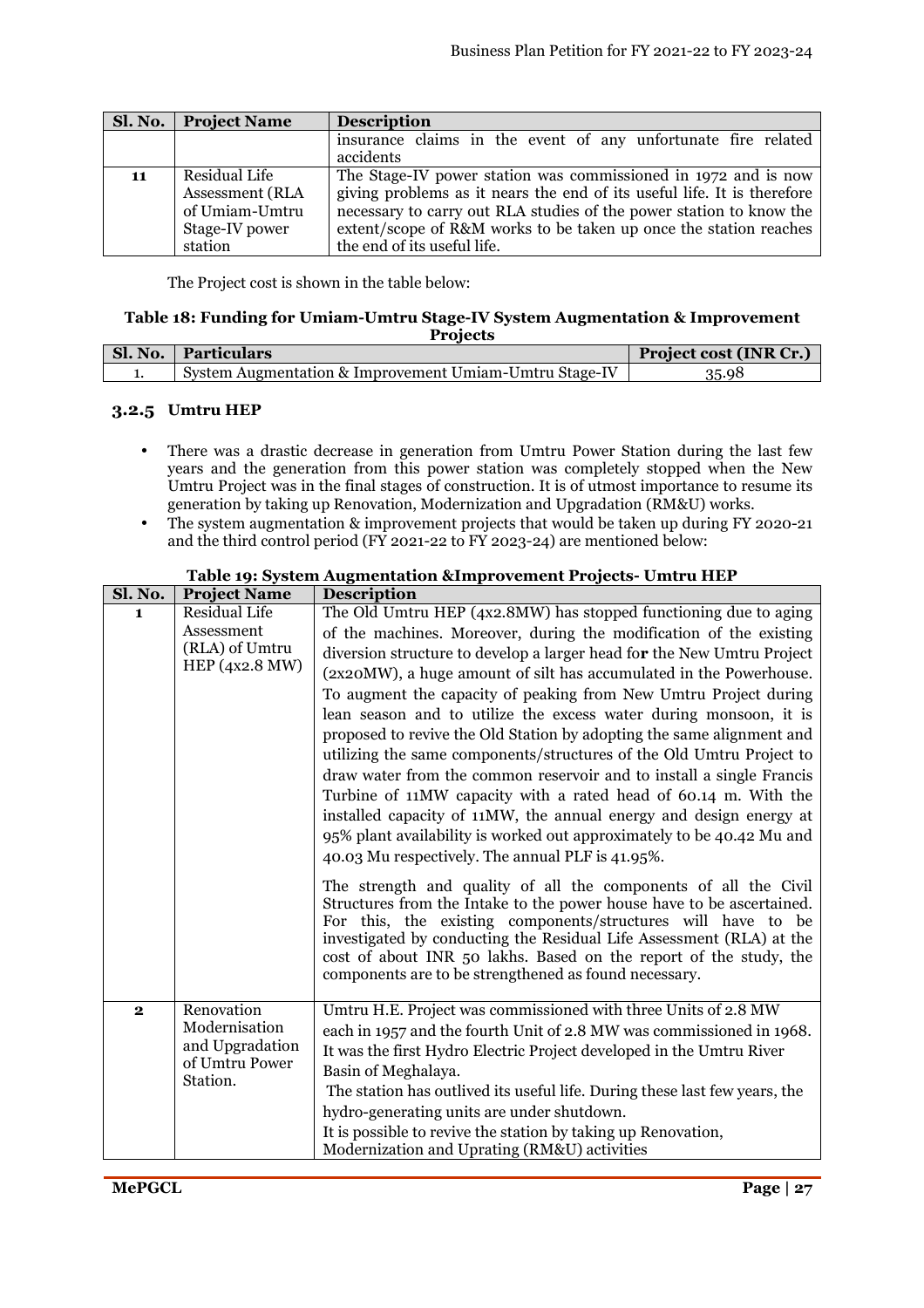| Sl. No. | Project Name | Description |
|---|---|---|
| | | insurance claims in the event of any unfortunate fire related accidents |
| 11 | Residual Life Assessment (RLA of Umiam-Umtru Stage-IV power station | The Stage-IV power station was commissioned in 1972 and is now giving problems as it nears the end of its useful life. It is therefore necessary to carry out RLA studies of the power station to know the extent/scope of R&M works to be taken up once the station reaches the end of its useful life. |

The Project cost is shown in the table below:

**Table 18: Funding for Umiam-Umtru Stage-IV System Augmentation & Improvement Projects**

| Sl. No. | Particulars | Project cost (INR Cr.) |
|---|---|---|
| 1. | System Augmentation & Improvement Umiam-Umtru Stage-IV | 35.98 |

### 3.2.5 Umtru HEP

- There was a drastic decrease in generation from Umtru Power Station during the last few years and the generation from this power station was completely stopped when the New Umtru Project was in the final stages of construction. It is of utmost importance to resume its generation by taking up Renovation, Modernization and Upgradation (RM&U) works.
- The system augmentation & improvement projects that would be taken up during FY 2020-21 and the third control period (FY 2021-22 to FY 2023-24) are mentioned below:

**Table 19: System Augmentation &Improvement Projects- Umtru HEP**

| Sl. No. | Project Name | Description |
|---|---|---|
| 1 | Residual Life Assessment (RLA) of Umtru HEP (4x2.8 MW) | The Old Umtru HEP (4x2.8MW) has stopped functioning due to aging of the machines. Moreover, during the modification of the existing diversion structure to develop a larger head for the New Umtru Project (2x20MW), a huge amount of silt has accumulated in the Powerhouse. To augment the capacity of peaking from New Umtru Project during lean season and to utilize the excess water during monsoon, it is proposed to revive the Old Station by adopting the same alignment and utilizing the same components/structures of the Old Umtru Project to draw water from the common reservoir and to install a single Francis Turbine of 11MW capacity with a rated head of 60.14 m. With the installed capacity of 11MW, the annual energy and design energy at 95% plant availability is worked out approximately to be 40.42 Mu and 40.03 Mu respectively. The annual PLF is 41.95%.<br><br>The strength and quality of all the components of all the Civil Structures from the Intake to the power house have to be ascertained. For this, the existing components/structures will have to be investigated by conducting the Residual Life Assessment (RLA) at the cost of about INR 50 lakhs. Based on the report of the study, the components are to be strengthened as found necessary. |
| 2 | Renovation Modernisation and Upgradation of Umtru Power Station. | Umtru H.E. Project was commissioned with three Units of 2.8 MW each in 1957 and the fourth Unit of 2.8 MW was commissioned in 1968. It was the first Hydro Electric Project developed in the Umtru River Basin of Meghalaya.<br>The station has outlived its useful life. During these last few years, the hydro-generating units are under shutdown.<br>It is possible to revive the station by taking up Renovation, Modernization and Uprating (RM&U) activities |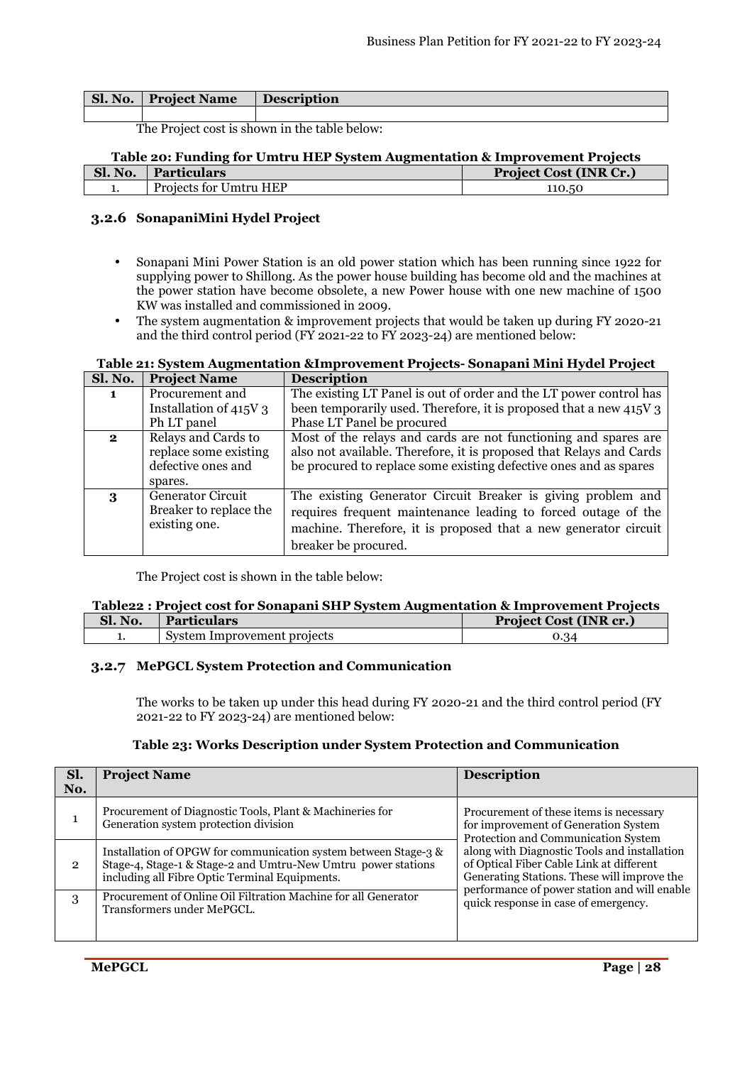| Sl. No. | Project Name | Description |
|---|---|---|
| | | |

The Project cost is shown in the table below:

**Table 20: Funding for Umtru HEP System Augmentation & Improvement Projects**

| Sl. No. | Particulars | Project Cost (INR Cr.) |
|---|---|---|
| 1. | Projects for Umtru HEP | 110.50 |

### 3.2.6 SonapaniMini Hydel Project

- Sonapani Mini Power Station is an old power station which has been running since 1922 for supplying power to Shillong. As the power house building has become old and the machines at the power station have become obsolete, a new Power house with one new machine of 1500 KW was installed and commissioned in 2009.
- The system augmentation & improvement projects that would be taken up during FY 2020-21 and the third control period (FY 2021-22 to FY 2023-24) are mentioned below:

**Table 21: System Augmentation &Improvement Projects- Sonapani Mini Hydel Project**

| Sl. No. | Project Name | Description |
|---|---|---|
| **1** | Procurement and Installation of 415V 3 Ph LT panel | The existing LT Panel is out of order and the LT power control has been temporarily used. Therefore, it is proposed that a new 415V 3 Phase LT Panel be procured |
| **2** | Relays and Cards to replace some existing defective ones and spares. | Most of the relays and cards are not functioning and spares are also not available. Therefore, it is proposed that Relays and Cards be procured to replace some existing defective ones and as spares |
| **3** | Generator Circuit Breaker to replace the existing one. | The existing Generator Circuit Breaker is giving problem and requires frequent maintenance leading to forced outage of the machine. Therefore, it is proposed that a new generator circuit breaker be procured. |

The Project cost is shown in the table below:

**Table22 : Project cost for Sonapani SHP System Augmentation & Improvement Projects**

| Sl. No. | Particulars | Project Cost (INR cr.) |
|---|---|---|
| 1. | System Improvement projects | 0.34 |

### 3.2.7 MePGCL System Protection and Communication

The works to be taken up under this head during FY 2020-21 and the third control period (FY 2021-22 to FY 2023-24) are mentioned below:

**Table 23: Works Description under System Protection and Communication**

| Sl. No. | Project Name | Description |
|---|---|---|
| 1 | Procurement of Diagnostic Tools, Plant & Machineries for Generation system protection division | Procurement of these items is necessary for improvement of Generation System Protection and Communication System along with Diagnostic Tools and installation of Optical Fiber Cable Link at different Generating Stations. These will improve the performance of power station and will enable quick response in case of emergency. |
| 2 | Installation of OPGW for communication system between Stage-3 & Stage-4, Stage-1 & Stage-2 and Umtru-New Umtru power stations including all Fibre Optic Terminal Equipments. | |
| 3 | Procurement of Online Oil Filtration Machine for all Generator Transformers under MePGCL. | |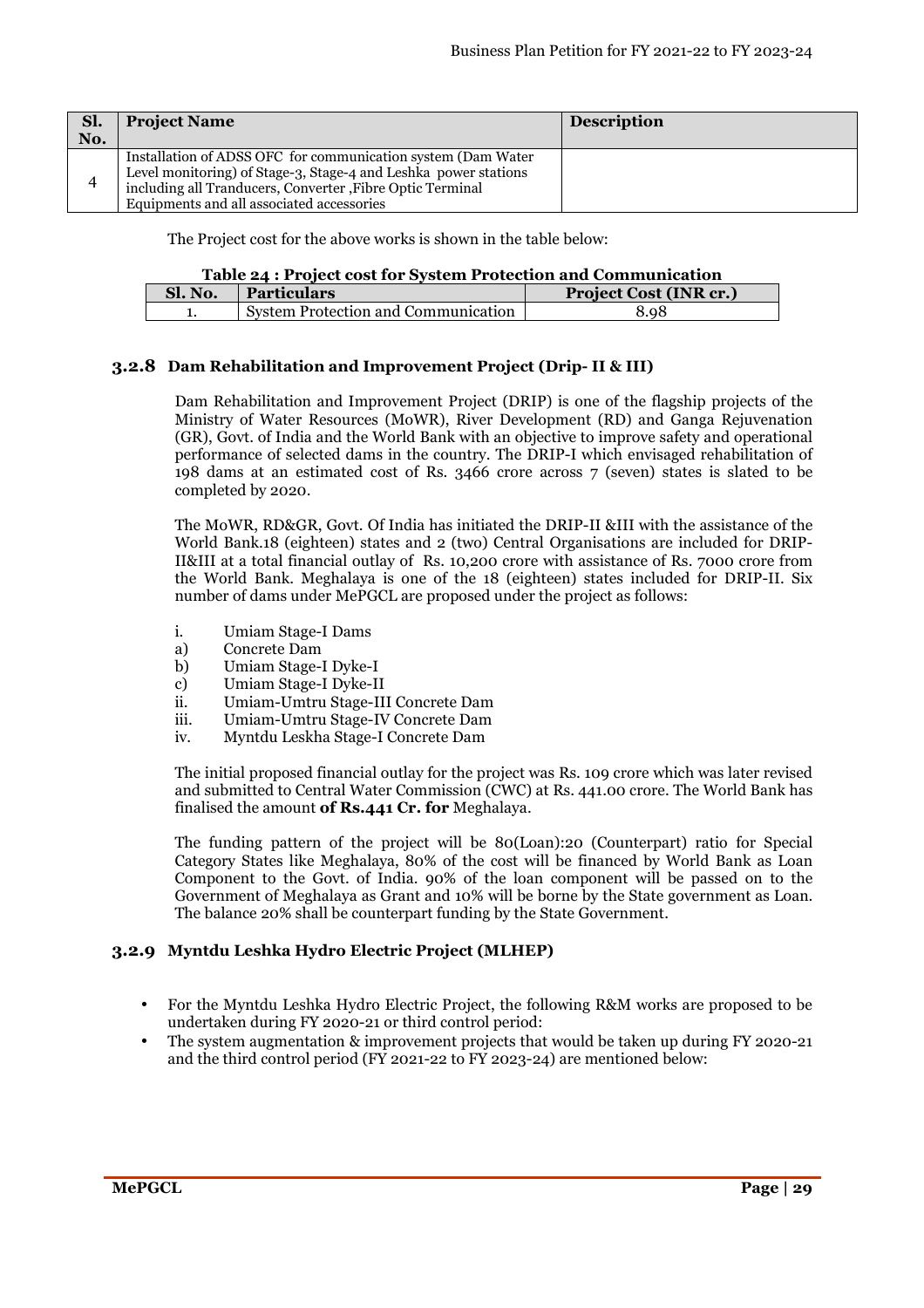| Sl. No. | Project Name | Description |
|---|---|---|
| 4 | Installation of ADSS OFC for communication system (Dam Water Level monitoring) of Stage-3, Stage-4 and Leshka power stations including all Tranducers, Converter ,Fibre Optic Terminal Equipments and all associated accessories | |

The Project cost for the above works is shown in the table below:

**Table 24 : Project cost for System Protection and Communication**

| Sl. No. | Particulars | Project Cost (INR cr.) |
|---|---|---|
| 1. | System Protection and Communication | 8.98 |

### 3.2.8 Dam Rehabilitation and Improvement Project (Drip- II & III)

Dam Rehabilitation and Improvement Project (DRIP) is one of the flagship projects of the Ministry of Water Resources (MoWR), River Development (RD) and Ganga Rejuvenation (GR), Govt. of India and the World Bank with an objective to improve safety and operational performance of selected dams in the country. The DRIP-I which envisaged rehabilitation of 198 dams at an estimated cost of Rs. 3466 crore across 7 (seven) states is slated to be completed by 2020.

The MoWR, RD&GR, Govt. Of India has initiated the DRIP-II &III with the assistance of the World Bank.18 (eighteen) states and 2 (two) Central Organisations are included for DRIP-II&III at a total financial outlay of Rs. 10,200 crore with assistance of Rs. 7000 crore from the World Bank. Meghalaya is one of the 18 (eighteen) states included for DRIP-II. Six number of dams under MePGCL are proposed under the project as follows:

i. Umiam Stage-I Dams
a) Concrete Dam
b) Umiam Stage-I Dyke-I
c) Umiam Stage-I Dyke-II
ii. Umiam-Umtru Stage-III Concrete Dam
iii. Umiam-Umtru Stage-IV Concrete Dam
iv. Myntdu Leskha Stage-I Concrete Dam

The initial proposed financial outlay for the project was Rs. 109 crore which was later revised and submitted to Central Water Commission (CWC) at Rs. 441.00 crore. The World Bank has finalised the amount **of Rs.441 Cr. for** Meghalaya.

The funding pattern of the project will be 80(Loan):20 (Counterpart) ratio for Special Category States like Meghalaya, 80% of the cost will be financed by World Bank as Loan Component to the Govt. of India. 90% of the loan component will be passed on to the Government of Meghalaya as Grant and 10% will be borne by the State government as Loan. The balance 20% shall be counterpart funding by the State Government.

### 3.2.9 Myntdu Leshka Hydro Electric Project (MLHEP)

- For the Myntdu Leshka Hydro Electric Project, the following R&M works are proposed to be undertaken during FY 2020-21 or third control period:
- The system augmentation & improvement projects that would be taken up during FY 2020-21 and the third control period (FY 2021-22 to FY 2023-24) are mentioned below: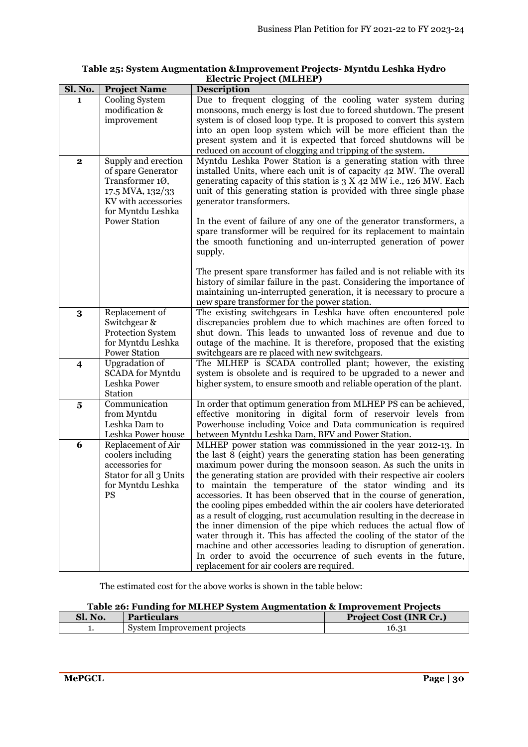**Table 25: System Augmentation &Improvement Projects- Myntdu Leshka Hydro Electric Project (MLHEP)**

| Sl. No. | Project Name | Description |
|---|---|---|
| 1 | Cooling System modification & improvement | Due to frequent clogging of the cooling water system during monsoons, much energy is lost due to forced shutdown. The present system is of closed loop type. It is proposed to convert this system into an open loop system which will be more efficient than the present system and it is expected that forced shutdowns will be reduced on account of clogging and tripping of the system. |
| 2 | Supply and erection of spare Generator Transformer 1Ø, 17.5 MVA, 132/33 KV with accessories for Myntdu Leshka Power Station | Myntdu Leshka Power Station is a generating station with three installed Units, where each unit is of capacity 42 MW. The overall generating capacity of this station is 3 X 42 MW i.e., 126 MW. Each unit of this generating station is provided with three single phase generator transformers.<br><br>In the event of failure of any one of the generator transformers, a spare transformer will be required for its replacement to maintain the smooth functioning and un-interrupted generation of power supply.<br><br>The present spare transformer has failed and is not reliable with its history of similar failure in the past. Considering the importance of maintaining un-interrupted generation, it is necessary to procure a new spare transformer for the power station. |
| 3 | Replacement of Switchgear & Protection System for Myntdu Leshka Power Station | The existing switchgears in Leshka have often encountered pole discrepancies problem due to which machines are often forced to shut down. This leads to unwanted loss of revenue and due to outage of the machine. It is therefore, proposed that the existing switchgears are re placed with new switchgears. |
| 4 | Upgradation of SCADA for Myntdu Leshka Power Station | The MLHEP is SCADA controlled plant; however, the existing system is obsolete and is required to be upgraded to a newer and higher system, to ensure smooth and reliable operation of the plant. |
| 5 | Communication from Myntdu Leshka Dam to Leshka Power house | In order that optimum generation from MLHEP PS can be achieved, effective monitoring in digital form of reservoir levels from Powerhouse including Voice and Data communication is required between Myntdu Leshka Dam, BFV and Power Station. |
| 6 | Replacement of Air coolers including accessories for Stator for all 3 Units for Myntdu Leshka PS | MLHEP power station was commissioned in the year 2012-13. In the last 8 (eight) years the generating station has been generating maximum power during the monsoon season. As such the units in the generating station are provided with their respective air coolers to maintain the temperature of the stator winding and its accessories. It has been observed that in the course of generation, the cooling pipes embedded within the air coolers have deteriorated as a result of clogging, rust accumulation resulting in the decrease in the inner dimension of the pipe which reduces the actual flow of water through it. This has affected the cooling of the stator of the machine and other accessories leading to disruption of generation. In order to avoid the occurrence of such events in the future, replacement for air coolers are required. |

The estimated cost for the above works is shown in the table below:

**Table 26: Funding for MLHEP System Augmentation & Improvement Projects**

| Sl. No. | Particulars | Project Cost (INR Cr.) |
|---|---|---|
| 1. | System Improvement projects | 16.31 |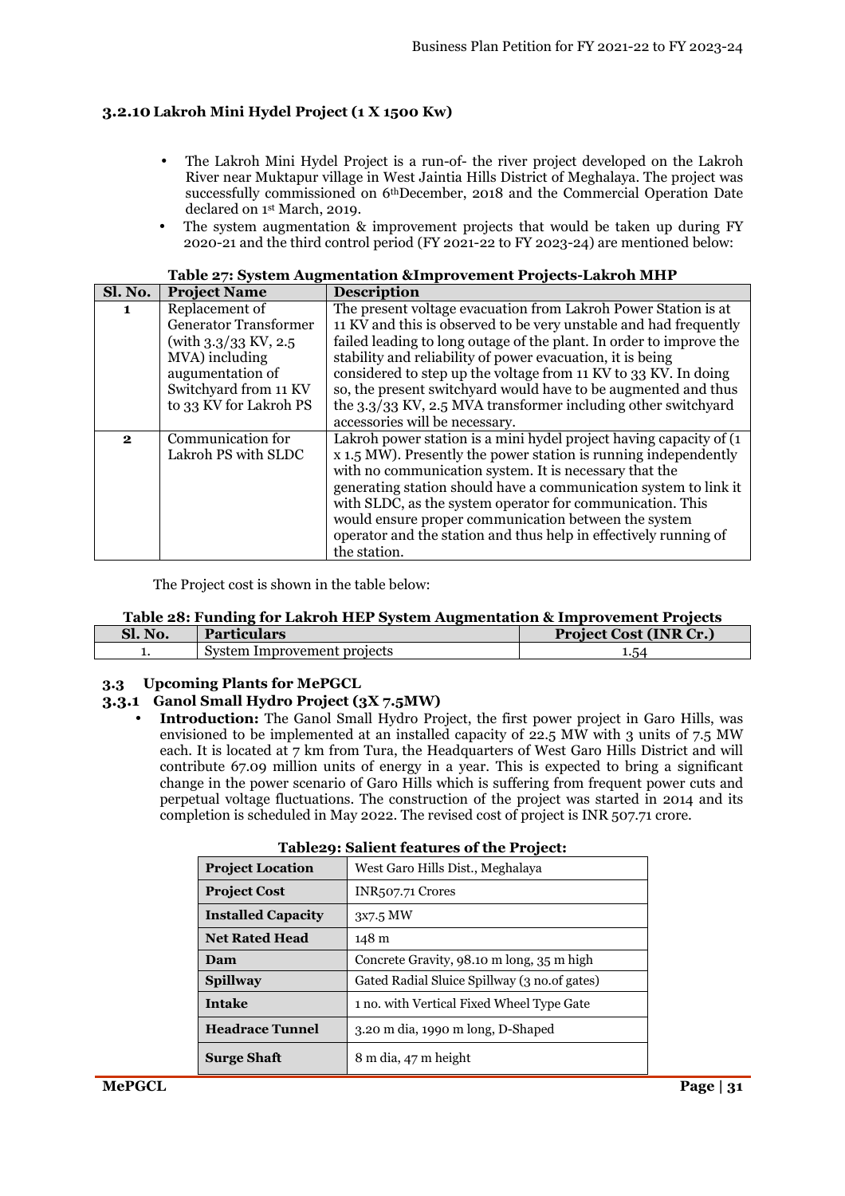### 3.2.10 Lakroh Mini Hydel Project (1 X 1500 Kw)

- The Lakroh Mini Hydel Project is a run-of- the river project developed on the Lakroh River near Muktapur village in West Jaintia Hills District of Meghalaya. The project was successfully commissioned on 6th December, 2018 and the Commercial Operation Date declared on 1st March, 2019.
- The system augmentation & improvement projects that would be taken up during FY 2020-21 and the third control period (FY 2021-22 to FY 2023-24) are mentioned below:

**Table 27: System Augmentation &Improvement Projects-Lakroh MHP**

| Sl. No. | Project Name | Description |
|---|---|---|
| 1 | Replacement of Generator Transformer (with 3.3/33 KV, 2.5 MVA) including augumentation of Switchyard from 11 KV to 33 KV for Lakroh PS | The present voltage evacuation from Lakroh Power Station is at 11 KV and this is observed to be very unstable and had frequently failed leading to long outage of the plant. In order to improve the stability and reliability of power evacuation, it is being considered to step up the voltage from 11 KV to 33 KV. In doing so, the present switchyard would have to be augmented and thus the 3.3/33 KV, 2.5 MVA transformer including other switchyard accessories will be necessary. |
| 2 | Communication for Lakroh PS with SLDC | Lakroh power station is a mini hydel project having capacity of (1 x 1.5 MW). Presently the power station is running independently with no communication system. It is necessary that the generating station should have a communication system to link it with SLDC, as the system operator for communication. This would ensure proper communication between the system operator and the station and thus help in effectively running of the station. |

The Project cost is shown in the table below:

**Table 28: Funding for Lakroh HEP System Augmentation & Improvement Projects**

| Sl. No. | Particulars | Project Cost (INR Cr.) |
|---|---|---|
| 1. | System Improvement projects | 1.54 |

## 3.3 Upcoming Plants for MePGCL

### 3.3.1 Ganol Small Hydro Project (3X 7.5MW)

- **Introduction:** The Ganol Small Hydro Project, the first power project in Garo Hills, was envisioned to be implemented at an installed capacity of 22.5 MW with 3 units of 7.5 MW each. It is located at 7 km from Tura, the Headquarters of West Garo Hills District and will contribute 67.09 million units of energy in a year. This is expected to bring a significant change in the power scenario of Garo Hills which is suffering from frequent power cuts and perpetual voltage fluctuations. The construction of the project was started in 2014 and its completion is scheduled in May 2022. The revised cost of project is INR 507.71 crore.

**Table29: Salient features of the Project:**

| | |
|---|---|
| **Project Location** | West Garo Hills Dist., Meghalaya |
| **Project Cost** | INR507.71 Crores |
| **Installed Capacity** | 3x7.5 MW |
| **Net Rated Head** | 148 m |
| **Dam** | Concrete Gravity, 98.10 m long, 35 m high |
| **Spillway** | Gated Radial Sluice Spillway (3 no.of gates) |
| **Intake** | 1 no. with Vertical Fixed Wheel Type Gate |
| **Headrace Tunnel** | 3.20 m dia, 1990 m long, D-Shaped |
| **Surge Shaft** | 8 m dia, 47 m height |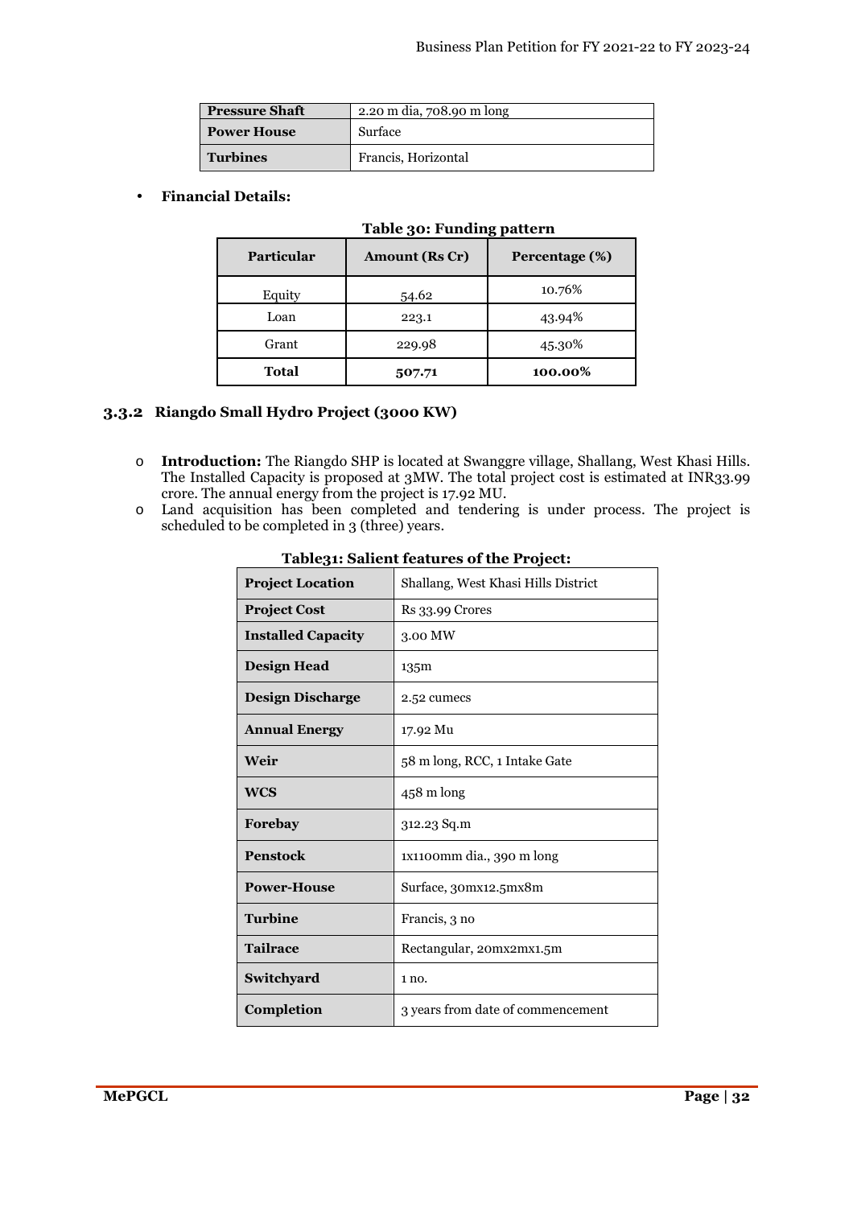| Pressure Shaft | 2.20 m dia, 708.90 m long |
|---|---|
| Power House | Surface |
| Turbines | Francis, Horizontal |

- **Financial Details:**

**Table 30: Funding pattern**

| Particular | Amount (Rs Cr) | Percentage (%) |
|---|---|---|
| Equity | 54.62 | 10.76% |
| Loan | 223.1 | 43.94% |
| Grant | 229.98 | 45.30% |
| **Total** | **507.71** | **100.00%** |

### 3.3.2 Riangdo Small Hydro Project (3000 KW)

- **Introduction:** The Riangdo SHP is located at Swanggre village, Shallang, West Khasi Hills. The Installed Capacity is proposed at 3MW. The total project cost is estimated at INR33.99 crore. The annual energy from the project is 17.92 MU.
- Land acquisition has been completed and tendering is under process. The project is scheduled to be completed in 3 (three) years.

**Table31: Salient features of the Project:**

| Project Location | Shallang, West Khasi Hills District |
|---|---|
| Project Cost | Rs 33.99 Crores |
| Installed Capacity | 3.00 MW |
| Design Head | 135m |
| Design Discharge | 2.52 cumecs |
| Annual Energy | 17.92 Mu |
| Weir | 58 m long, RCC, 1 Intake Gate |
| WCS | 458 m long |
| Forebay | 312.23 Sq.m |
| Penstock | 1x1100mm dia., 390 m long |
| Power-House | Surface, 30mx12.5mx8m |
| Turbine | Francis, 3 no |
| Tailrace | Rectangular, 20mx2mx1.5m |
| Switchyard | 1 no. |
| Completion | 3 years from date of commencement |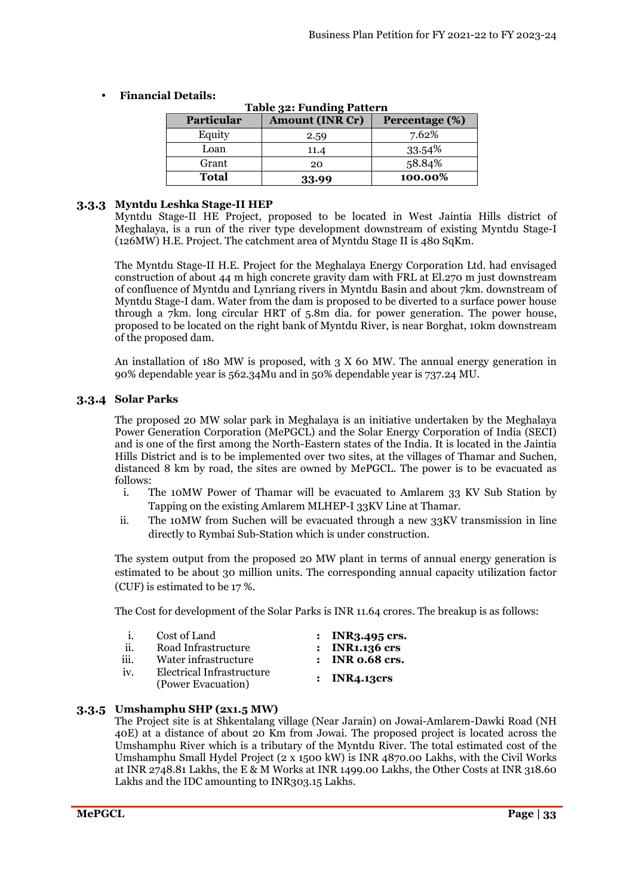- **Financial Details:**

**Table 32: Funding Pattern**

| Particular | Amount (INR Cr) | Percentage (%) |
|---|---|---|
| Equity | 2.59 | 7.62% |
| Loan | 11.4 | 33.54% |
| Grant | 20 | 58.84% |
| **Total** | **33.99** | **100.00%** |

### 3.3.3 Myntdu Leshka Stage-II HEP

Myntdu Stage-II HE Project, proposed to be located in West Jaintia Hills district of Meghalaya, is a run of the river type development downstream of existing Myntdu Stage-I (126MW) H.E. Project. The catchment area of Myntdu Stage II is 480 SqKm.

The Myntdu Stage-II H.E. Project for the Meghalaya Energy Corporation Ltd. had envisaged construction of about 44 m high concrete gravity dam with FRL at El.270 m just downstream of confluence of Myntdu and Lynriang rivers in Myntdu Basin and about 7km. downstream of Myntdu Stage-I dam. Water from the dam is proposed to be diverted to a surface power house through a 7km. long circular HRT of 5.8m dia. for power generation. The power house, proposed to be located on the right bank of Myntdu River, is near Borghat, 10km downstream of the proposed dam.

An installation of 180 MW is proposed, with 3 X 60 MW. The annual energy generation in 90% dependable year is 562.34Mu and in 50% dependable year is 737.24 MU.

### 3.3.4 Solar Parks

The proposed 20 MW solar park in Meghalaya is an initiative undertaken by the Meghalaya Power Generation Corporation (MePGCL) and the Solar Energy Corporation of India (SECI) and is one of the first among the North-Eastern states of the India. It is located in the Jaintia Hills District and is to be implemented over two sites, at the villages of Thamar and Suchen, distanced 8 km by road, the sites are owned by MePGCL. The power is to be evacuated as follows:

i. The 10MW Power of Thamar will be evacuated to Amlarem 33 KV Sub Station by Tapping on the existing Amlarem MLHEP-I 33KV Line at Thamar.
ii. The 10MW from Suchen will be evacuated through a new 33KV transmission in line directly to Rymbai Sub-Station which is under construction.

The system output from the proposed 20 MW plant in terms of annual energy generation is estimated to be about 30 million units. The corresponding annual capacity utilization factor (CUF) is estimated to be 17 %.

The Cost for development of the Solar Parks is INR 11.64 crores. The breakup is as follows:

i. Cost of Land : **INR3.495 crs.**
ii. Road Infrastructure : **INR1.136 crs**
iii. Water infrastructure : **INR 0.68 crs.**
iv. Electrical Infrastructure (Power Evacuation) : **INR4.13crs**

### 3.3.5 Umshamphu SHP (2x1.5 MW)

The Project site is at Shkentalang village (Near Jarain) on Jowai-Amlarem-Dawki Road (NH 40E) at a distance of about 20 Km from Jowai. The proposed project is located across the Umshamphu River which is a tributary of the Myntdu River. The total estimated cost of the Umshamphu Small Hydel Project (2 x 1500 kW) is INR 4870.00 Lakhs, with the Civil Works at INR 2748.81 Lakhs, the E & M Works at INR 1499.00 Lakhs, the Other Costs at INR 318.60 Lakhs and the IDC amounting to INR303.15 Lakhs.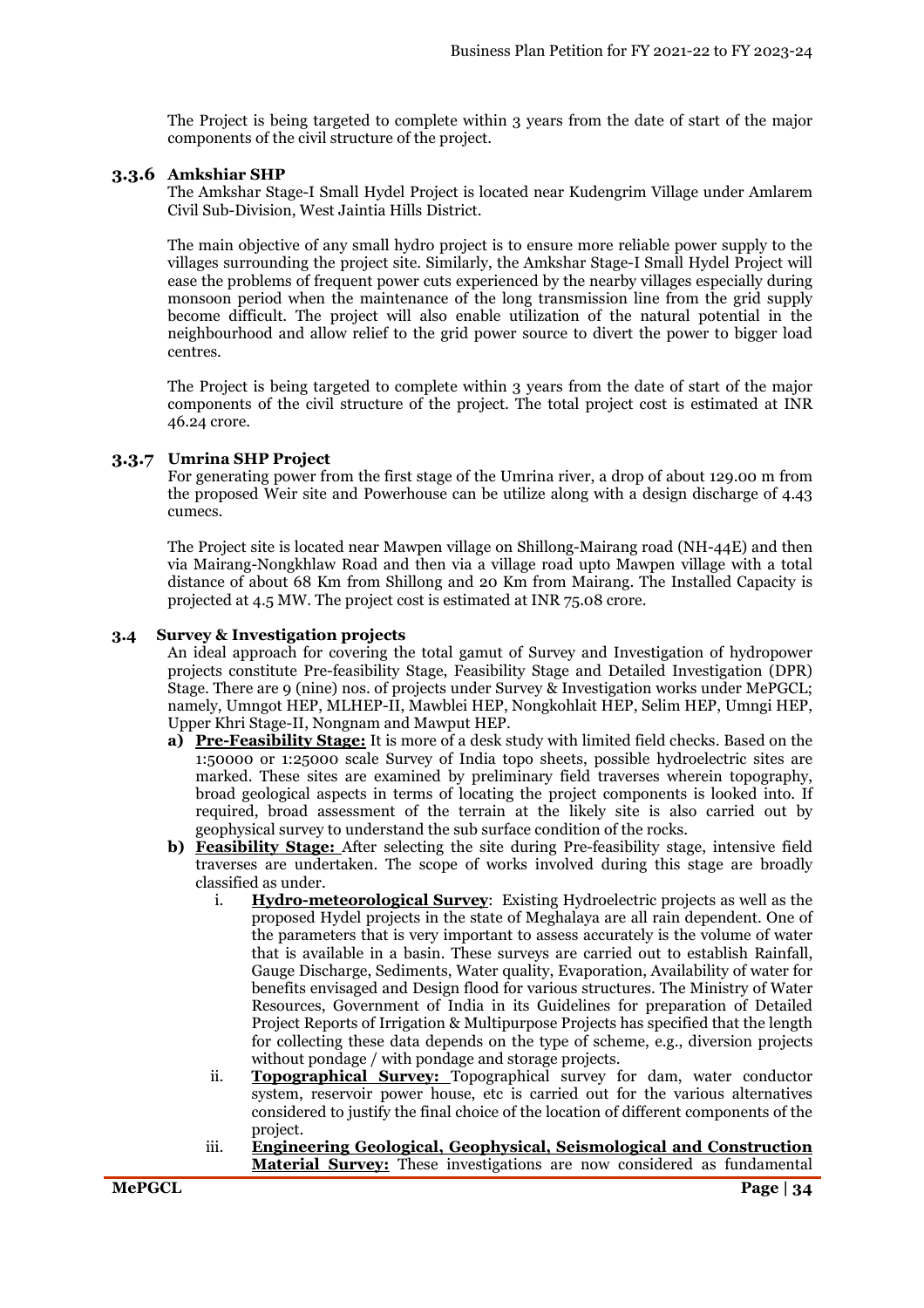The Project is being targeted to complete within 3 years from the date of start of the major components of the civil structure of the project.

### 3.3.6 Amkshiar SHP

The Amkshar Stage-I Small Hydel Project is located near Kudengrim Village under Amlarem Civil Sub-Division, West Jaintia Hills District.

The main objective of any small hydro project is to ensure more reliable power supply to the villages surrounding the project site. Similarly, the Amkshar Stage-I Small Hydel Project will ease the problems of frequent power cuts experienced by the nearby villages especially during monsoon period when the maintenance of the long transmission line from the grid supply become difficult. The project will also enable utilization of the natural potential in the neighbourhood and allow relief to the grid power source to divert the power to bigger load centres.

The Project is being targeted to complete within 3 years from the date of start of the major components of the civil structure of the project. The total project cost is estimated at INR 46.24 crore.

### 3.3.7 Umrina SHP Project

For generating power from the first stage of the Umrina river, a drop of about 129.00 m from the proposed Weir site and Powerhouse can be utilize along with a design discharge of 4.43 cumecs.

The Project site is located near Mawpen village on Shillong-Mairang road (NH-44E) and then via Mairang-Nongkhlaw Road and then via a village road upto Mawpen village with a total distance of about 68 Km from Shillong and 20 Km from Mairang. The Installed Capacity is projected at 4.5 MW. The project cost is estimated at INR 75.08 crore.

## 3.4 Survey & Investigation projects

An ideal approach for covering the total gamut of Survey and Investigation of hydropower projects constitute Pre-feasibility Stage, Feasibility Stage and Detailed Investigation (DPR) Stage. There are 9 (nine) nos. of projects under Survey & Investigation works under MePGCL; namely, Umngot HEP, MLHEP-II, Mawblei HEP, Nongkohlait HEP, Selim HEP, Umngi HEP, Upper Khri Stage-II, Nongnam and Mawput HEP.

a) **Pre-Feasibility Stage:** It is more of a desk study with limited field checks. Based on the 1:50000 or 1:25000 scale Survey of India topo sheets, possible hydroelectric sites are marked. These sites are examined by preliminary field traverses wherein topography, broad geological aspects in terms of locating the project components is looked into. If required, broad assessment of the terrain at the likely site is also carried out by geophysical survey to understand the sub surface condition of the rocks.

b) **Feasibility Stage:** After selecting the site during Pre-feasibility stage, intensive field traverses are undertaken. The scope of works involved during this stage are broadly classified as under.

   i. **Hydro-meteorological Survey**: Existing Hydroelectric projects as well as the proposed Hydel projects in the state of Meghalaya are all rain dependent. One of the parameters that is very important to assess accurately is the volume of water that is available in a basin. These surveys are carried out to establish Rainfall, Gauge Discharge, Sediments, Water quality, Evaporation, Availability of water for benefits envisaged and Design flood for various structures. The Ministry of Water Resources, Government of India in its Guidelines for preparation of Detailed Project Reports of Irrigation & Multipurpose Projects has specified that the length for collecting these data depends on the type of scheme, e.g., diversion projects without pondage / with pondage and storage projects.

   ii. **Topographical Survey:** Topographical survey for dam, water conductor system, reservoir power house, etc is carried out for the various alternatives considered to justify the final choice of the location of different components of the project.

   iii. **Engineering Geological, Geophysical, Seismological and Construction Material Survey:** These investigations are now considered as fundamental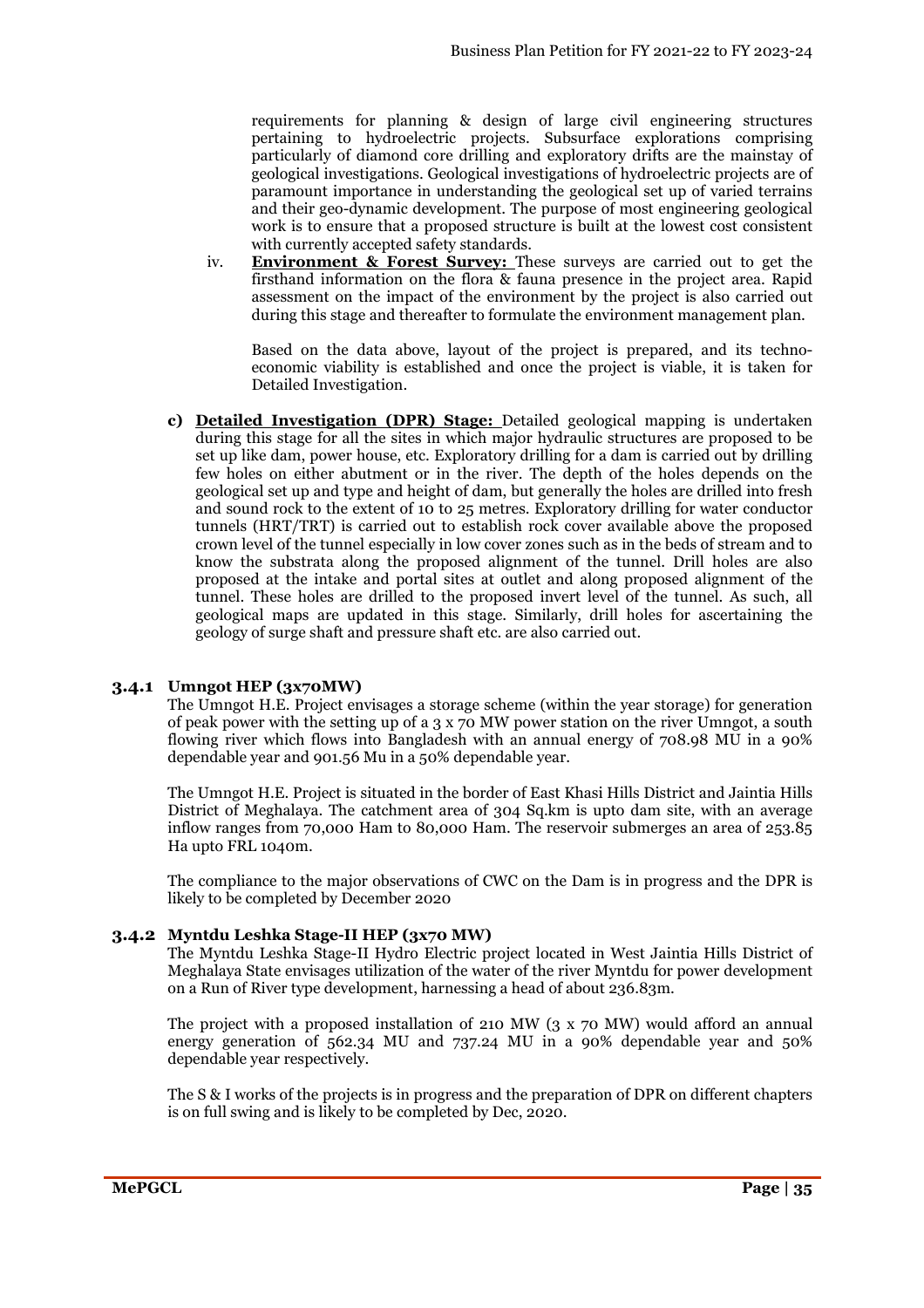requirements for planning & design of large civil engineering structures pertaining to hydroelectric projects. Subsurface explorations comprising particularly of diamond core drilling and exploratory drifts are the mainstay of geological investigations. Geological investigations of hydroelectric projects are of paramount importance in understanding the geological set up of varied terrains and their geo-dynamic development. The purpose of most engineering geological work is to ensure that a proposed structure is built at the lowest cost consistent with currently accepted safety standards.

iv. **Environment & Forest Survey:** These surveys are carried out to get the firsthand information on the flora & fauna presence in the project area. Rapid assessment on the impact of the environment by the project is also carried out during this stage and thereafter to formulate the environment management plan.

   Based on the data above, layout of the project is prepared, and its techno-economic viability is established and once the project is viable, it is taken for Detailed Investigation.

c) **Detailed Investigation (DPR) Stage:** Detailed geological mapping is undertaken during this stage for all the sites in which major hydraulic structures are proposed to be set up like dam, power house, etc. Exploratory drilling for a dam is carried out by drilling few holes on either abutment or in the river. The depth of the holes depends on the geological set up and type and height of dam, but generally the holes are drilled into fresh and sound rock to the extent of 10 to 25 metres. Exploratory drilling for water conductor tunnels (HRT/TRT) is carried out to establish rock cover available above the proposed crown level of the tunnel especially in low cover zones such as in the beds of stream and to know the substrata along the proposed alignment of the tunnel. Drill holes are also proposed at the intake and portal sites at outlet and along proposed alignment of the tunnel. These holes are drilled to the proposed invert level of the tunnel. As such, all geological maps are updated in this stage. Similarly, drill holes for ascertaining the geology of surge shaft and pressure shaft etc. are also carried out.

### 3.4.1 Umngot HEP (3x70MW)

The Umngot H.E. Project envisages a storage scheme (within the year storage) for generation of peak power with the setting up of a 3 x 70 MW power station on the river Umngot, a south flowing river which flows into Bangladesh with an annual energy of 708.98 MU in a 90% dependable year and 901.56 Mu in a 50% dependable year.

The Umngot H.E. Project is situated in the border of East Khasi Hills District and Jaintia Hills District of Meghalaya. The catchment area of 304 Sq.km is upto dam site, with an average inflow ranges from 70,000 Ham to 80,000 Ham. The reservoir submerges an area of 253.85 Ha upto FRL 1040m.

The compliance to the major observations of CWC on the Dam is in progress and the DPR is likely to be completed by December 2020

### 3.4.2 Myntdu Leshka Stage-II HEP (3x70 MW)

The Myntdu Leshka Stage-II Hydro Electric project located in West Jaintia Hills District of Meghalaya State envisages utilization of the water of the river Myntdu for power development on a Run of River type development, harnessing a head of about 236.83m.

The project with a proposed installation of 210 MW (3 x 70 MW) would afford an annual energy generation of 562.34 MU and 737.24 MU in a 90% dependable year and 50% dependable year respectively.

The S & I works of the projects is in progress and the preparation of DPR on different chapters is on full swing and is likely to be completed by Dec, 2020.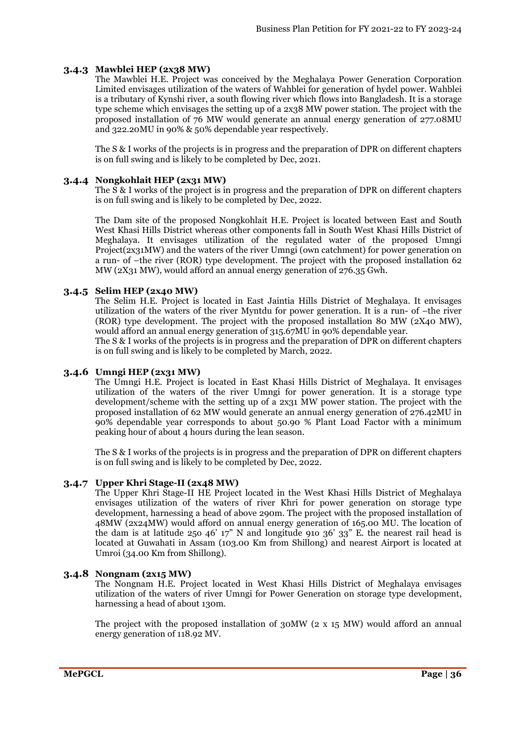### 3.4.3 Mawblei HEP (2x38 MW)

The Mawblei H.E. Project was conceived by the Meghalaya Power Generation Corporation Limited envisages utilization of the waters of Wahblei for generation of hydel power. Wahblei is a tributary of Kynshi river, a south flowing river which flows into Bangladesh. It is a storage type scheme which envisages the setting up of a 2x38 MW power station. The project with the proposed installation of 76 MW would generate an annual energy generation of 277.08MU and 322.20MU in 90% & 50% dependable year respectively.

The S & I works of the projects is in progress and the preparation of DPR on different chapters is on full swing and is likely to be completed by Dec, 2021.

### 3.4.4 Nongkohlait HEP (2x31 MW)

The S & I works of the project is in progress and the preparation of DPR on different chapters is on full swing and is likely to be completed by Dec, 2022.

The Dam site of the proposed Nongkohlait H.E. Project is located between East and South West Khasi Hills District whereas other components fall in South West Khasi Hills District of Meghalaya. It envisages utilization of the regulated water of the proposed Umngi Project(2x31MW) and the waters of the river Umngi (own catchment) for power generation on a run- of –the river (ROR) type development. The project with the proposed installation 62 MW (2X31 MW), would afford an annual energy generation of 276.35 Gwh.

### 3.4.5 Selim HEP (2x40 MW)

The Selim H.E. Project is located in East Jaintia Hills District of Meghalaya. It envisages utilization of the waters of the river Myntdu for power generation. It is a run- of –the river (ROR) type development. The project with the proposed installation 80 MW (2X40 MW), would afford an annual energy generation of 315.67MU in 90% dependable year.

The S & I works of the projects is in progress and the preparation of DPR on different chapters is on full swing and is likely to be completed by March, 2022.

### 3.4.6 Umngi HEP (2x31 MW)

The Umngi H.E. Project is located in East Khasi Hills District of Meghalaya. It envisages utilization of the waters of the river Umngi for power generation. It is a storage type development/scheme with the setting up of a 2x31 MW power station. The project with the proposed installation of 62 MW would generate an annual energy generation of 276.42MU in 90% dependable year corresponds to about 50.90 % Plant Load Factor with a minimum peaking hour of about 4 hours during the lean season.

The S & I works of the projects is in progress and the preparation of DPR on different chapters is on full swing and is likely to be completed by Dec, 2022.

### 3.4.7 Upper Khri Stage-II (2x48 MW)

The Upper Khri Stage-II HE Project located in the West Khasi Hills District of Meghalaya envisages utilization of the waters of river Khri for power generation on storage type development, harnessing a head of above 290m. The project with the proposed installation of 48MW (2x24MW) would afford on annual energy generation of 165.00 MU. The location of the dam is at latitude 25o 46' 17" N and longitude 91o 36' 33" E. the nearest rail head is located at Guwahati in Assam (103.00 Km from Shillong) and nearest Airport is located at Umroi (34.00 Km from Shillong).

### 3.4.8 Nongnam (2x15 MW)

The Nongnam H.E. Project located in West Khasi Hills District of Meghalaya envisages utilization of the waters of river Umngi for Power Generation on storage type development, harnessing a head of about 130m.

The project with the proposed installation of 30MW (2 x 15 MW) would afford an annual energy generation of 118.92 MV.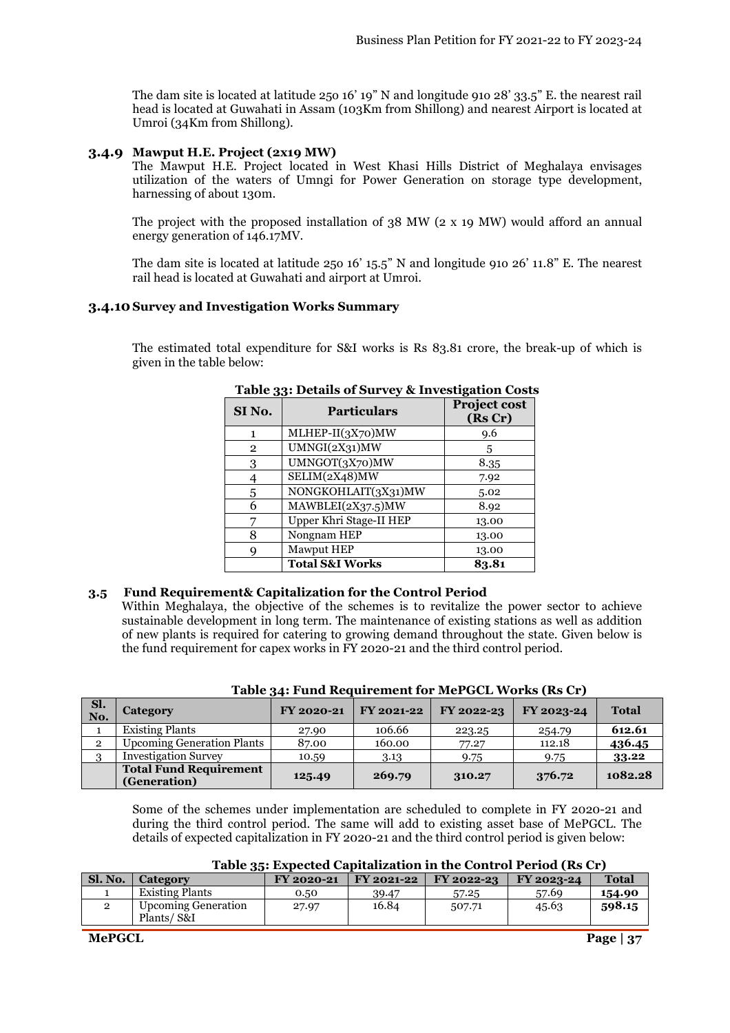The dam site is located at latitude 25o 16' 19" N and longitude 91o 28' 33.5" E. the nearest rail head is located at Guwahati in Assam (103Km from Shillong) and nearest Airport is located at Umroi (34Km from Shillong).

### 3.4.9 Mawput H.E. Project (2x19 MW)

The Mawput H.E. Project located in West Khasi Hills District of Meghalaya envisages utilization of the waters of Umngi for Power Generation on storage type development, harnessing of about 130m.

The project with the proposed installation of 38 MW (2 x 19 MW) would afford an annual energy generation of 146.17MV.

The dam site is located at latitude 25o 16' 15.5" N and longitude 91o 26' 11.8" E. The nearest rail head is located at Guwahati and airport at Umroi.

### 3.4.10 Survey and Investigation Works Summary

The estimated total expenditure for S&I works is Rs 83.81 crore, the break-up of which is given in the table below:

**Table 33: Details of Survey & Investigation Costs**

| SI No. | Particulars | Project cost (Rs Cr) |
|---|---|---|
| 1 | MLHEP-II(3X70)MW | 9.6 |
| 2 | UMNGI(2X31)MW | 5 |
| 3 | UMNGOT(3X70)MW | 8.35 |
| 4 | SELIM(2X48)MW | 7.92 |
| 5 | NONGKOHLAIT(3X31)MW | 5.02 |
| 6 | MAWBLEI(2X37.5)MW | 8.92 |
| 7 | Upper Khri Stage-II HEP | 13.00 |
| 8 | Nongnam HEP | 13.00 |
| 9 | Mawput HEP | 13.00 |
| | **Total S&I Works** | **83.81** |

## 3.5 Fund Requirement& Capitalization for the Control Period

Within Meghalaya, the objective of the schemes is to revitalize the power sector to achieve sustainable development in long term. The maintenance of existing stations as well as addition of new plants is required for catering to growing demand throughout the state. Given below is the fund requirement for capex works in FY 2020-21 and the third control period.

**Table 34: Fund Requirement for MePGCL Works (Rs Cr)**

| Sl. No. | Category | FY 2020-21 | FY 2021-22 | FY 2022-23 | FY 2023-24 | Total |
|---|---|---|---|---|---|---|
| 1 | Existing Plants | 27.90 | 106.66 | 223.25 | 254.79 | **612.61** |
| 2 | Upcoming Generation Plants | 87.00 | 160.00 | 77.27 | 112.18 | **436.45** |
| 3 | Investigation Survey | 10.59 | 3.13 | 9.75 | 9.75 | **33.22** |
| | **Total Fund Requirement (Generation)** | **125.49** | **269.79** | **310.27** | **376.72** | **1082.28** |

Some of the schemes under implementation are scheduled to complete in FY 2020-21 and during the third control period. The same will add to existing asset base of MePGCL. The details of expected capitalization in FY 2020-21 and the third control period is given below:

**Table 35: Expected Capitalization in the Control Period (Rs Cr)**

| Sl. No. | Category | FY 2020-21 | FY 2021-22 | FY 2022-23 | FY 2023-24 | Total |
|---|---|---|---|---|---|---|
| 1 | Existing Plants | 0.50 | 39.47 | 57.25 | 57.69 | **154.90** |
| 2 | Upcoming Generation Plants/ S&I | 27.97 | 16.84 | 507.71 | 45.63 | **598.15** |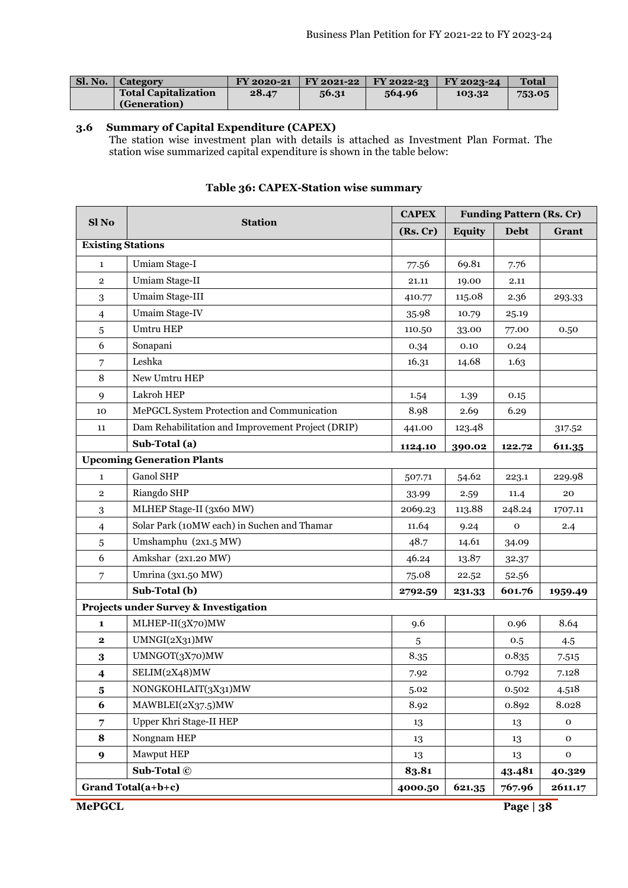| Sl. No. | Category | FY 2020-21 | FY 2021-22 | FY 2022-23 | FY 2023-24 | Total |
|---|---|---|---|---|---|---|
| | **Total Capitalization (Generation)** | **28.47** | **56.31** | **564.96** | **103.32** | **753.05** |

### 3.6 Summary of Capital Expenditure (CAPEX)

The station wise investment plan with details is attached as Investment Plan Format. The station wise summarized capital expenditure is shown in the table below:

**Table 36: CAPEX-Station wise summary**

| Sl No | Station | CAPEX | Funding Pattern (Rs. Cr) | | |
|---|---|---|---|---|---|
| | | (Rs. Cr) | Equity | Debt | Grant |
| **Existing Stations** | | | | | |
| 1 | Umiam Stage-I | 77.56 | 69.81 | 7.76 | |
| 2 | Umiam Stage-II | 21.11 | 19.00 | 2.11 | |
| 3 | Umaim Stage-III | 410.77 | 115.08 | 2.36 | 293.33 |
| 4 | Umaim Stage-IV | 35.98 | 10.79 | 25.19 | |
| 5 | Umtru HEP | 110.50 | 33.00 | 77.00 | 0.50 |
| 6 | Sonapani | 0.34 | 0.10 | 0.24 | |
| 7 | Leshka | 16.31 | 14.68 | 1.63 | |
| 8 | New Umtru HEP | | | | |
| 9 | Lakroh HEP | 1.54 | 1.39 | 0.15 | |
| 10 | MePGCL System Protection and Communication | 8.98 | 2.69 | 6.29 | |
| 11 | Dam Rehabilitation and Improvement Project (DRIP) | 441.00 | 123.48 | | 317.52 |
| | **Sub-Total (a)** | **1124.10** | **390.02** | **122.72** | **611.35** |
| **Upcoming Generation Plants** | | | | | |
| 1 | Ganol SHP | 507.71 | 54.62 | 223.1 | 229.98 |
| 2 | Riangdo SHP | 33.99 | 2.59 | 11.4 | 20 |
| 3 | MLHEP Stage-II (3x60 MW) | 2069.23 | 113.88 | 248.24 | 1707.11 |
| 4 | Solar Park (10MW each) in Suchen and Thamar | 11.64 | 9.24 | 0 | 2.4 |
| 5 | Umshamphu (2x1.5 MW) | 48.7 | 14.61 | 34.09 | |
| 6 | Amkshar (2x1.20 MW) | 46.24 | 13.87 | 32.37 | |
| 7 | Umrina (3x1.50 MW) | 75.08 | 22.52 | 52.56 | |
| | **Sub-Total (b)** | **2792.59** | **231.33** | **601.76** | **1959.49** |
| **Projects under Survey & Investigation** | | | | | |
| **1** | MLHEP-II(3X70)MW | 9.6 | | 0.96 | 8.64 |
| **2** | UMNGI(2X31)MW | 5 | | 0.5 | 4.5 |
| **3** | UMNGOT(3X70)MW | 8.35 | | 0.835 | 7.515 |
| **4** | SELIM(2X48)MW | 7.92 | | 0.792 | 7.128 |
| **5** | NONGKOHLAIT(3X31)MW | 5.02 | | 0.502 | 4.518 |
| **6** | MAWBLEI(2X37.5)MW | 8.92 | | 0.892 | 8.028 |
| **7** | Upper Khri Stage-II HEP | 13 | | 13 | 0 |
| **8** | Nongnam HEP | 13 | | 13 | 0 |
| **9** | Mawput HEP | 13 | | 13 | 0 |
| | **Sub-Total ©** | **83.81** | | **43.481** | **40.329** |
| **Grand Total(a+b+c)** | | **4000.50** | **621.35** | **767.96** | **2611.17** |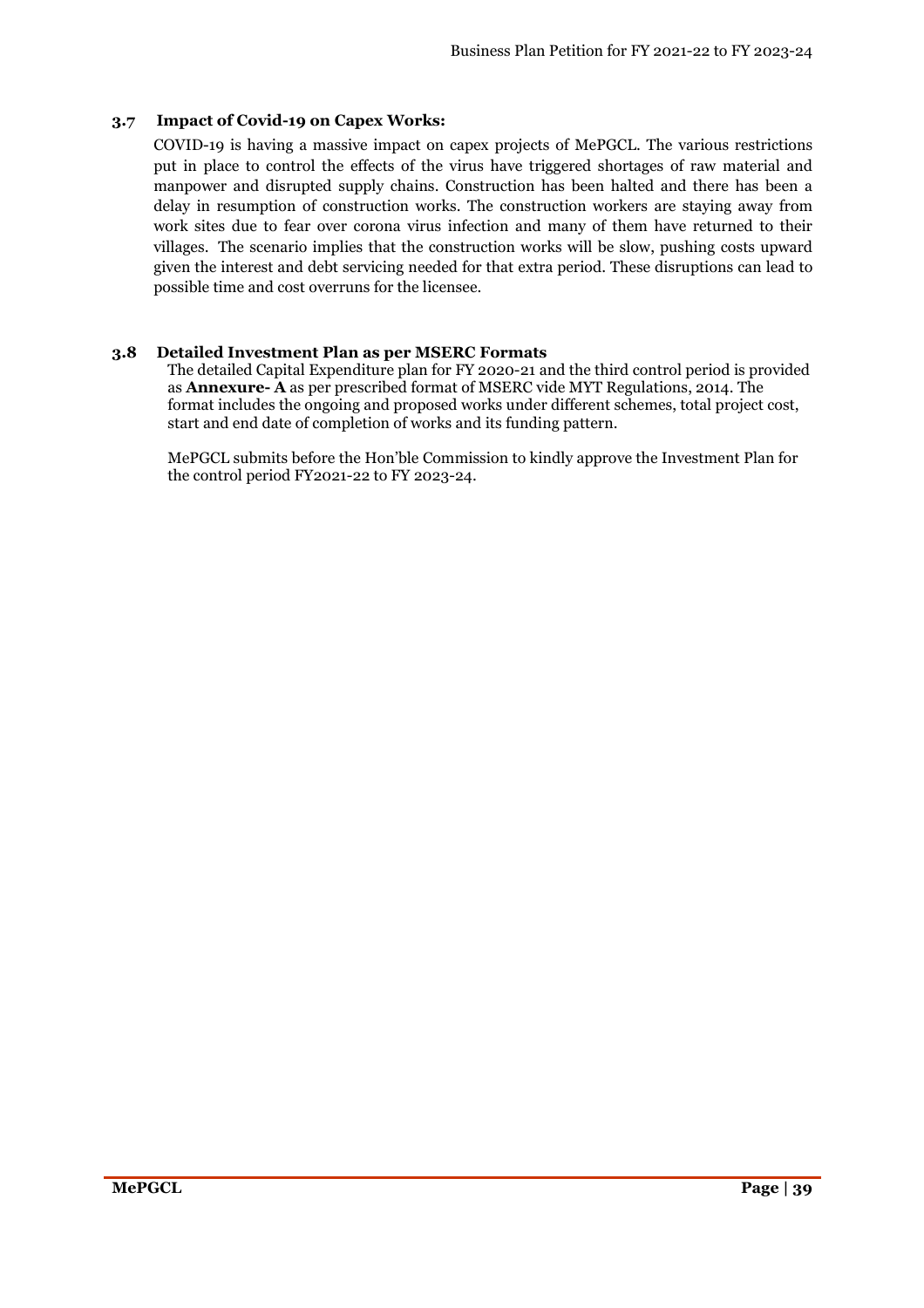### 3.7 Impact of Covid-19 on Capex Works:

COVID-19 is having a massive impact on capex projects of MePGCL. The various restrictions put in place to control the effects of the virus have triggered shortages of raw material and manpower and disrupted supply chains. Construction has been halted and there has been a delay in resumption of construction works. The construction workers are staying away from work sites due to fear over corona virus infection and many of them have returned to their villages. The scenario implies that the construction works will be slow, pushing costs upward given the interest and debt servicing needed for that extra period. These disruptions can lead to possible time and cost overruns for the licensee.

### 3.8 Detailed Investment Plan as per MSERC Formats

The detailed Capital Expenditure plan for FY 2020-21 and the third control period is provided as **Annexure- A** as per prescribed format of MSERC vide MYT Regulations, 2014. The format includes the ongoing and proposed works under different schemes, total project cost, start and end date of completion of works and its funding pattern.

MePGCL submits before the Hon'ble Commission to kindly approve the Investment Plan for the control period FY2021-22 to FY 2023-24.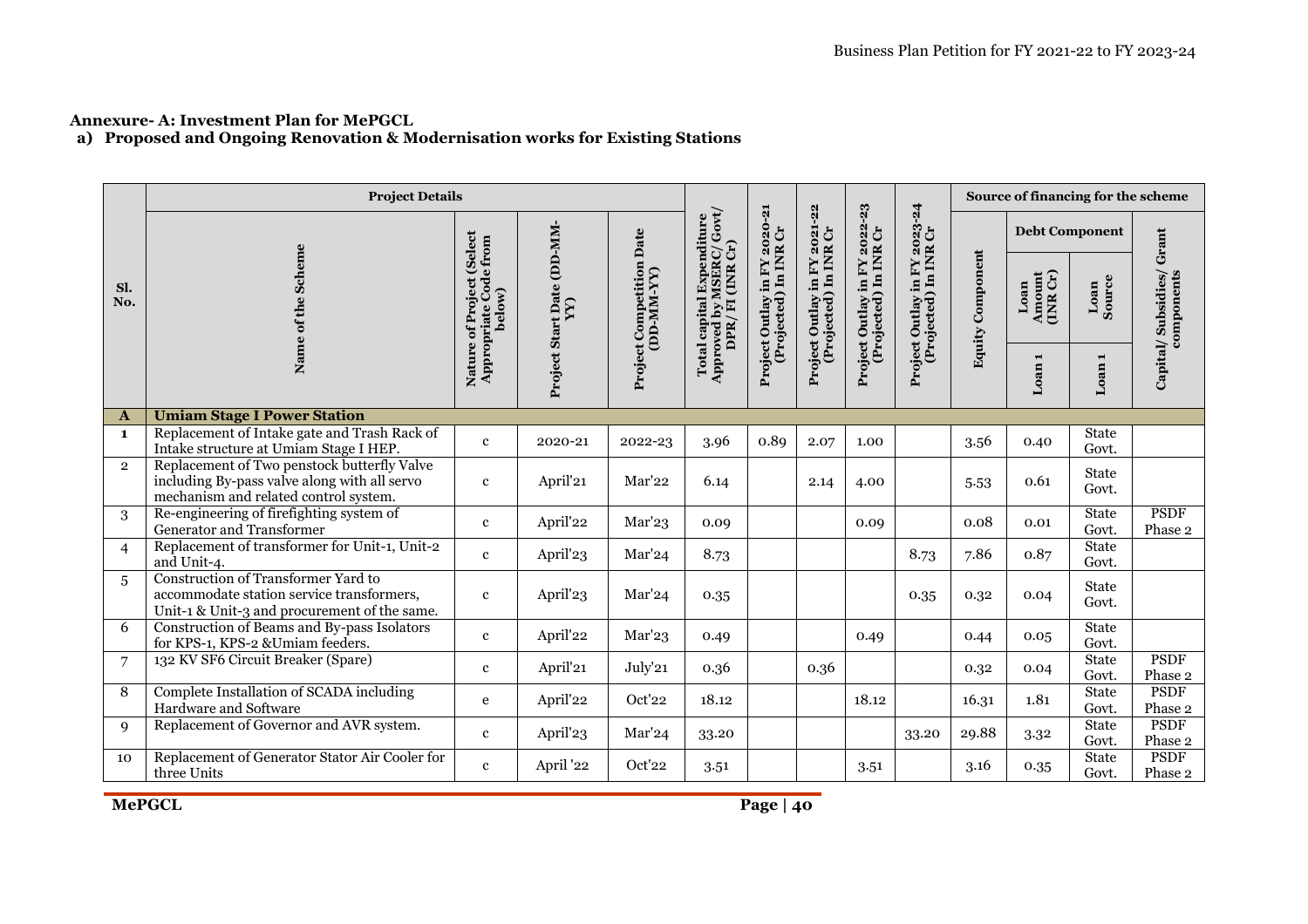## Annexure- A: Investment Plan for MePGCL

### a) Proposed and Ongoing Renovation & Modernisation works for Existing Stations

| Sl. No. | Project Details | | | | Total capital Expenditure Approved by MSERC/ Govt/ DPR/ FI (INR Cr) | Project Outlay in FY 2020-21 (Projected) In INR Cr | Project Outlay in FY 2021-22 (Projected) In INR Cr | Project Outlay in FY 2022-23 (Projected) In INR Cr | Project Outlay in FY 2023-24 (Projected) In INR Cr | Source of financing for the scheme | | | |
|---|---|---|---|---|---|---|---|---|---|---|---|---|---|
| | Name of the Scheme | Nature of Project (Select Appropriate Code from below) | Project Start Date (DD-MM-YY) | Project Competition Date (DD-MM-YY) | | | | | | Equity Component | Debt Component | | Capital/ Subsidies/ Grant components |
| | | | | | | | | | | | Loan Amount (INR Cr) | Loan Source | |
| | | | | | | | | | | | Loan 1 | Loan 1 | |
| **A** | **Umiam Stage I Power Station** | | | | | | | | | | | | |
| 1 | Replacement of Intake gate and Trash Rack of Intake structure at Umiam Stage I HEP. | c | 2020-21 | 2022-23 | 3.96 | 0.89 | 2.07 | 1.00 | | 3.56 | 0.40 | State Govt. | |
| 2 | Replacement of Two penstock butterfly Valve including By-pass valve along with all servo mechanism and related control system. | c | April'21 | Mar'22 | 6.14 | | 2.14 | 4.00 | | 5.53 | 0.61 | State Govt. | |
| 3 | Re-engineering of firefighting system of Generator and Transformer | c | April'22 | Mar'23 | 0.09 | | | 0.09 | | 0.08 | 0.01 | State Govt. | PSDF Phase 2 |
| 4 | Replacement of transformer for Unit-1, Unit-2 and Unit-4. | c | April'23 | Mar'24 | 8.73 | | | | 8.73 | 7.86 | 0.87 | State Govt. | |
| 5 | Construction of Transformer Yard to accommodate station service transformers, Unit-1 & Unit-3 and procurement of the same. | c | April'23 | Mar'24 | 0.35 | | | | 0.35 | 0.32 | 0.04 | State Govt. | |
| 6 | Construction of Beams and By-pass Isolators for KPS-1, KPS-2 &Umiam feeders. | c | April'22 | Mar'23 | 0.49 | | | 0.49 | | 0.44 | 0.05 | State Govt. | |
| 7 | 132 KV SF6 Circuit Breaker (Spare) | c | April'21 | July'21 | 0.36 | | 0.36 | | | 0.32 | 0.04 | State Govt. | PSDF Phase 2 |
| 8 | Complete Installation of SCADA including Hardware and Software | e | April'22 | Oct'22 | 18.12 | | | 18.12 | | 16.31 | 1.81 | State Govt. | PSDF Phase 2 |
| 9 | Replacement of Governor and AVR system. | c | April'23 | Mar'24 | 33.20 | | | | 33.20 | 29.88 | 3.32 | State Govt. | PSDF Phase 2 |
| 10 | Replacement of Generator Stator Air Cooler for three Units | c | April '22 | Oct'22 | 3.51 | | | 3.51 | | 3.16 | 0.35 | State Govt. | PSDF Phase 2 |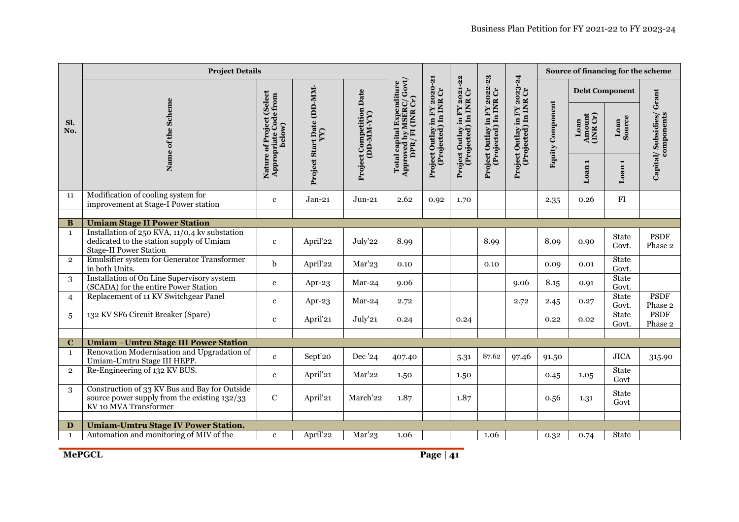| Sl. No. | Project Details | | | | Total capital Expenditure Approved by MSERC/ Govt/ DPR/ FI (INR Cr) | Project Outlay in FY 2020-21 (Projected) In INR Cr | Project Outlay in FY 2021-22 (Projected) In INR Cr | Project Outlay in FY 2022-23 (Projected) In INR Cr | Project Outlay in FY 2023-24 (Projected) In INR Cr | Source of financing for the scheme | | | |
|---|---|---|---|---|---|---|---|---|---|---|---|---|---|
| | Name of the Scheme | Nature of Project (Select Appropriate Code from below) | Project Start Date (DD-MM-YY) | Project Competition Date (DD-MM-YY) | | | | | | Equity Component | Debt Component | | Capital/ Subsidies/ Grant components |
| | | | | | | | | | | | Loan Amount (INR Cr) | Loan Source | |
| | | | | | | | | | | | Loan 1 | Loan 1 | |
| 11 | Modification of cooling system for improvement at Stage-I Power station | c | Jan-21 | Jun-21 | 2.62 | 0.92 | 1.70 | | | 2.35 | 0.26 | FI | |
| | | | | | | | | | | | | | |
| **B** | **Umiam Stage II Power Station** | | | | | | | | | | | | |
| 1 | Installation of 250 KVA, 11/0.4 kv substation dedicated to the station supply of Umiam Stage-II Power Station | c | April'22 | July'22 | 8.99 | | | 8.99 | | 8.09 | 0.90 | State Govt. | PSDF Phase 2 |
| 2 | Emulsifier system for Generator Transformer in both Units. | b | April'22 | Mar'23 | 0.10 | | | 0.10 | | 0.09 | 0.01 | State Govt. | |
| 3 | Installation of On Line Supervisory system (SCADA) for the entire Power Station | e | Apr-23 | Mar-24 | 9.06 | | | | 9.06 | 8.15 | 0.91 | State Govt. | |
| 4 | Replacement of 11 KV Switchgear Panel | c | Apr-23 | Mar-24 | 2.72 | | | | 2.72 | 2.45 | 0.27 | State Govt. | PSDF Phase 2 |
| 5 | 132 KV SF6 Circuit Breaker (Spare) | c | April'21 | July'21 | 0.24 | | 0.24 | | | 0.22 | 0.02 | State Govt. | PSDF Phase 2 |
| | | | | | | | | | | | | | |
| **C** | **Umiam –Umtru Stage III Power Station** | | | | | | | | | | | | |
| 1 | Renovation Modernisation and Upgradation of Umiam-Umtru Stage III HEPP. | c | Sept'20 | Dec '24 | 407.40 | | 5.31 | 87.62 | 97.46 | 91.50 | | JICA | 315.90 |
| 2 | Re-Engineering of 132 KV BUS. | c | April'21 | Mar'22 | 1.50 | | 1.50 | | | 0.45 | 1.05 | State Govt | |
| 3 | Construction of 33 KV Bus and Bay for Outside source power supply from the existing 132/33 KV 10 MVA Transformer | C | April'21 | March'22 | 1.87 | | 1.87 | | | 0.56 | 1.31 | State Govt | |
| | | | | | | | | | | | | | |
| **D** | **Umiam-Umtru Stage IV Power Station.** | | | | | | | | | | | | |
| 1 | Automation and monitoring of MIV of the | c | April'22 | Mar'23 | 1.06 | | | 1.06 | | 0.32 | 0.74 | State | |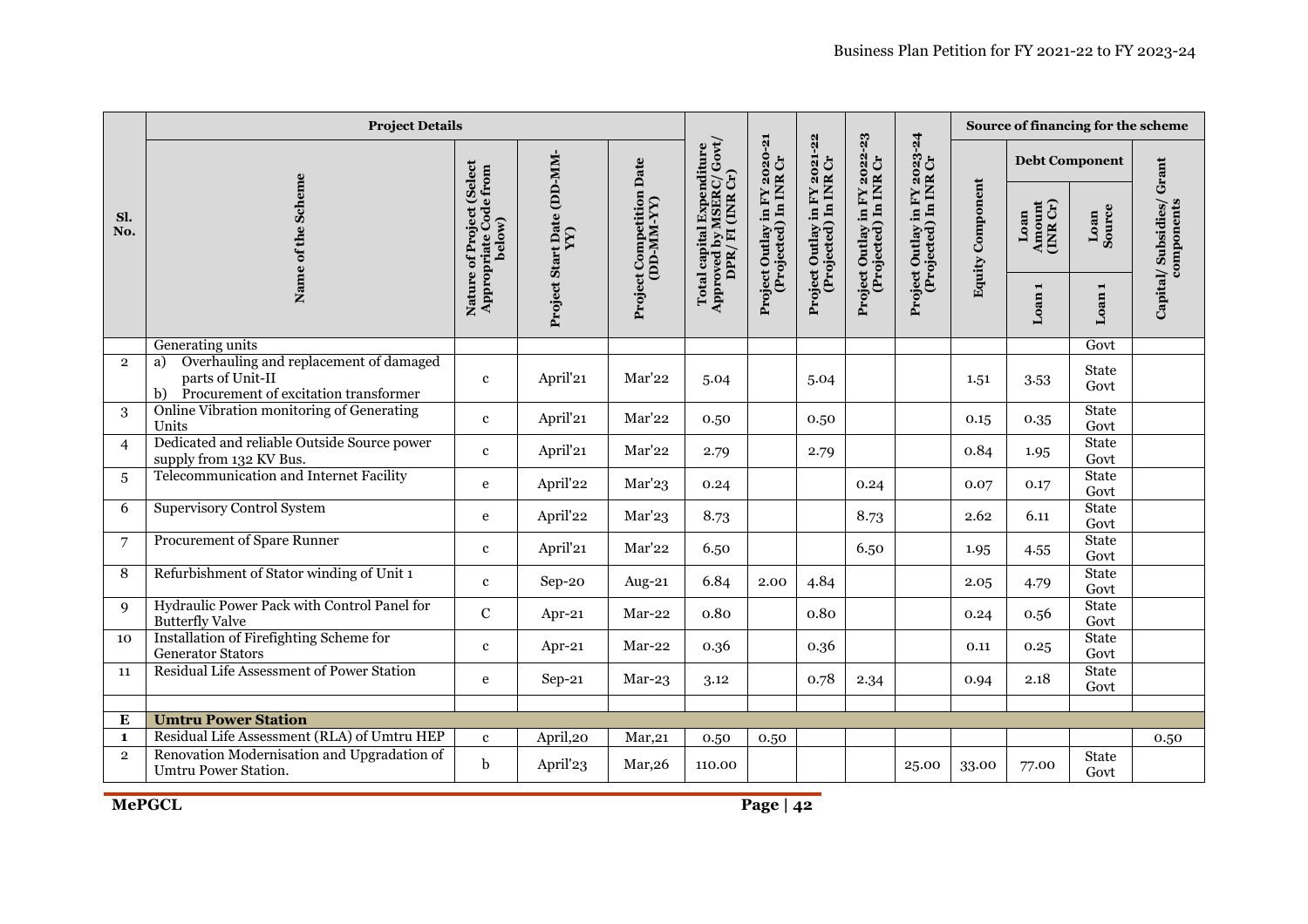| Sl. No. | Project Details | | | | Total capital Expenditure Approved by MSERC/ Govt/ DPR/ FI (INR Cr) | Project Outlay in FY 2020-21 (Projected) In INR Cr | Project Outlay in FY 2021-22 (Projected) In INR Cr | Project Outlay in FY 2022-23 (Projected) In INR Cr | Project Outlay in FY 2023-24 (Projected) In INR Cr | Source of financing for the scheme | | | |
|---|---|---|---|---|---|---|---|---|---|---|---|---|---|
| | Name of the Scheme | Nature of Project (Select Appropriate Code from below) | Project Start Date (DD-MM-YY) | Project Competition Date (DD-MM-YY) | | | | | | Equity Component | Debt Component | | Capital/ Subsidies/ Grant components |
| | | | | | | | | | | | Loan Amount (INR Cr) | Loan Source | |
| | | | | | | | | | | | Loan 1 | Loan 1 | |
| | Generating units | | | | | | | | | | | Govt | |
| 2 | a) Overhauling and replacement of damaged parts of Unit-II<br>b) Procurement of excitation transformer | c | April'21 | Mar'22 | 5.04 | | 5.04 | | | 1.51 | 3.53 | State Govt | |
| 3 | Online Vibration monitoring of Generating Units | c | April'21 | Mar'22 | 0.50 | | 0.50 | | | 0.15 | 0.35 | State Govt | |
| 4 | Dedicated and reliable Outside Source power supply from 132 KV Bus. | c | April'21 | Mar'22 | 2.79 | | 2.79 | | | 0.84 | 1.95 | State Govt | |
| 5 | Telecommunication and Internet Facility | e | April'22 | Mar'23 | 0.24 | | | 0.24 | | 0.07 | 0.17 | State Govt | |
| 6 | Supervisory Control System | e | April'22 | Mar'23 | 8.73 | | | 8.73 | | 2.62 | 6.11 | State Govt | |
| 7 | Procurement of Spare Runner | c | April'21 | Mar'22 | 6.50 | | | 6.50 | | 1.95 | 4.55 | State Govt | |
| 8 | Refurbishment of Stator winding of Unit 1 | c | Sep-20 | Aug-21 | 6.84 | 2.00 | 4.84 | | | 2.05 | 4.79 | State Govt | |
| 9 | Hydraulic Power Pack with Control Panel for Butterfly Valve | C | Apr-21 | Mar-22 | 0.80 | | 0.80 | | | 0.24 | 0.56 | State Govt | |
| 10 | Installation of Firefighting Scheme for Generator Stators | c | Apr-21 | Mar-22 | 0.36 | | 0.36 | | | 0.11 | 0.25 | State Govt | |
| 11 | Residual Life Assessment of Power Station | e | Sep-21 | Mar-23 | 3.12 | | 0.78 | 2.34 | | 0.94 | 2.18 | State Govt | |
| | | | | | | | | | | | | | |
| **E** | **Umtru Power Station** | | | | | | | | | | | | |
| **1** | Residual Life Assessment (RLA) of Umtru HEP | c | April,20 | Mar,21 | 0.50 | 0.50 | | | | | | | 0.50 |
| 2 | Renovation Modernisation and Upgradation of Umtru Power Station. | b | April'23 | Mar,26 | 110.00 | | | | 25.00 | 33.00 | 77.00 | State Govt | |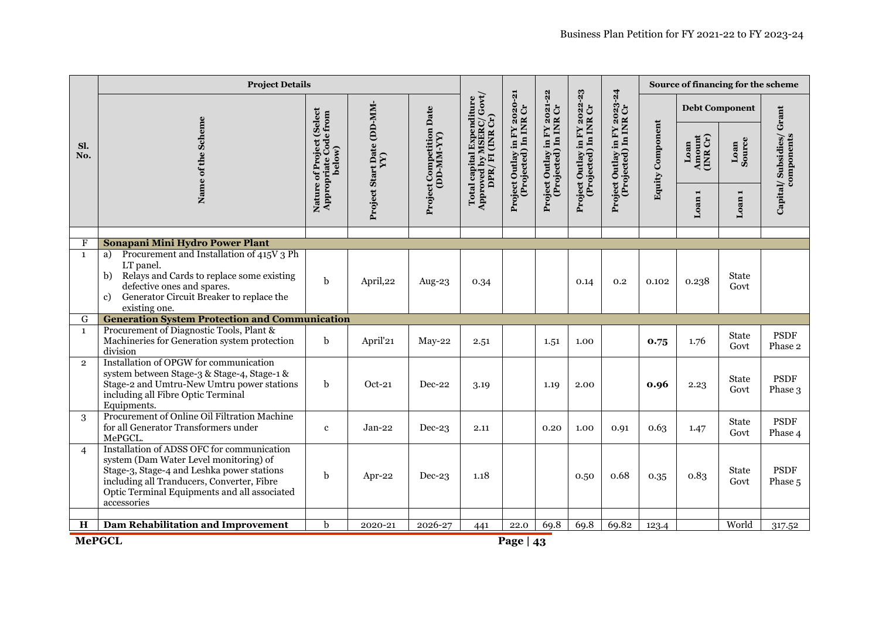| Sl. No. | Project Details | | | | Total capital Expenditure Approved by MSERC/ Govt/ DPR/ FI (INR Cr) | Project Outlay in FY 2020-21 (Projected) In INR Cr | Project Outlay in FY 2021-22 (Projected) In INR Cr | Project Outlay in FY 2022-23 (Projected) In INR Cr | Project Outlay in FY 2023-24 (Projected) In INR Cr | Source of financing for the scheme | | | |
|---|---|---|---|---|---|---|---|---|---|---|---|---|---|
| | Name of the Scheme | Nature of Project (Select Appropriate Code from below) | Project Start Date (DD-MM-YY) | Project Competition Date (DD-MM-YY) | | | | | | Equity Component | Debt Component | | Capital/ Subsidies/ Grant components |
| | | | | | | | | | | | Loan Amount (INR Cr) | Loan Source | |
| | | | | | | | | | | | Loan 1 | Loan 1 | |
| | | | | | | | | | | | | | |
| **F** | **Sonapani Mini Hydro Power Plant** | | | | | | | | | | | | |
| 1 | a) Procurement and Installation of 415V 3 Ph LT panel.<br>b) Relays and Cards to replace some existing defective ones and spares.<br>c) Generator Circuit Breaker to replace the existing one. | b | April,22 | Aug-23 | 0.34 | | | 0.14 | 0.2 | 0.102 | 0.238 | State Govt | |
| **G** | **Generation System Protection and Communication** | | | | | | | | | | | | |
| 1 | Procurement of Diagnostic Tools, Plant & Machineries for Generation system protection division | b | April'21 | May-22 | 2.51 | | 1.51 | 1.00 | | **0.75** | 1.76 | State Govt | PSDF Phase 2 |
| 2 | Installation of OPGW for communication system between Stage-3 & Stage-4, Stage-1 & Stage-2 and Umtru-New Umtru power stations including all Fibre Optic Terminal Equipments. | b | Oct-21 | Dec-22 | 3.19 | | 1.19 | 2.00 | | **0.96** | 2.23 | State Govt | PSDF Phase 3 |
| 3 | Procurement of Online Oil Filtration Machine for all Generator Transformers under MePGCL. | c | Jan-22 | Dec-23 | 2.11 | | 0.20 | 1.00 | 0.91 | 0.63 | 1.47 | State Govt | PSDF Phase 4 |
| 4 | Installation of ADSS OFC for communication system (Dam Water Level monitoring) of Stage-3, Stage-4 and Leshka power stations including all Tranducers, Converter, Fibre Optic Terminal Equipments and all associated accessories | b | Apr-22 | Dec-23 | 1.18 | | | 0.50 | 0.68 | 0.35 | 0.83 | State Govt | PSDF Phase 5 |
| | | | | | | | | | | | | | |
| **H** | **Dam Rehabilitation and Improvement** | b | 2020-21 | 2026-27 | 441 | 22.0 | 69.8 | 69.8 | 69.82 | 123.4 | | World | 317.52 |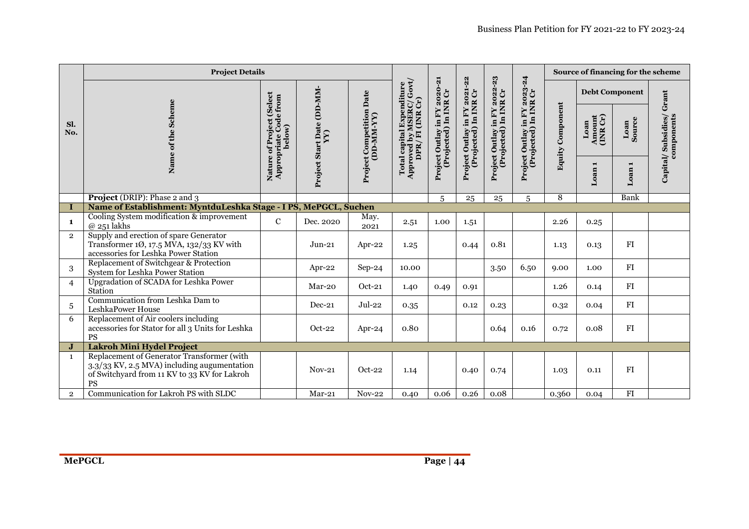| Sl. No. | Project Details | | | | Total capital Expenditure Approved by MSERC/ Govt/ DPR/ FI (INR Cr) | Project Outlay in FY 2020-21 (Projected) In INR Cr | Project Outlay in FY 2021-22 (Projected) In INR Cr | Project Outlay in FY 2022-23 (Projected) In INR Cr | Project Outlay in FY 2023-24 (Projected) In INR Cr | Source of financing for the scheme | | | |
|---|---|---|---|---|---|---|---|---|---|---|---|---|---|
| | Name of the Scheme | Nature of Project (Select Appropriate Code from below) | Project Start Date (DD-MM-YY) | Project Competition Date (DD-MM-YY) | | | | | | Equity Component | Debt Component | | Capital/ Subsidies/ Grant components |
| | | | | | | | | | | | Loan Amount (INR Cr) | Loan Source | |
| | | | | | | | | | | | Loan 1 | Loan 1 | |
| | **Project** (DRIP): Phase 2 and 3 | | | | | 5 | 25 | 25 | 5 | 8 | | Bank | |
| **I** | **Name of Establishment: MyntduLeshka Stage - I PS, MePGCL, Suchen** | | | | | | | | | | | | |
| **1** | Cooling System modification & improvement @ 251 lakhs | C | Dec. 2020 | May. 2021 | 2.51 | 1.00 | 1.51 | | | 2.26 | 0.25 | | |
| 2 | Supply and erection of spare Generator Transformer 1Ø, 17.5 MVA, 132/33 KV with accessories for Leshka Power Station | | Jun-21 | Apr-22 | 1.25 | | 0.44 | 0.81 | | 1.13 | 0.13 | FI | |
| 3 | Replacement of Switchgear & Protection System for Leshka Power Station | | Apr-22 | Sep-24 | 10.00 | | | 3.50 | 6.50 | 9.00 | 1.00 | FI | |
| 4 | Upgradation of SCADA for Leshka Power Station | | Mar-20 | Oct-21 | 1.40 | 0.49 | 0.91 | | | 1.26 | 0.14 | FI | |
| 5 | Communication from Leshka Dam to LeshkaPower House | | Dec-21 | Jul-22 | 0.35 | | 0.12 | 0.23 | | 0.32 | 0.04 | FI | |
| 6 | Replacement of Air coolers including accessories for Stator for all 3 Units for Leshka PS | | Oct-22 | Apr-24 | 0.80 | | | 0.64 | 0.16 | 0.72 | 0.08 | FI | |
| **J** | **Lakroh Mini Hydel Project** | | | | | | | | | | | | |
| 1 | Replacement of Generator Transformer (with 3.3/33 KV, 2.5 MVA) including augumentation of Switchyard from 11 KV to 33 KV for Lakroh PS | | Nov-21 | Oct-22 | 1.14 | | 0.40 | 0.74 | | 1.03 | 0.11 | FI | |
| 2 | Communication for Lakroh PS with SLDC | | Mar-21 | Nov-22 | 0.40 | 0.06 | 0.26 | 0.08 | | 0.360 | 0.04 | FI | |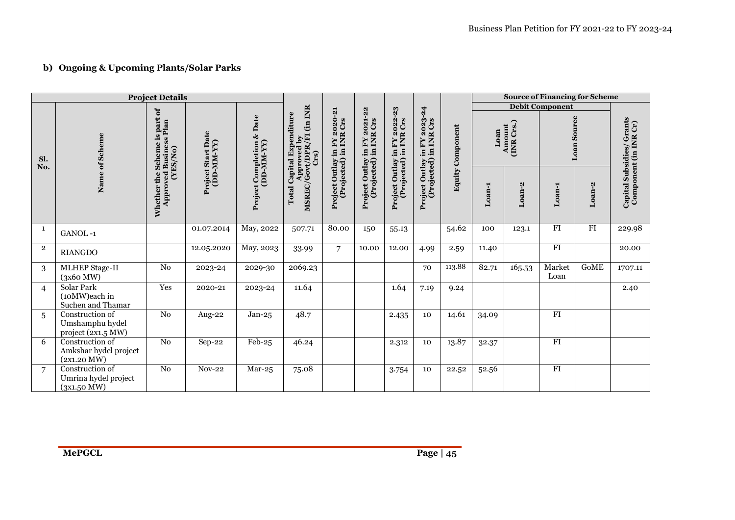## b) Ongoing & Upcoming Plants/Solar Parks

| Project Details | | | | | | | | | | | Source of Financing for Scheme | | | | |
|---|---|---|---|---|---|---|---|---|---|---|---|---|---|---|---|
| | | | | | | | | | | | Debit Component | | | | |
| Sl. No. | Name of Scheme | Whether the Scheme is part of Approved Business Plan (YES/No) | Project Start Date (DD-MM-YY) | Project Completion & Date (DD-MM-YY) | Total Capital Expenditure Approved by MSREC/Govt/DPR/FI (in INR Crs) | Project Outlay in FY 2020-21 (Projected) in INR Crs | Project Outlay in FY 2021-22 (Projected) in INR Crs | Project Outlay in FY 2022-23 (Projected) in INR Crs | Project Outlay in FY 2023-24 (Projected) in INR Crs | Equity Component | Loan Amount (INR Crs.) | | Loan Source | | Capital Subsidies/ Grants Component (in INR Cr) |
| | | | | | | | | | | | Loan-1 | Loan-2 | Loan-1 | Loan-2 | |
| 1 | GANOL -1 | | 01.07.2014 | May, 2022 | 507.71 | 80.00 | 150 | 55.13 | | 54.62 | 100 | 123.1 | FI | FI | 229.98 |
| 2 | RIANGDO | | 12.05.2020 | May, 2023 | 33.99 | 7 | 10.00 | 12.00 | 4.99 | 2.59 | 11.40 | | FI | | 20.00 |
| 3 | MLHEP Stage-II (3x60 MW) | No | 2023-24 | 2029-30 | 2069.23 | | | | 70 | 113.88 | 82.71 | 165.53 | Market Loan | GoME | 1707.11 |
| 4 | Solar Park (10MW)each in Suchen and Thamar | Yes | 2020-21 | 2023-24 | 11.64 | | | 1.64 | 7.19 | 9.24 | | | | | 2.40 |
| 5 | Construction of Umshamphu hydel project (2x1.5 MW) | No | Aug-22 | Jan-25 | 48.7 | | | 2.435 | 10 | 14.61 | 34.09 | | FI | | |
| 6 | Construction of Amkshar hydel project (2x1.20 MW) | No | Sep-22 | Feb-25 | 46.24 | | | 2.312 | 10 | 13.87 | 32.37 | | FI | | |
| 7 | Construction of Umrina hydel project (3x1.50 MW) | No | Nov-22 | Mar-25 | 75.08 | | | 3.754 | 10 | 22.52 | 52.56 | | FI | | |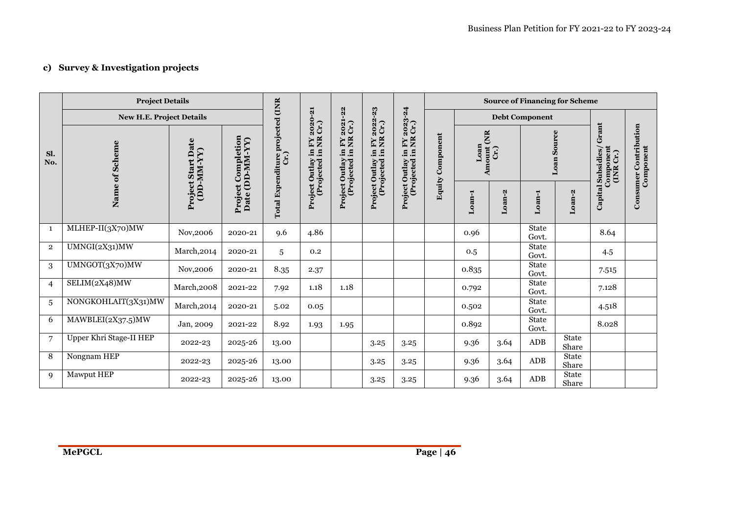### c) Survey & Investigation projects

| Sl. No. | Project Details | | | Total Expenditure projected (INR Cr.) | Project Outlay in FY 2020-21 (Projected in NR Cr.) | Project Outlay in FY 2021-22 (Projected in NR Cr.) | Project Outlay in FY 2022-23 (Projected in NR Cr.) | Project Outlay in FY 2023-24 (Projected in NR Cr.) | Source of Financing for Scheme | | | | | | | |
|---|---|---|---|---|---|---|---|---|---|---|---|---|---|---|---|
| | New H.E. Project Details | | | | | | | | Equity Component | Debt Component | | | | Capital Subsidies/ Grant Component (INR Cr.) | Consumer Contribution Component |
| | Name of Scheme | Project Start Date (DD-MM-YY) | Project Completion Date (DD-MM-YY) | | | | | | | Loan Amount (NR Cr.) | | Loan Source | | | |
| | | | | | | | | | | Loan-1 | Loan-2 | Loan-1 | Loan-2 | | |
| 1 | MLHEP-II(3X70)MW | Nov,2006 | 2020-21 | 9.6 | 4.86 | | | | | 0.96 | | State Govt. | | 8.64 | |
| 2 | UMNGI(2X31)MW | March,2014 | 2020-21 | 5 | 0.2 | | | | | 0.5 | | State Govt. | | 4.5 | |
| 3 | UMNGOT(3X70)MW | Nov,2006 | 2020-21 | 8.35 | 2.37 | | | | | 0.835 | | State Govt. | | 7.515 | |
| 4 | SELIM(2X48)MW | March,2008 | 2021-22 | 7.92 | 1.18 | 1.18 | | | | 0.792 | | State Govt. | | 7.128 | |
| 5 | NONGKOHLAIT(3X31)MW | March,2014 | 2020-21 | 5.02 | 0.05 | | | | | 0.502 | | State Govt. | | 4.518 | |
| 6 | MAWBLEI(2X37.5)MW | Jan, 2009 | 2021-22 | 8.92 | 1.93 | 1.95 | | | | 0.892 | | State Govt. | | 8.028 | |
| 7 | Upper Khri Stage-II HEP | 2022-23 | 2025-26 | 13.00 | | | 3.25 | 3.25 | | 9.36 | 3.64 | ADB | State Share | | |
| 8 | Nongnam HEP | 2022-23 | 2025-26 | 13.00 | | | 3.25 | 3.25 | | 9.36 | 3.64 | ADB | State Share | | |
| 9 | Mawput HEP | 2022-23 | 2025-26 | 13.00 | | | 3.25 | 3.25 | | 9.36 | 3.64 | ADB | State Share | | |